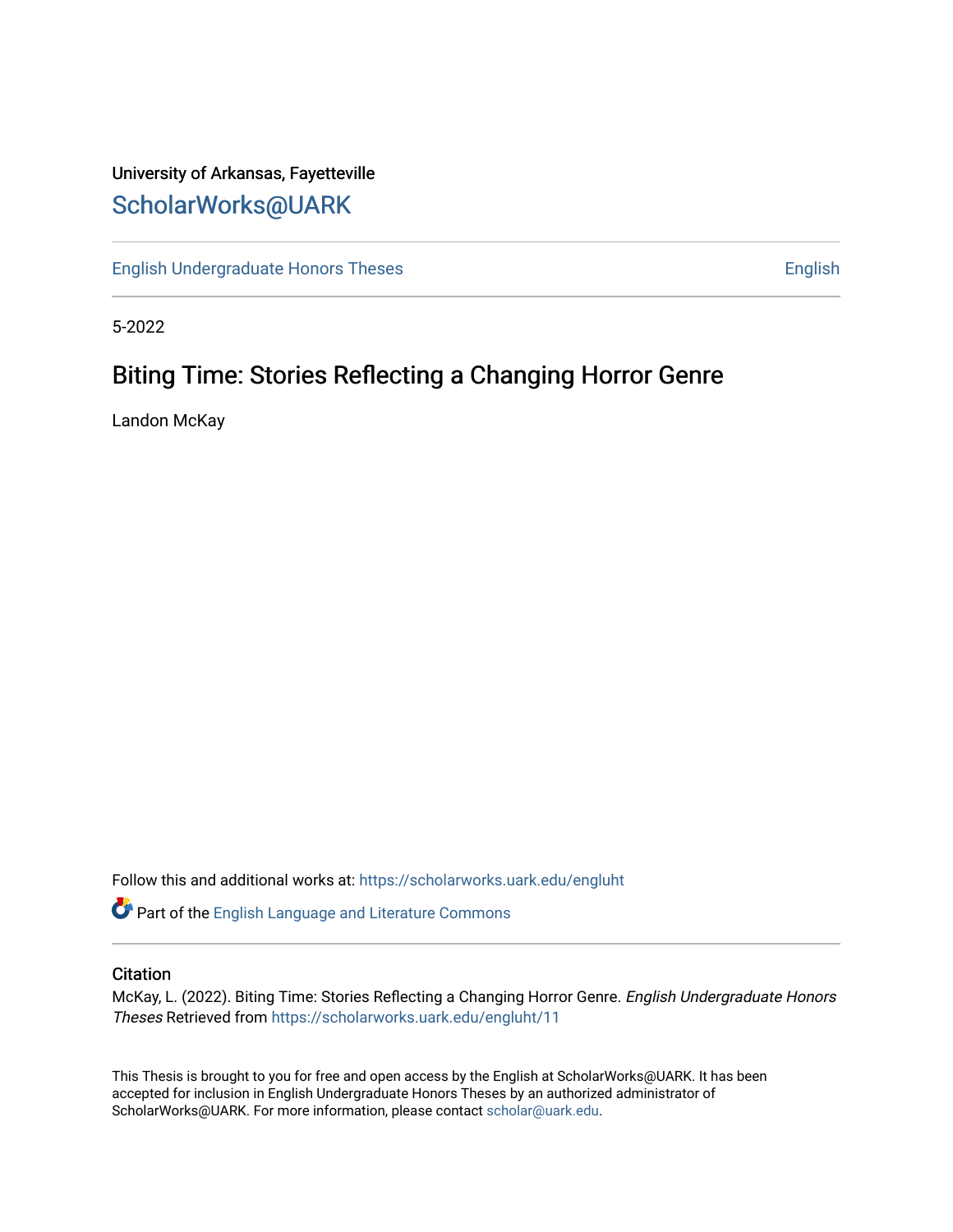University of Arkansas, Fayetteville

# ScholarWorks@UARK

English Undergraduate Honors Theses | English

5-2022

## Biting Time: Stories Reflecting a Changing Horror Genre

Landon McKay

Follow this and additional works at: https://scholarworks.uark.edu/engluht

Part of the English Language and Literature Commons

### Citation

McKay, L. (2022). Biting Time: Stories Reflecting a Changing Horror Genre. *English Undergraduate Honors Theses* Retrieved from https://scholarworks.uark.edu/engluht/11

This Thesis is brought to you for free and open access by the English at ScholarWorks@UARK. It has been accepted for inclusion in English Undergraduate Honors Theses by an authorized administrator of ScholarWorks@UARK. For more information, please contact scholar@uark.edu.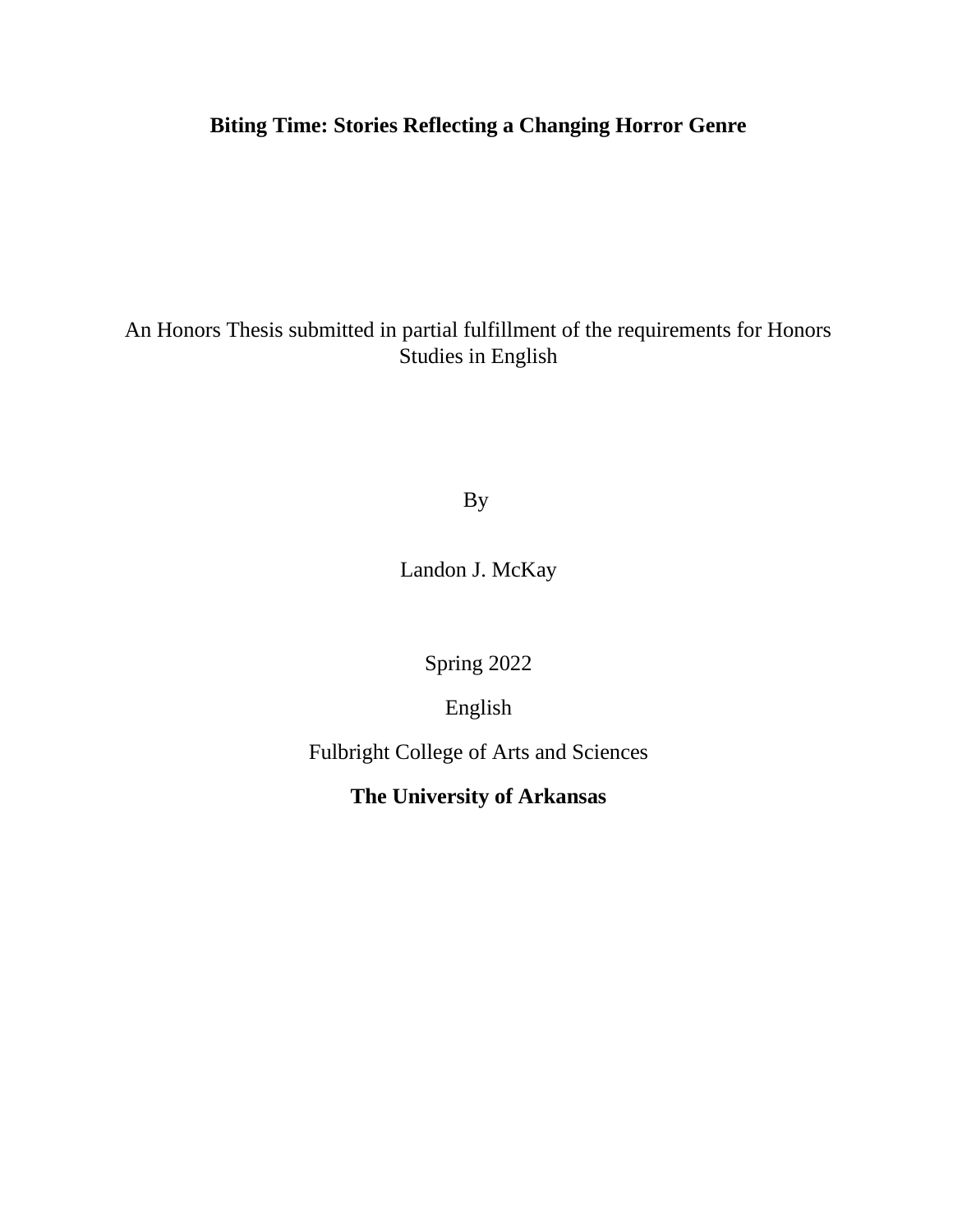# Biting Time: Stories Reflecting a Changing Horror Genre

An Honors Thesis submitted in partial fulfillment of the requirements for Honors Studies in English

By

Landon J. McKay

Spring 2022

English

Fulbright College of Arts and Sciences

**The University of Arkansas**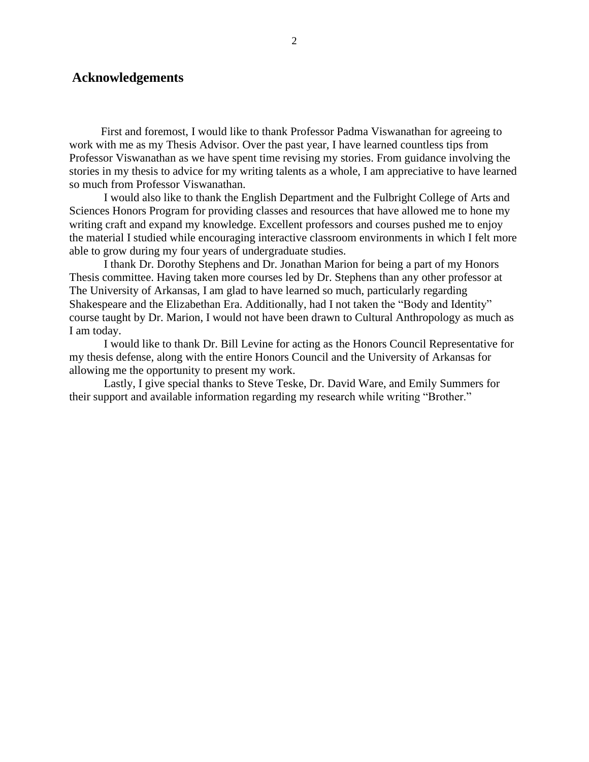## Acknowledgements

First and foremost, I would like to thank Professor Padma Viswanathan for agreeing to work with me as my Thesis Advisor. Over the past year, I have learned countless tips from Professor Viswanathan as we have spent time revising my stories. From guidance involving the stories in my thesis to advice for my writing talents as a whole, I am appreciative to have learned so much from Professor Viswanathan.

I would also like to thank the English Department and the Fulbright College of Arts and Sciences Honors Program for providing classes and resources that have allowed me to hone my writing craft and expand my knowledge. Excellent professors and courses pushed me to enjoy the material I studied while encouraging interactive classroom environments in which I felt more able to grow during my four years of undergraduate studies.

I thank Dr. Dorothy Stephens and Dr. Jonathan Marion for being a part of my Honors Thesis committee. Having taken more courses led by Dr. Stephens than any other professor at The University of Arkansas, I am glad to have learned so much, particularly regarding Shakespeare and the Elizabethan Era. Additionally, had I not taken the "Body and Identity" course taught by Dr. Marion, I would not have been drawn to Cultural Anthropology as much as I am today.

I would like to thank Dr. Bill Levine for acting as the Honors Council Representative for my thesis defense, along with the entire Honors Council and the University of Arkansas for allowing me the opportunity to present my work.

Lastly, I give special thanks to Steve Teske, Dr. David Ware, and Emily Summers for their support and available information regarding my research while writing "Brother."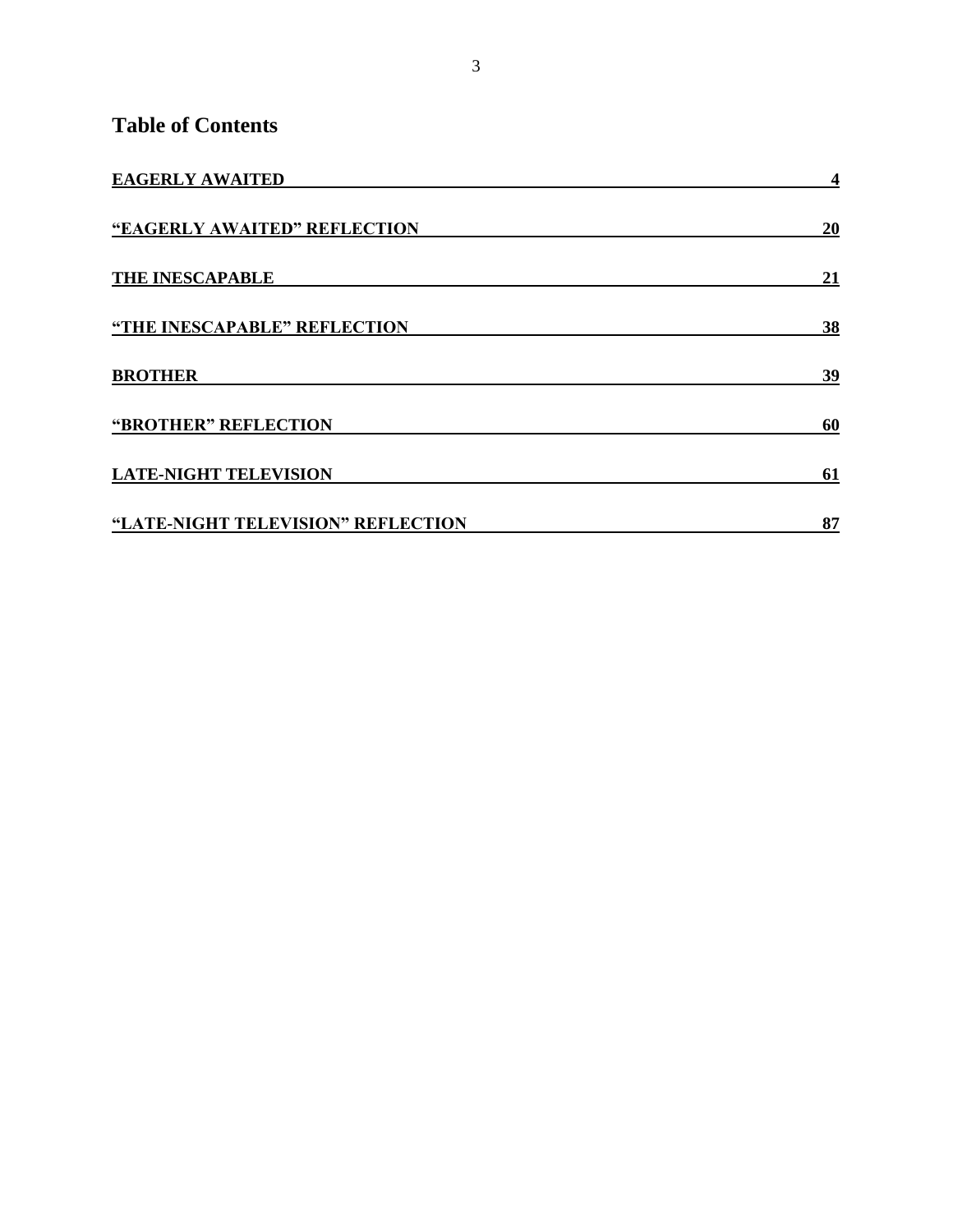# Table of Contents

| | |
|---|---|
| **EAGERLY AWAITED** | **4** |
| **"EAGERLY AWAITED" REFLECTION** | **20** |
| **THE INESCAPABLE** | **21** |
| **"THE INESCAPABLE" REFLECTION** | **38** |
| **BROTHER** | **39** |
| **"BROTHER" REFLECTION** | **60** |
| **LATE-NIGHT TELEVISION** | **61** |
| **"LATE-NIGHT TELEVISION" REFLECTION** | **87** |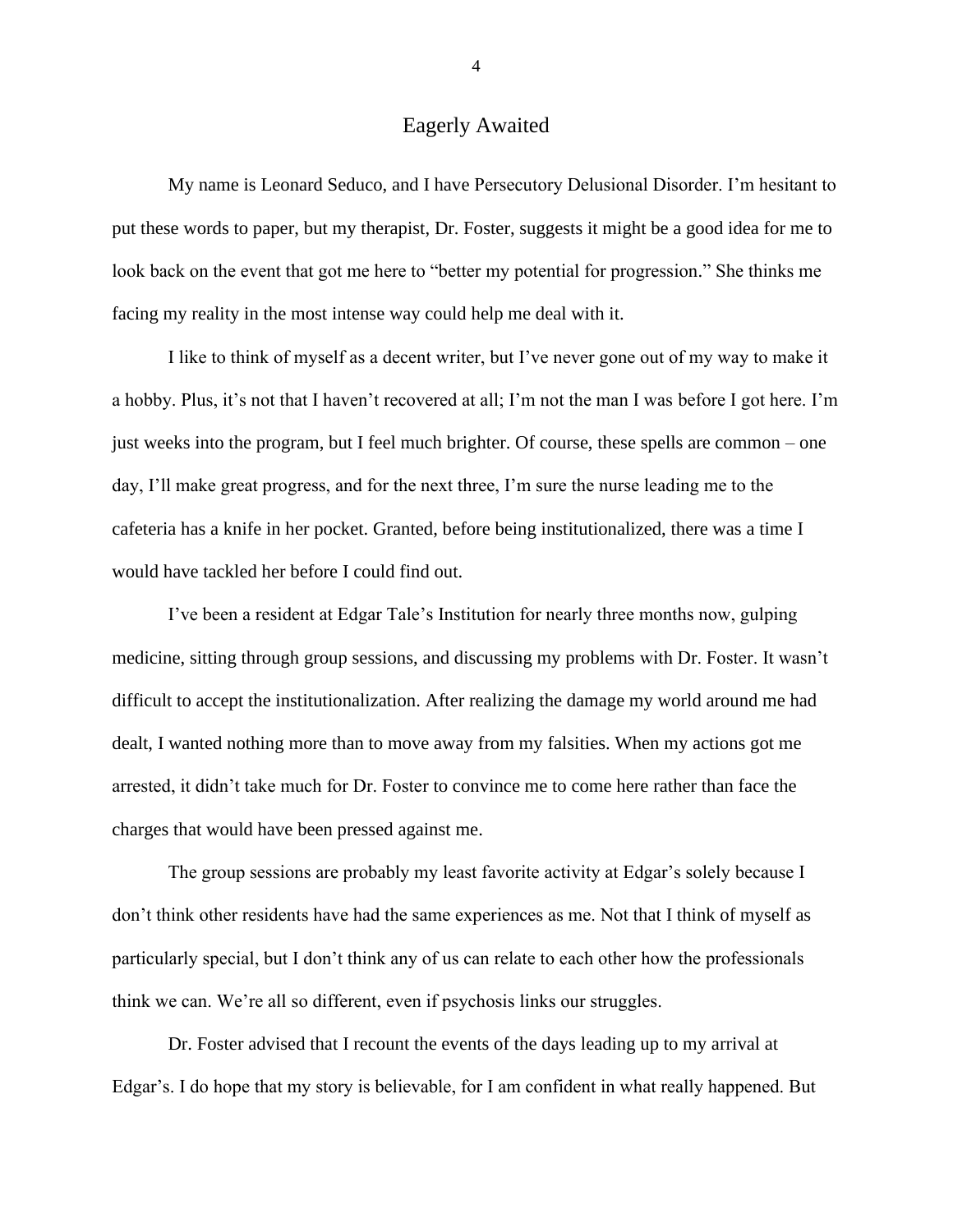# Eagerly Awaited

My name is Leonard Seduco, and I have Persecutory Delusional Disorder. I'm hesitant to put these words to paper, but my therapist, Dr. Foster, suggests it might be a good idea for me to look back on the event that got me here to "better my potential for progression." She thinks me facing my reality in the most intense way could help me deal with it.

I like to think of myself as a decent writer, but I've never gone out of my way to make it a hobby. Plus, it's not that I haven't recovered at all; I'm not the man I was before I got here. I'm just weeks into the program, but I feel much brighter. Of course, these spells are common – one day, I'll make great progress, and for the next three, I'm sure the nurse leading me to the cafeteria has a knife in her pocket. Granted, before being institutionalized, there was a time I would have tackled her before I could find out.

I've been a resident at Edgar Tale's Institution for nearly three months now, gulping medicine, sitting through group sessions, and discussing my problems with Dr. Foster. It wasn't difficult to accept the institutionalization. After realizing the damage my world around me had dealt, I wanted nothing more than to move away from my falsities. When my actions got me arrested, it didn't take much for Dr. Foster to convince me to come here rather than face the charges that would have been pressed against me.

The group sessions are probably my least favorite activity at Edgar's solely because I don't think other residents have had the same experiences as me. Not that I think of myself as particularly special, but I don't think any of us can relate to each other how the professionals think we can. We're all so different, even if psychosis links our struggles.

Dr. Foster advised that I recount the events of the days leading up to my arrival at Edgar's. I do hope that my story is believable, for I am confident in what really happened. But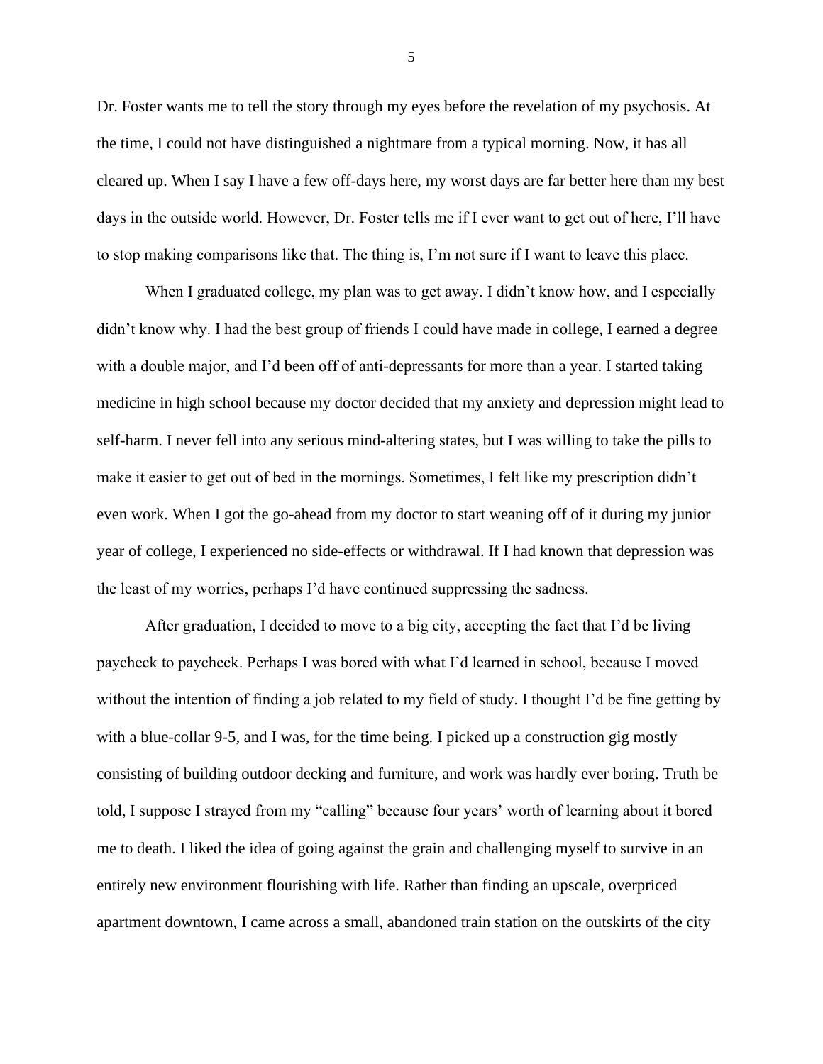Dr. Foster wants me to tell the story through my eyes before the revelation of my psychosis. At the time, I could not have distinguished a nightmare from a typical morning. Now, it has all cleared up. When I say I have a few off-days here, my worst days are far better here than my best days in the outside world. However, Dr. Foster tells me if I ever want to get out of here, I'll have to stop making comparisons like that. The thing is, I'm not sure if I want to leave this place.

When I graduated college, my plan was to get away. I didn't know how, and I especially didn't know why. I had the best group of friends I could have made in college, I earned a degree with a double major, and I'd been off of anti-depressants for more than a year. I started taking medicine in high school because my doctor decided that my anxiety and depression might lead to self-harm. I never fell into any serious mind-altering states, but I was willing to take the pills to make it easier to get out of bed in the mornings. Sometimes, I felt like my prescription didn't even work. When I got the go-ahead from my doctor to start weaning off of it during my junior year of college, I experienced no side-effects or withdrawal. If I had known that depression was the least of my worries, perhaps I'd have continued suppressing the sadness.

After graduation, I decided to move to a big city, accepting the fact that I'd be living paycheck to paycheck. Perhaps I was bored with what I'd learned in school, because I moved without the intention of finding a job related to my field of study. I thought I'd be fine getting by with a blue-collar 9-5, and I was, for the time being. I picked up a construction gig mostly consisting of building outdoor decking and furniture, and work was hardly ever boring. Truth be told, I suppose I strayed from my "calling" because four years' worth of learning about it bored me to death. I liked the idea of going against the grain and challenging myself to survive in an entirely new environment flourishing with life. Rather than finding an upscale, overpriced apartment downtown, I came across a small, abandoned train station on the outskirts of the city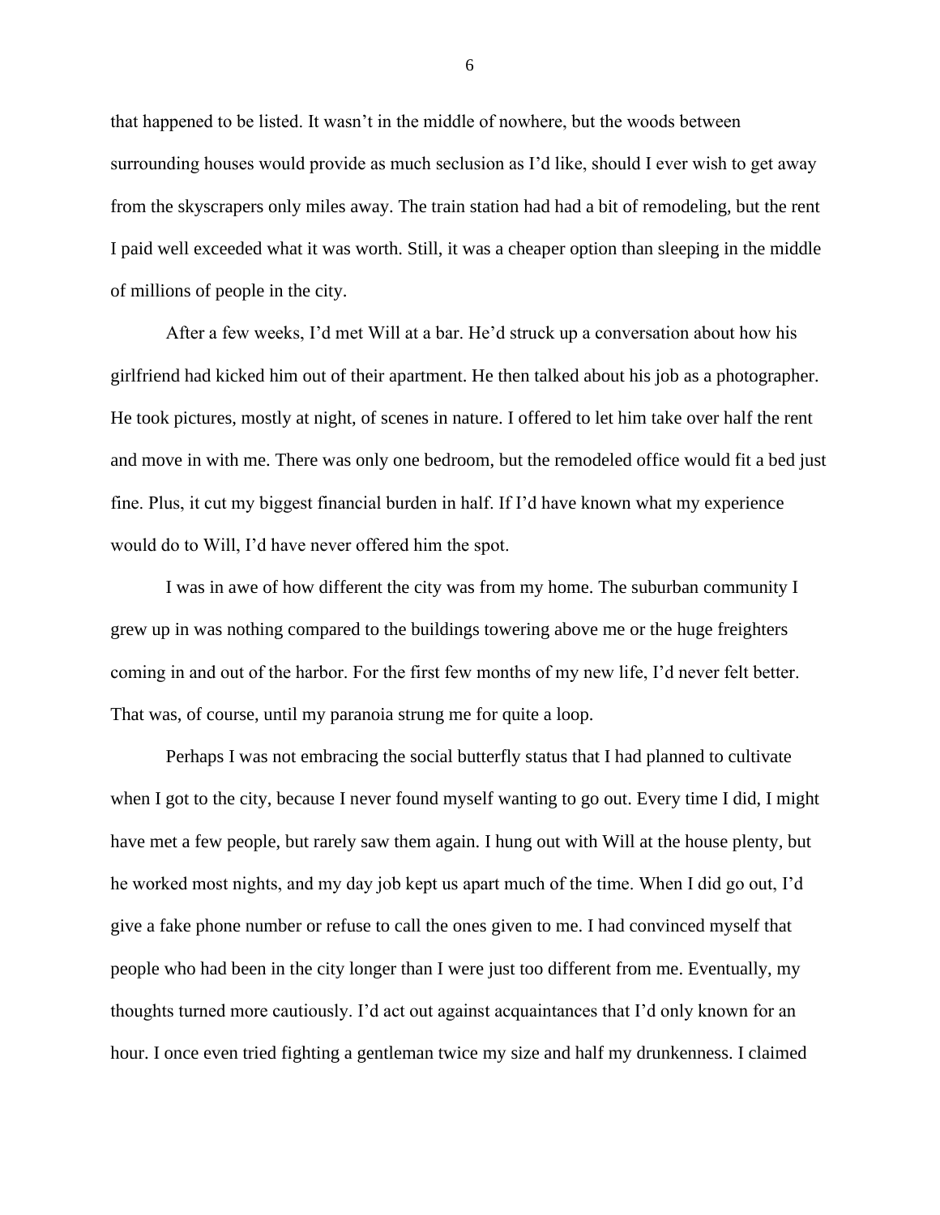that happened to be listed. It wasn't in the middle of nowhere, but the woods between surrounding houses would provide as much seclusion as I'd like, should I ever wish to get away from the skyscrapers only miles away. The train station had had a bit of remodeling, but the rent I paid well exceeded what it was worth. Still, it was a cheaper option than sleeping in the middle of millions of people in the city.

After a few weeks, I'd met Will at a bar. He'd struck up a conversation about how his girlfriend had kicked him out of their apartment. He then talked about his job as a photographer. He took pictures, mostly at night, of scenes in nature. I offered to let him take over half the rent and move in with me. There was only one bedroom, but the remodeled office would fit a bed just fine. Plus, it cut my biggest financial burden in half. If I'd have known what my experience would do to Will, I'd have never offered him the spot.

I was in awe of how different the city was from my home. The suburban community I grew up in was nothing compared to the buildings towering above me or the huge freighters coming in and out of the harbor. For the first few months of my new life, I'd never felt better. That was, of course, until my paranoia strung me for quite a loop.

Perhaps I was not embracing the social butterfly status that I had planned to cultivate when I got to the city, because I never found myself wanting to go out. Every time I did, I might have met a few people, but rarely saw them again. I hung out with Will at the house plenty, but he worked most nights, and my day job kept us apart much of the time. When I did go out, I'd give a fake phone number or refuse to call the ones given to me. I had convinced myself that people who had been in the city longer than I were just too different from me. Eventually, my thoughts turned more cautiously. I'd act out against acquaintances that I'd only known for an hour. I once even tried fighting a gentleman twice my size and half my drunkenness. I claimed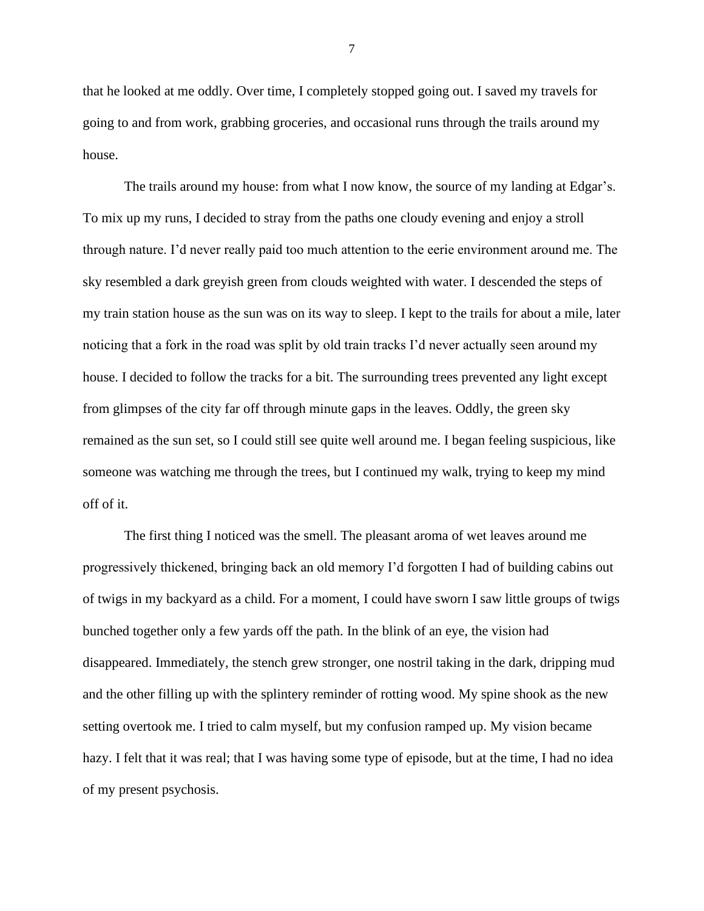that he looked at me oddly. Over time, I completely stopped going out. I saved my travels for going to and from work, grabbing groceries, and occasional runs through the trails around my house.

The trails around my house: from what I now know, the source of my landing at Edgar's. To mix up my runs, I decided to stray from the paths one cloudy evening and enjoy a stroll through nature. I'd never really paid too much attention to the eerie environment around me. The sky resembled a dark greyish green from clouds weighted with water. I descended the steps of my train station house as the sun was on its way to sleep. I kept to the trails for about a mile, later noticing that a fork in the road was split by old train tracks I'd never actually seen around my house. I decided to follow the tracks for a bit. The surrounding trees prevented any light except from glimpses of the city far off through minute gaps in the leaves. Oddly, the green sky remained as the sun set, so I could still see quite well around me. I began feeling suspicious, like someone was watching me through the trees, but I continued my walk, trying to keep my mind off of it.

The first thing I noticed was the smell. The pleasant aroma of wet leaves around me progressively thickened, bringing back an old memory I'd forgotten I had of building cabins out of twigs in my backyard as a child. For a moment, I could have sworn I saw little groups of twigs bunched together only a few yards off the path. In the blink of an eye, the vision had disappeared. Immediately, the stench grew stronger, one nostril taking in the dark, dripping mud and the other filling up with the splintery reminder of rotting wood. My spine shook as the new setting overtook me. I tried to calm myself, but my confusion ramped up. My vision became hazy. I felt that it was real; that I was having some type of episode, but at the time, I had no idea of my present psychosis.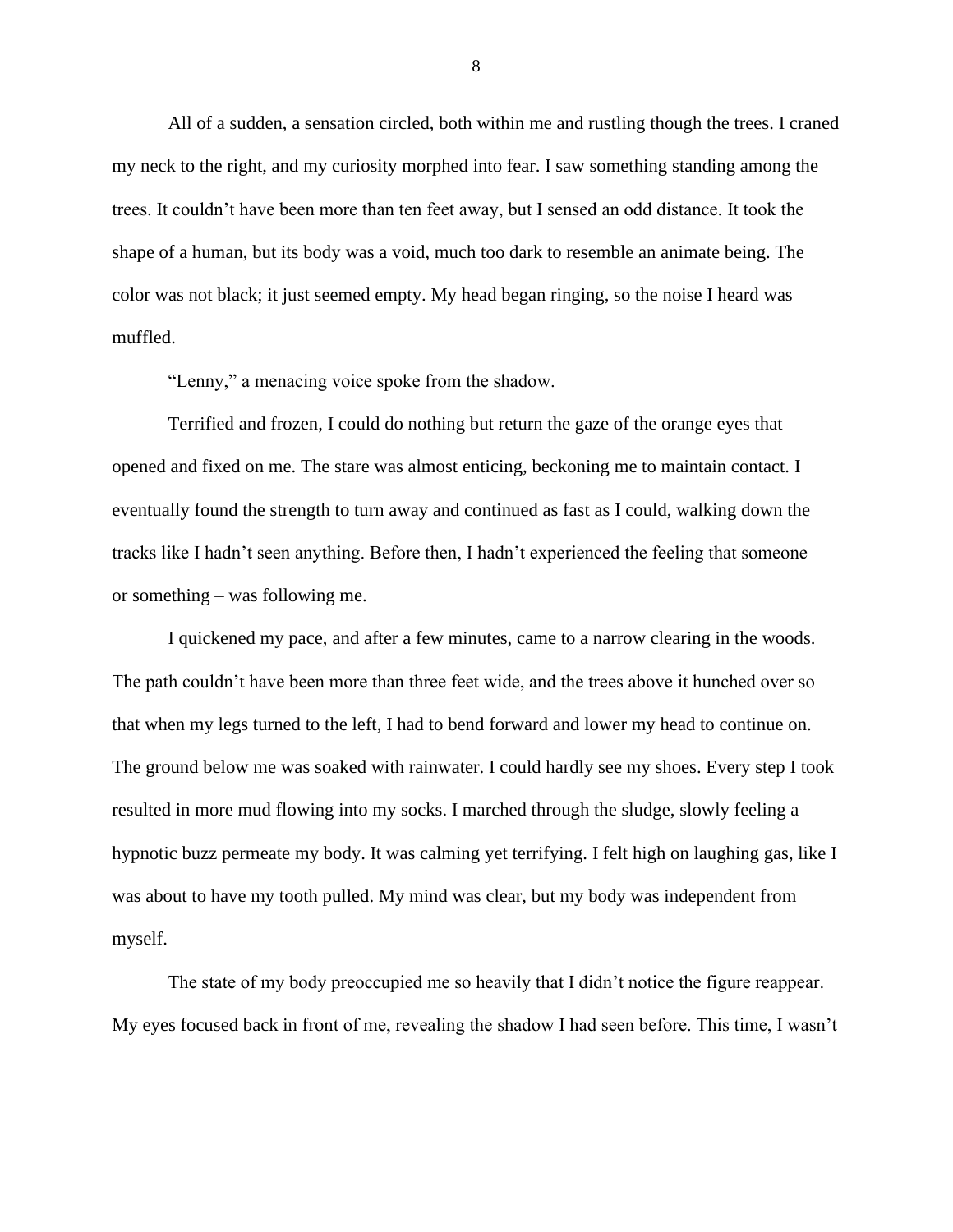All of a sudden, a sensation circled, both within me and rustling though the trees. I craned my neck to the right, and my curiosity morphed into fear. I saw something standing among the trees. It couldn't have been more than ten feet away, but I sensed an odd distance. It took the shape of a human, but its body was a void, much too dark to resemble an animate being. The color was not black; it just seemed empty. My head began ringing, so the noise I heard was muffled.

"Lenny," a menacing voice spoke from the shadow.

Terrified and frozen, I could do nothing but return the gaze of the orange eyes that opened and fixed on me. The stare was almost enticing, beckoning me to maintain contact. I eventually found the strength to turn away and continued as fast as I could, walking down the tracks like I hadn't seen anything. Before then, I hadn't experienced the feeling that someone – or something – was following me.

I quickened my pace, and after a few minutes, came to a narrow clearing in the woods. The path couldn't have been more than three feet wide, and the trees above it hunched over so that when my legs turned to the left, I had to bend forward and lower my head to continue on. The ground below me was soaked with rainwater. I could hardly see my shoes. Every step I took resulted in more mud flowing into my socks. I marched through the sludge, slowly feeling a hypnotic buzz permeate my body. It was calming yet terrifying. I felt high on laughing gas, like I was about to have my tooth pulled. My mind was clear, but my body was independent from myself.

The state of my body preoccupied me so heavily that I didn't notice the figure reappear. My eyes focused back in front of me, revealing the shadow I had seen before. This time, I wasn't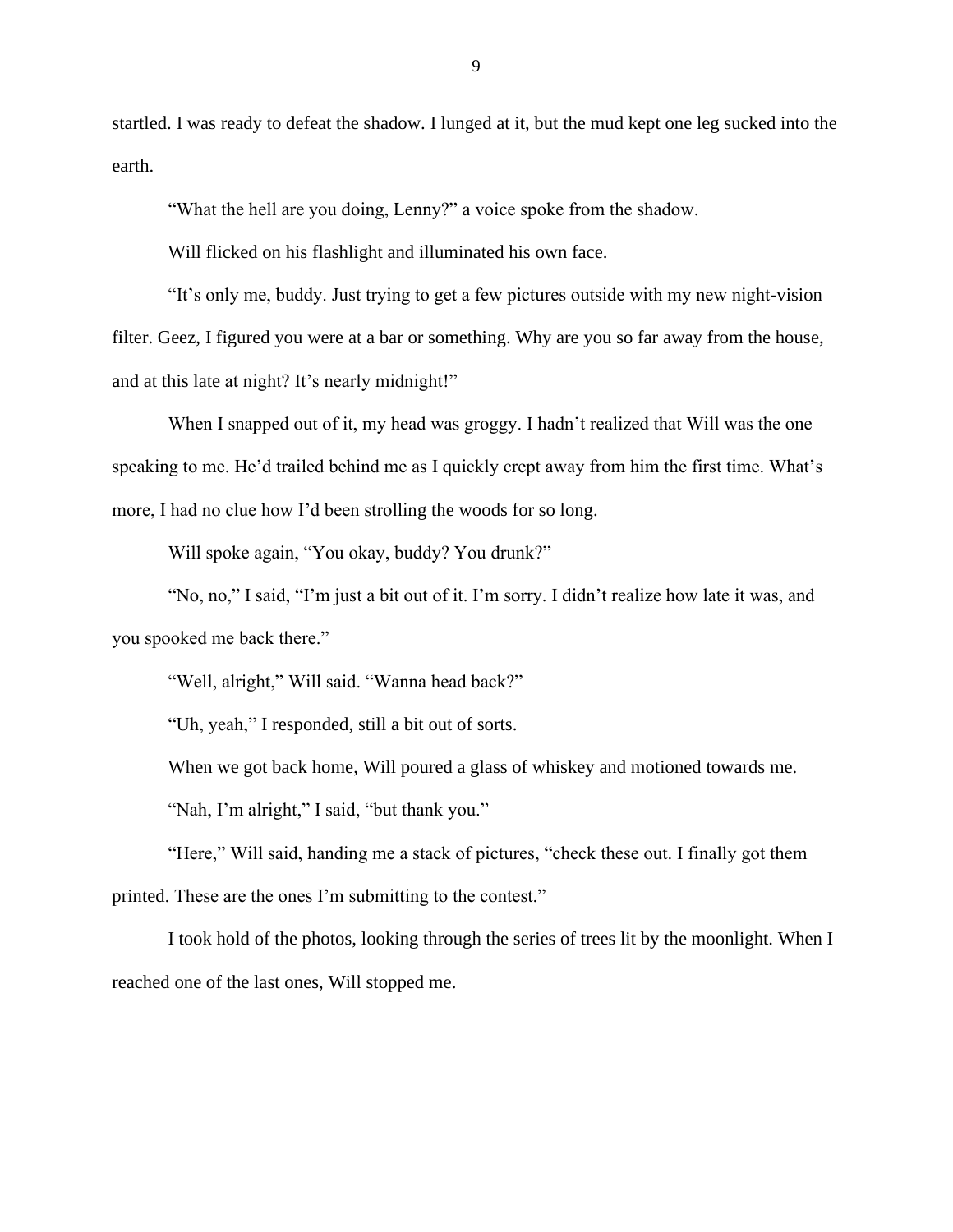startled. I was ready to defeat the shadow. I lunged at it, but the mud kept one leg sucked into the earth.

"What the hell are you doing, Lenny?" a voice spoke from the shadow.

Will flicked on his flashlight and illuminated his own face.

"It's only me, buddy. Just trying to get a few pictures outside with my new night-vision filter. Geez, I figured you were at a bar or something. Why are you so far away from the house, and at this late at night? It's nearly midnight!"

When I snapped out of it, my head was groggy. I hadn't realized that Will was the one speaking to me. He'd trailed behind me as I quickly crept away from him the first time. What's more, I had no clue how I'd been strolling the woods for so long.

Will spoke again, "You okay, buddy? You drunk?"

"No, no," I said, "I'm just a bit out of it. I'm sorry. I didn't realize how late it was, and you spooked me back there."

"Well, alright," Will said. "Wanna head back?"

"Uh, yeah," I responded, still a bit out of sorts.

When we got back home, Will poured a glass of whiskey and motioned towards me.

"Nah, I'm alright," I said, "but thank you."

"Here," Will said, handing me a stack of pictures, "check these out. I finally got them printed. These are the ones I'm submitting to the contest."

I took hold of the photos, looking through the series of trees lit by the moonlight. When I reached one of the last ones, Will stopped me.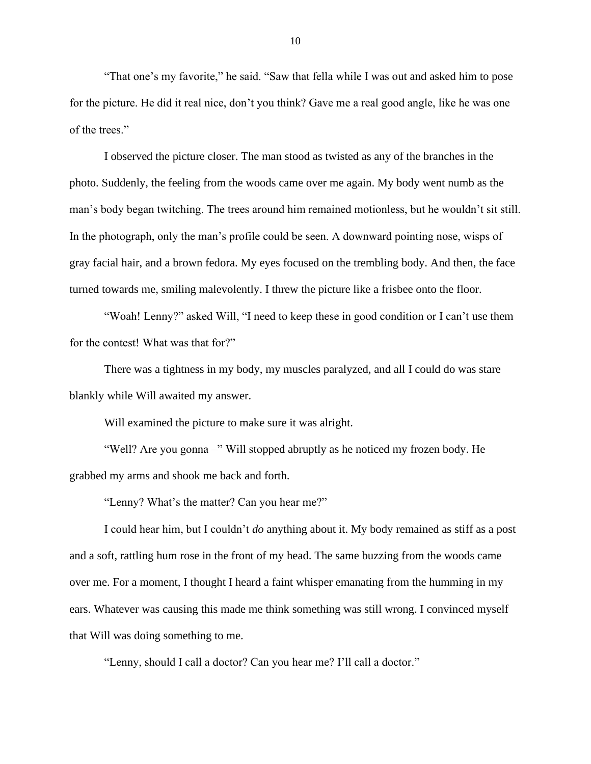"That one's my favorite," he said. "Saw that fella while I was out and asked him to pose for the picture. He did it real nice, don't you think? Gave me a real good angle, like he was one of the trees."

I observed the picture closer. The man stood as twisted as any of the branches in the photo. Suddenly, the feeling from the woods came over me again. My body went numb as the man's body began twitching. The trees around him remained motionless, but he wouldn't sit still. In the photograph, only the man's profile could be seen. A downward pointing nose, wisps of gray facial hair, and a brown fedora. My eyes focused on the trembling body. And then, the face turned towards me, smiling malevolently. I threw the picture like a frisbee onto the floor.

"Woah! Lenny?" asked Will, "I need to keep these in good condition or I can't use them for the contest! What was that for?"

There was a tightness in my body, my muscles paralyzed, and all I could do was stare blankly while Will awaited my answer.

Will examined the picture to make sure it was alright.

"Well? Are you gonna –" Will stopped abruptly as he noticed my frozen body. He grabbed my arms and shook me back and forth.

"Lenny? What's the matter? Can you hear me?"

I could hear him, but I couldn't *do* anything about it. My body remained as stiff as a post and a soft, rattling hum rose in the front of my head. The same buzzing from the woods came over me. For a moment, I thought I heard a faint whisper emanating from the humming in my ears. Whatever was causing this made me think something was still wrong. I convinced myself that Will was doing something to me.

"Lenny, should I call a doctor? Can you hear me? I'll call a doctor."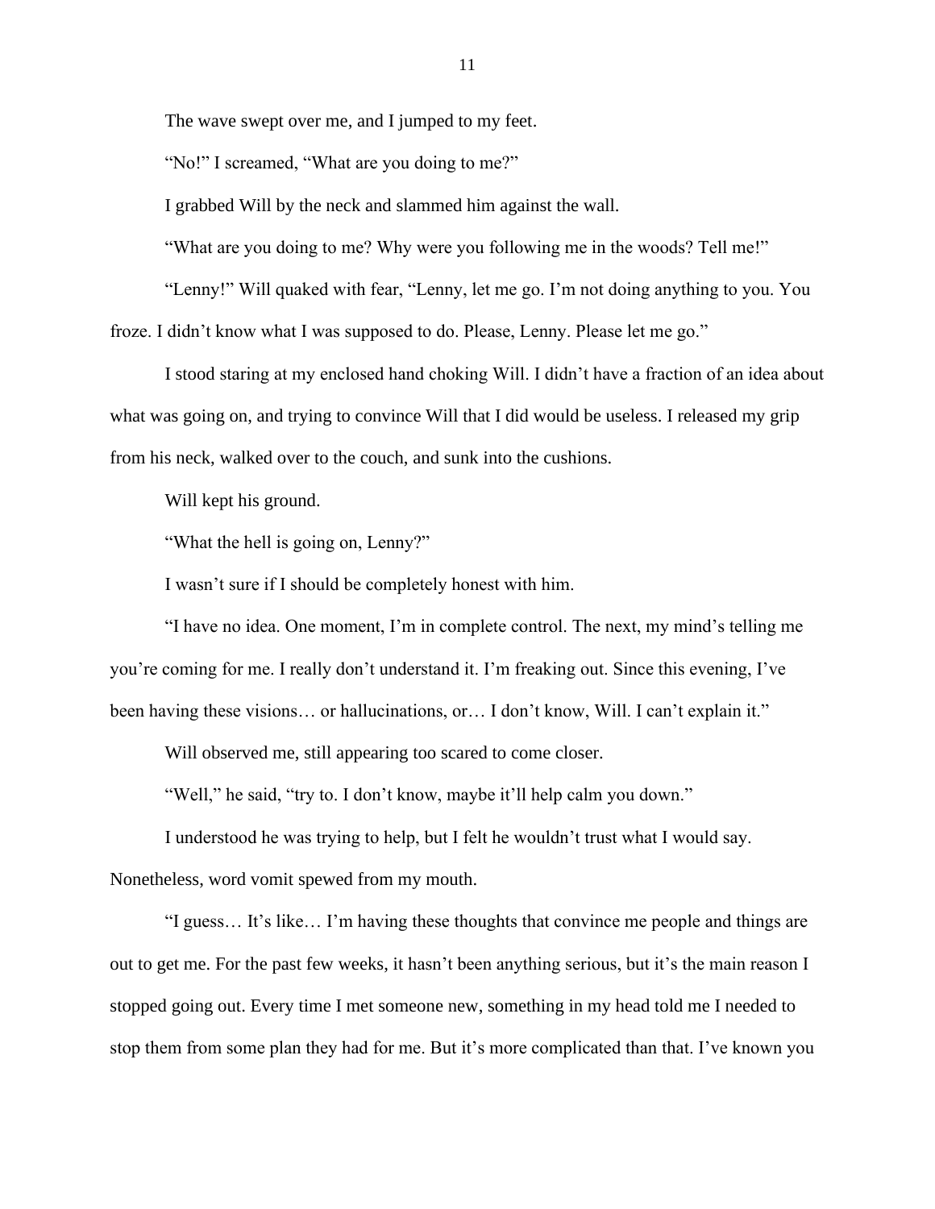The wave swept over me, and I jumped to my feet.

"No!" I screamed, "What are you doing to me?"

I grabbed Will by the neck and slammed him against the wall.

"What are you doing to me? Why were you following me in the woods? Tell me!"

"Lenny!" Will quaked with fear, "Lenny, let me go. I'm not doing anything to you. You froze. I didn't know what I was supposed to do. Please, Lenny. Please let me go."

I stood staring at my enclosed hand choking Will. I didn't have a fraction of an idea about what was going on, and trying to convince Will that I did would be useless. I released my grip from his neck, walked over to the couch, and sunk into the cushions.

Will kept his ground.

"What the hell is going on, Lenny?"

I wasn't sure if I should be completely honest with him.

"I have no idea. One moment, I'm in complete control. The next, my mind's telling me you're coming for me. I really don't understand it. I'm freaking out. Since this evening, I've been having these visions… or hallucinations, or… I don't know, Will. I can't explain it."

Will observed me, still appearing too scared to come closer.

"Well," he said, "try to. I don't know, maybe it'll help calm you down."

I understood he was trying to help, but I felt he wouldn't trust what I would say. Nonetheless, word vomit spewed from my mouth.

"I guess… It's like… I'm having these thoughts that convince me people and things are out to get me. For the past few weeks, it hasn't been anything serious, but it's the main reason I stopped going out. Every time I met someone new, something in my head told me I needed to stop them from some plan they had for me. But it's more complicated than that. I've known you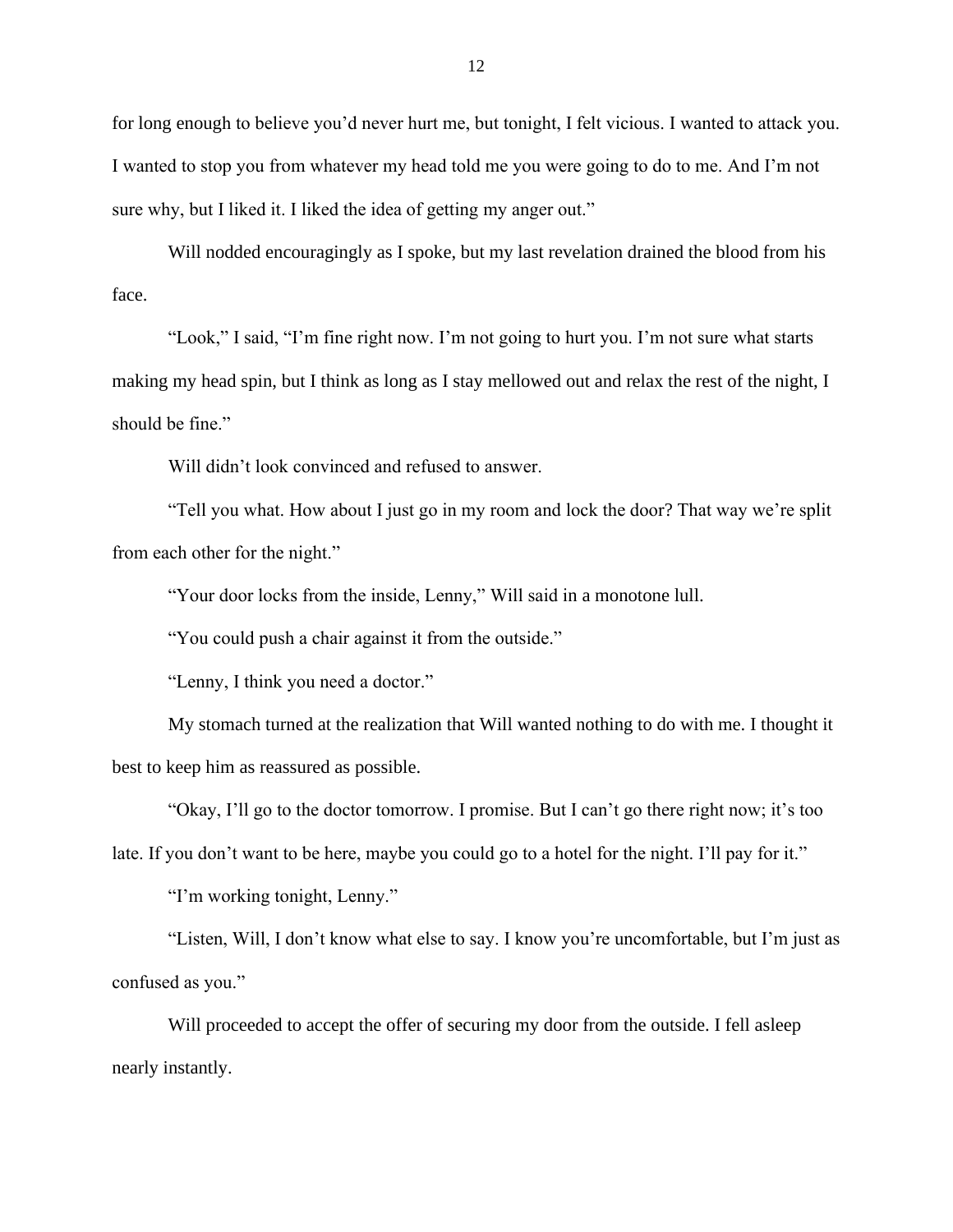for long enough to believe you'd never hurt me, but tonight, I felt vicious. I wanted to attack you. I wanted to stop you from whatever my head told me you were going to do to me. And I'm not sure why, but I liked it. I liked the idea of getting my anger out."

Will nodded encouragingly as I spoke, but my last revelation drained the blood from his face.

"Look," I said, "I'm fine right now. I'm not going to hurt you. I'm not sure what starts making my head spin, but I think as long as I stay mellowed out and relax the rest of the night, I should be fine."

Will didn't look convinced and refused to answer.

"Tell you what. How about I just go in my room and lock the door? That way we're split from each other for the night."

"Your door locks from the inside, Lenny," Will said in a monotone lull.

"You could push a chair against it from the outside."

"Lenny, I think you need a doctor."

My stomach turned at the realization that Will wanted nothing to do with me. I thought it best to keep him as reassured as possible.

"Okay, I'll go to the doctor tomorrow. I promise. But I can't go there right now; it's too late. If you don't want to be here, maybe you could go to a hotel for the night. I'll pay for it."

"I'm working tonight, Lenny."

"Listen, Will, I don't know what else to say. I know you're uncomfortable, but I'm just as confused as you."

Will proceeded to accept the offer of securing my door from the outside. I fell asleep nearly instantly.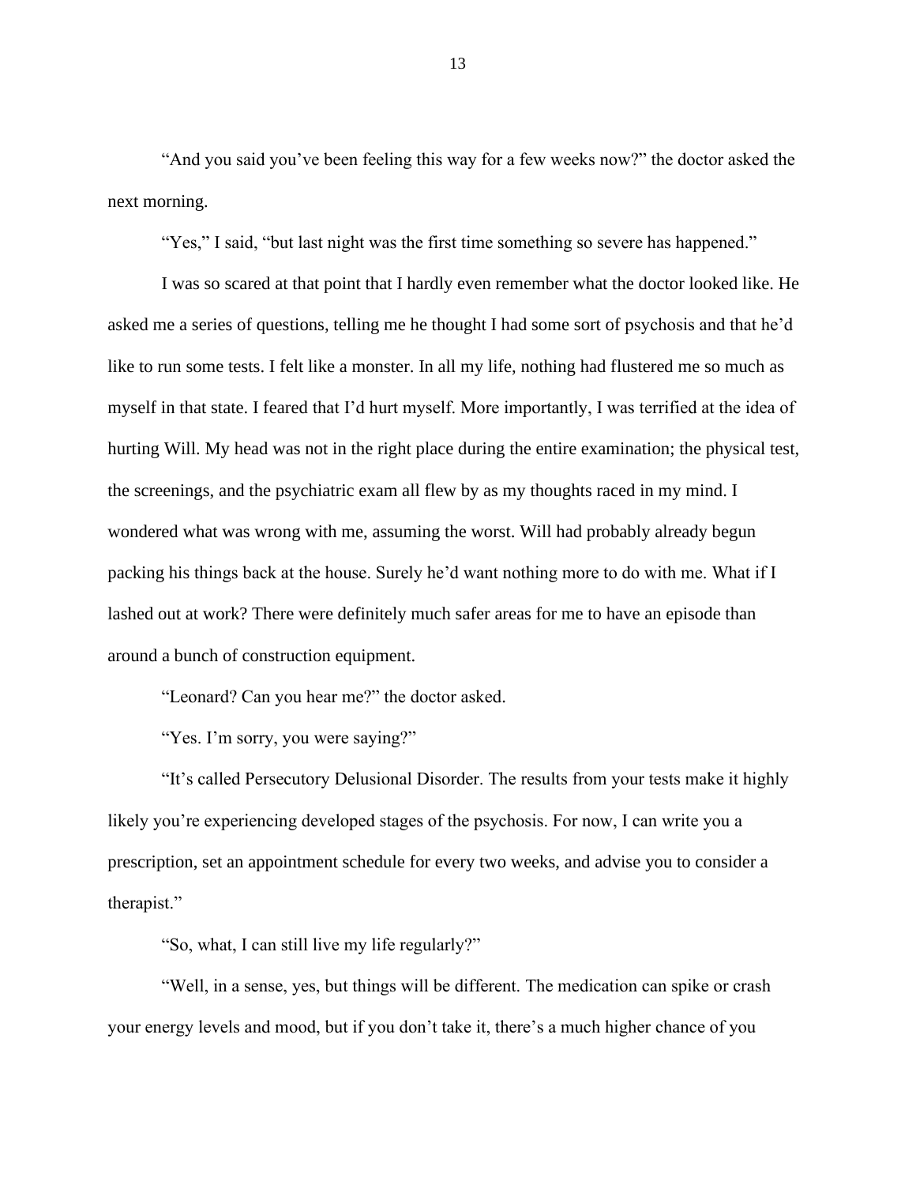"And you said you've been feeling this way for a few weeks now?" the doctor asked the next morning.

"Yes," I said, "but last night was the first time something so severe has happened."

I was so scared at that point that I hardly even remember what the doctor looked like. He asked me a series of questions, telling me he thought I had some sort of psychosis and that he'd like to run some tests. I felt like a monster. In all my life, nothing had flustered me so much as myself in that state. I feared that I'd hurt myself. More importantly, I was terrified at the idea of hurting Will. My head was not in the right place during the entire examination; the physical test, the screenings, and the psychiatric exam all flew by as my thoughts raced in my mind. I wondered what was wrong with me, assuming the worst. Will had probably already begun packing his things back at the house. Surely he'd want nothing more to do with me. What if I lashed out at work? There were definitely much safer areas for me to have an episode than around a bunch of construction equipment.

"Leonard? Can you hear me?" the doctor asked.

"Yes. I'm sorry, you were saying?"

"It's called Persecutory Delusional Disorder. The results from your tests make it highly likely you're experiencing developed stages of the psychosis. For now, I can write you a prescription, set an appointment schedule for every two weeks, and advise you to consider a therapist."

"So, what, I can still live my life regularly?"

"Well, in a sense, yes, but things will be different. The medication can spike or crash your energy levels and mood, but if you don't take it, there's a much higher chance of you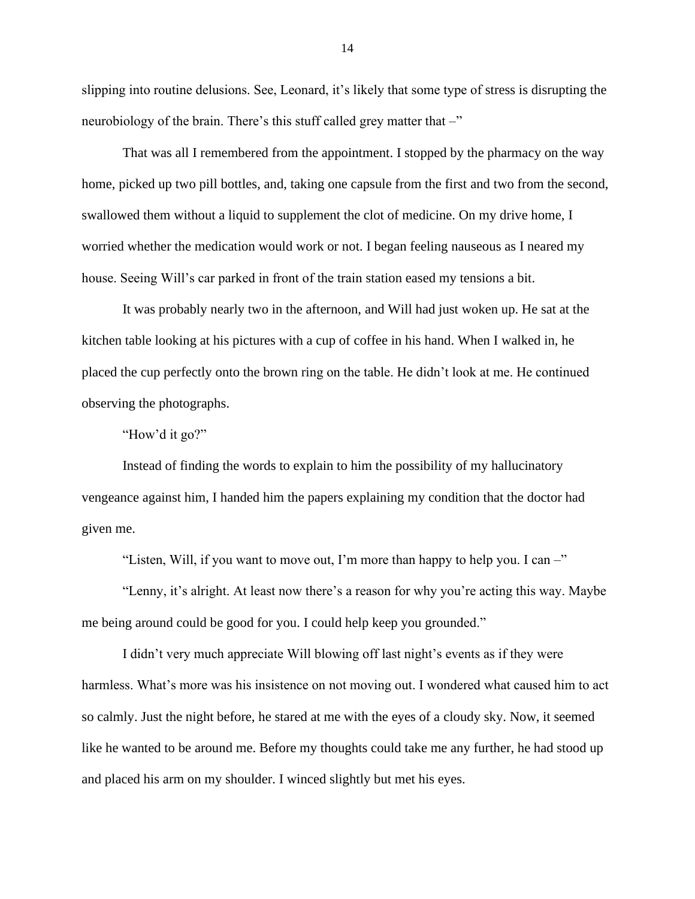slipping into routine delusions. See, Leonard, it's likely that some type of stress is disrupting the neurobiology of the brain. There's this stuff called grey matter that –"

That was all I remembered from the appointment. I stopped by the pharmacy on the way home, picked up two pill bottles, and, taking one capsule from the first and two from the second, swallowed them without a liquid to supplement the clot of medicine. On my drive home, I worried whether the medication would work or not. I began feeling nauseous as I neared my house. Seeing Will's car parked in front of the train station eased my tensions a bit.

It was probably nearly two in the afternoon, and Will had just woken up. He sat at the kitchen table looking at his pictures with a cup of coffee in his hand. When I walked in, he placed the cup perfectly onto the brown ring on the table. He didn't look at me. He continued observing the photographs.

"How'd it go?"

Instead of finding the words to explain to him the possibility of my hallucinatory vengeance against him, I handed him the papers explaining my condition that the doctor had given me.

"Listen, Will, if you want to move out, I'm more than happy to help you. I can –"

"Lenny, it's alright. At least now there's a reason for why you're acting this way. Maybe me being around could be good for you. I could help keep you grounded."

I didn't very much appreciate Will blowing off last night's events as if they were harmless. What's more was his insistence on not moving out. I wondered what caused him to act so calmly. Just the night before, he stared at me with the eyes of a cloudy sky. Now, it seemed like he wanted to be around me. Before my thoughts could take me any further, he had stood up and placed his arm on my shoulder. I winced slightly but met his eyes.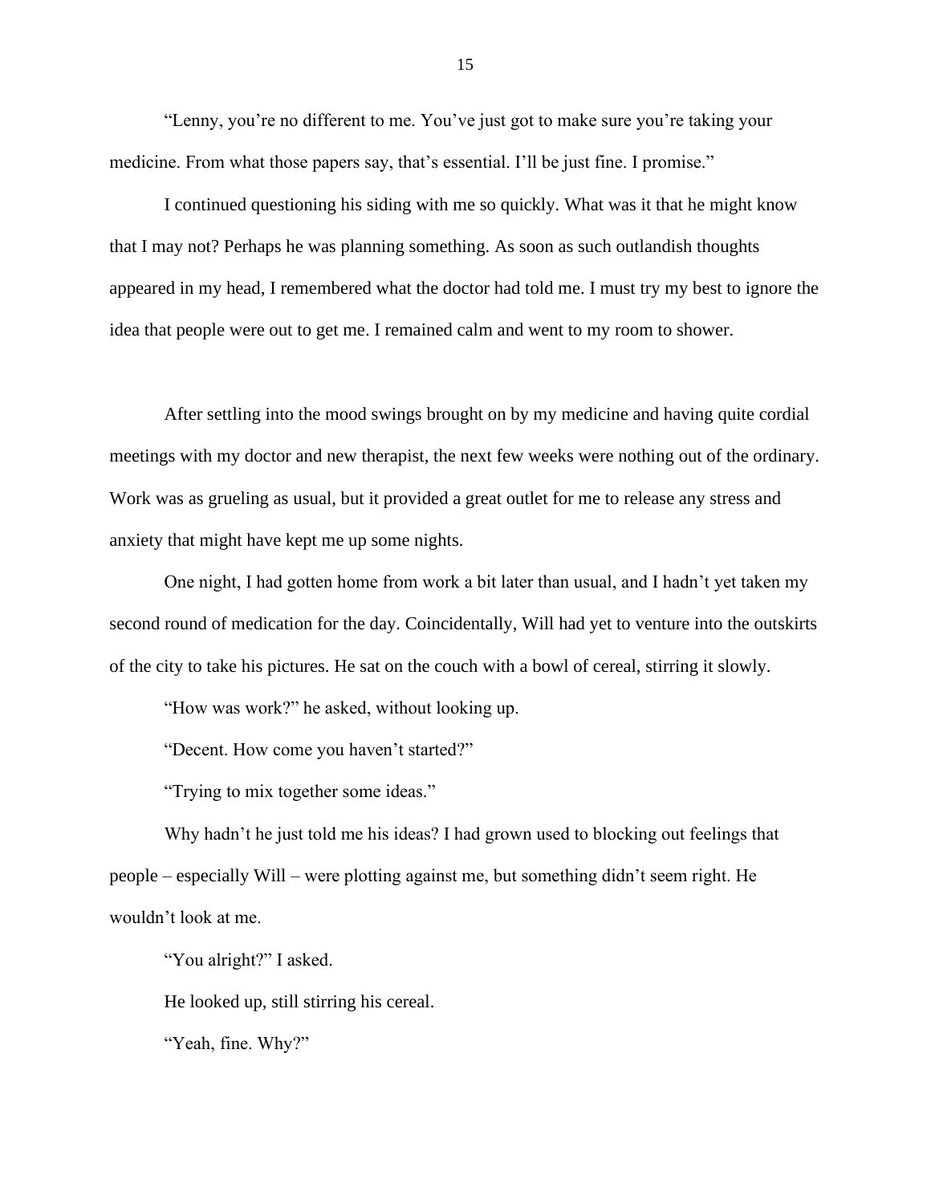"Lenny, you're no different to me. You've just got to make sure you're taking your medicine. From what those papers say, that's essential. I'll be just fine. I promise."

I continued questioning his siding with me so quickly. What was it that he might know that I may not? Perhaps he was planning something. As soon as such outlandish thoughts appeared in my head, I remembered what the doctor had told me. I must try my best to ignore the idea that people were out to get me. I remained calm and went to my room to shower.

After settling into the mood swings brought on by my medicine and having quite cordial meetings with my doctor and new therapist, the next few weeks were nothing out of the ordinary. Work was as grueling as usual, but it provided a great outlet for me to release any stress and anxiety that might have kept me up some nights.

One night, I had gotten home from work a bit later than usual, and I hadn't yet taken my second round of medication for the day. Coincidentally, Will had yet to venture into the outskirts of the city to take his pictures. He sat on the couch with a bowl of cereal, stirring it slowly.

"How was work?" he asked, without looking up.

"Decent. How come you haven't started?"

"Trying to mix together some ideas."

Why hadn't he just told me his ideas? I had grown used to blocking out feelings that people – especially Will – were plotting against me, but something didn't seem right. He wouldn't look at me.

"You alright?" I asked.

He looked up, still stirring his cereal.

"Yeah, fine. Why?"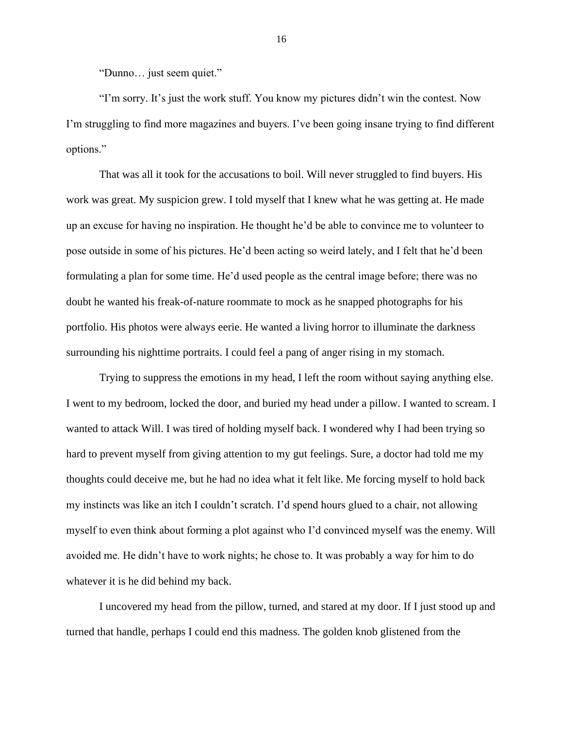"Dunno… just seem quiet."

"I'm sorry. It's just the work stuff. You know my pictures didn't win the contest. Now I'm struggling to find more magazines and buyers. I've been going insane trying to find different options."

That was all it took for the accusations to boil. Will never struggled to find buyers. His work was great. My suspicion grew. I told myself that I knew what he was getting at. He made up an excuse for having no inspiration. He thought he'd be able to convince me to volunteer to pose outside in some of his pictures. He'd been acting so weird lately, and I felt that he'd been formulating a plan for some time. He'd used people as the central image before; there was no doubt he wanted his freak-of-nature roommate to mock as he snapped photographs for his portfolio. His photos were always eerie. He wanted a living horror to illuminate the darkness surrounding his nighttime portraits. I could feel a pang of anger rising in my stomach.

Trying to suppress the emotions in my head, I left the room without saying anything else. I went to my bedroom, locked the door, and buried my head under a pillow. I wanted to scream. I wanted to attack Will. I was tired of holding myself back. I wondered why I had been trying so hard to prevent myself from giving attention to my gut feelings. Sure, a doctor had told me my thoughts could deceive me, but he had no idea what it felt like. Me forcing myself to hold back my instincts was like an itch I couldn't scratch. I'd spend hours glued to a chair, not allowing myself to even think about forming a plot against who I'd convinced myself was the enemy. Will avoided me. He didn't have to work nights; he chose to. It was probably a way for him to do whatever it is he did behind my back.

I uncovered my head from the pillow, turned, and stared at my door. If I just stood up and turned that handle, perhaps I could end this madness. The golden knob glistened from the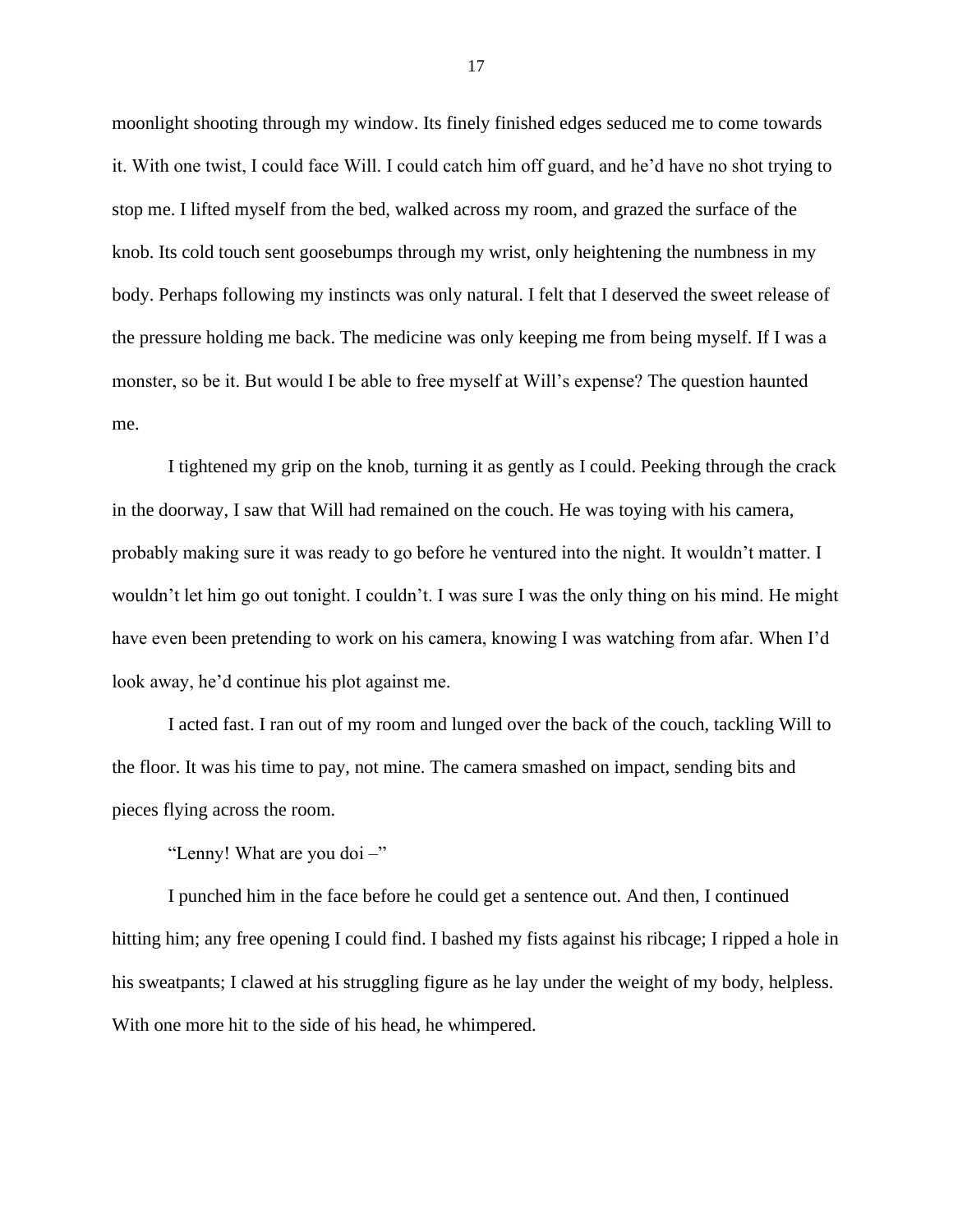moonlight shooting through my window. Its finely finished edges seduced me to come towards it. With one twist, I could face Will. I could catch him off guard, and he'd have no shot trying to stop me. I lifted myself from the bed, walked across my room, and grazed the surface of the knob. Its cold touch sent goosebumps through my wrist, only heightening the numbness in my body. Perhaps following my instincts was only natural. I felt that I deserved the sweet release of the pressure holding me back. The medicine was only keeping me from being myself. If I was a monster, so be it. But would I be able to free myself at Will's expense? The question haunted me.

I tightened my grip on the knob, turning it as gently as I could. Peeking through the crack in the doorway, I saw that Will had remained on the couch. He was toying with his camera, probably making sure it was ready to go before he ventured into the night. It wouldn't matter. I wouldn't let him go out tonight. I couldn't. I was sure I was the only thing on his mind. He might have even been pretending to work on his camera, knowing I was watching from afar. When I'd look away, he'd continue his plot against me.

I acted fast. I ran out of my room and lunged over the back of the couch, tackling Will to the floor. It was his time to pay, not mine. The camera smashed on impact, sending bits and pieces flying across the room.

"Lenny! What are you doi –"

I punched him in the face before he could get a sentence out. And then, I continued hitting him; any free opening I could find. I bashed my fists against his ribcage; I ripped a hole in his sweatpants; I clawed at his struggling figure as he lay under the weight of my body, helpless. With one more hit to the side of his head, he whimpered.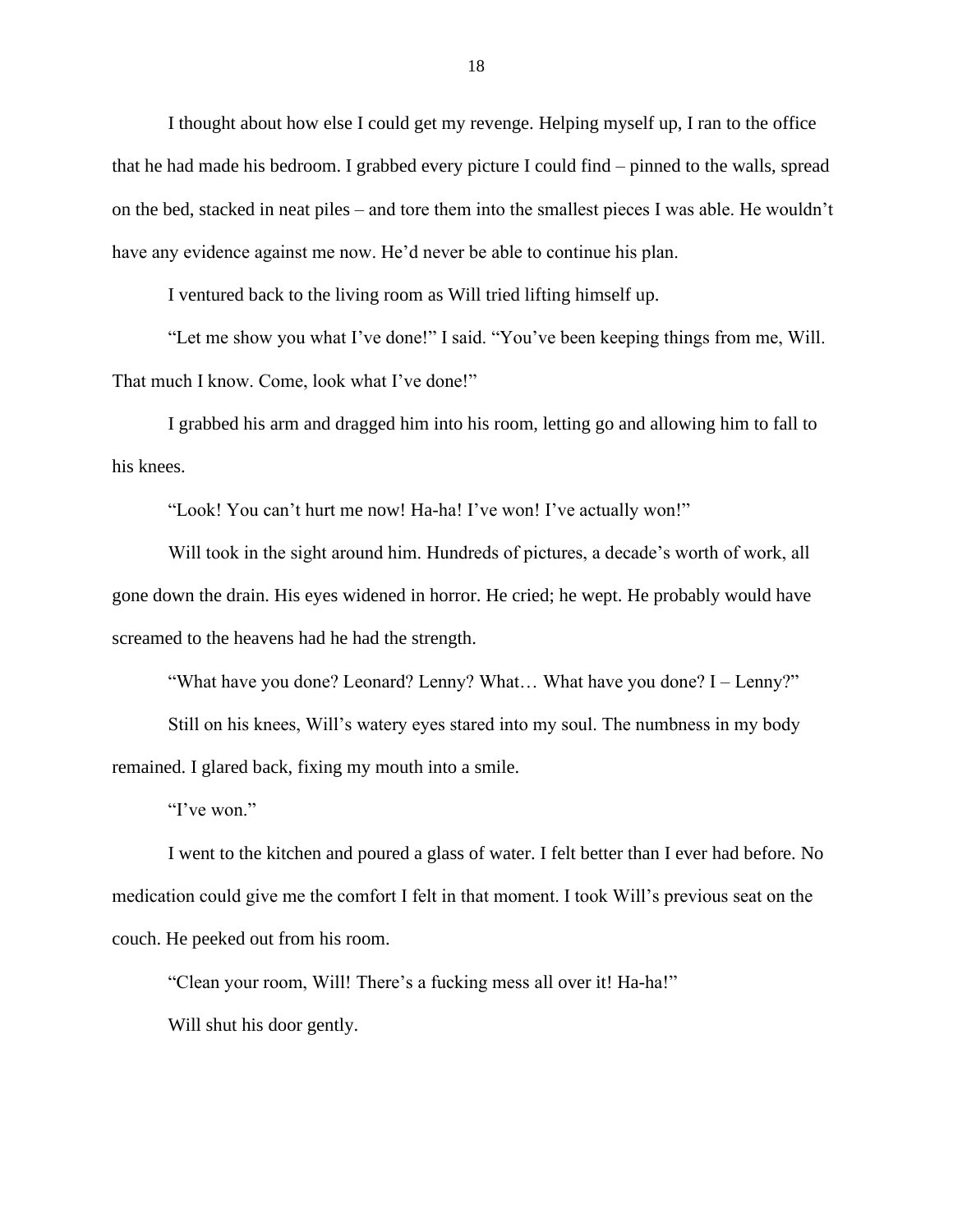I thought about how else I could get my revenge. Helping myself up, I ran to the office that he had made his bedroom. I grabbed every picture I could find – pinned to the walls, spread on the bed, stacked in neat piles – and tore them into the smallest pieces I was able. He wouldn't have any evidence against me now. He'd never be able to continue his plan.

I ventured back to the living room as Will tried lifting himself up.

"Let me show you what I've done!" I said. "You've been keeping things from me, Will. That much I know. Come, look what I've done!"

I grabbed his arm and dragged him into his room, letting go and allowing him to fall to his knees.

"Look! You can't hurt me now! Ha-ha! I've won! I've actually won!"

Will took in the sight around him. Hundreds of pictures, a decade's worth of work, all gone down the drain. His eyes widened in horror. He cried; he wept. He probably would have screamed to the heavens had he had the strength.

"What have you done? Leonard? Lenny? What… What have you done? I – Lenny?"

Still on his knees, Will's watery eyes stared into my soul. The numbness in my body remained. I glared back, fixing my mouth into a smile.

"I've won."

I went to the kitchen and poured a glass of water. I felt better than I ever had before. No medication could give me the comfort I felt in that moment. I took Will's previous seat on the couch. He peeked out from his room.

"Clean your room, Will! There's a fucking mess all over it! Ha-ha!"

Will shut his door gently.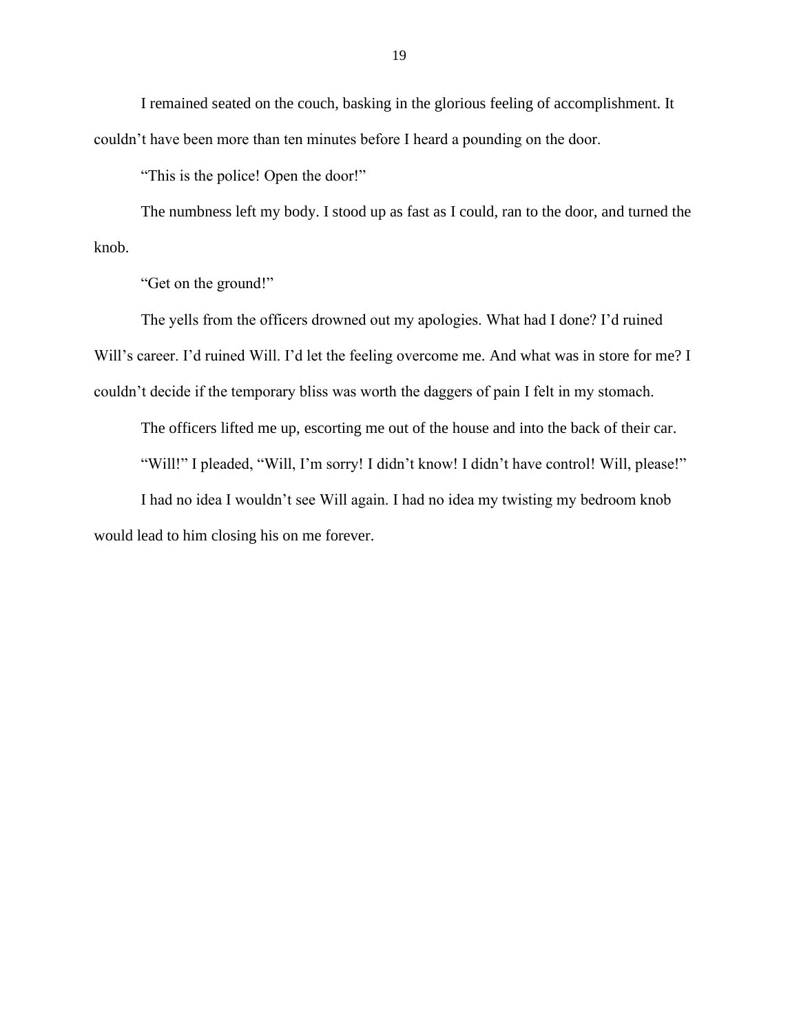I remained seated on the couch, basking in the glorious feeling of accomplishment. It couldn't have been more than ten minutes before I heard a pounding on the door.

"This is the police! Open the door!"

The numbness left my body. I stood up as fast as I could, ran to the door, and turned the knob.

"Get on the ground!"

The yells from the officers drowned out my apologies. What had I done? I'd ruined Will's career. I'd ruined Will. I'd let the feeling overcome me. And what was in store for me? I couldn't decide if the temporary bliss was worth the daggers of pain I felt in my stomach.

The officers lifted me up, escorting me out of the house and into the back of their car.

"Will!" I pleaded, "Will, I'm sorry! I didn't know! I didn't have control! Will, please!"

I had no idea I wouldn't see Will again. I had no idea my twisting my bedroom knob would lead to him closing his on me forever.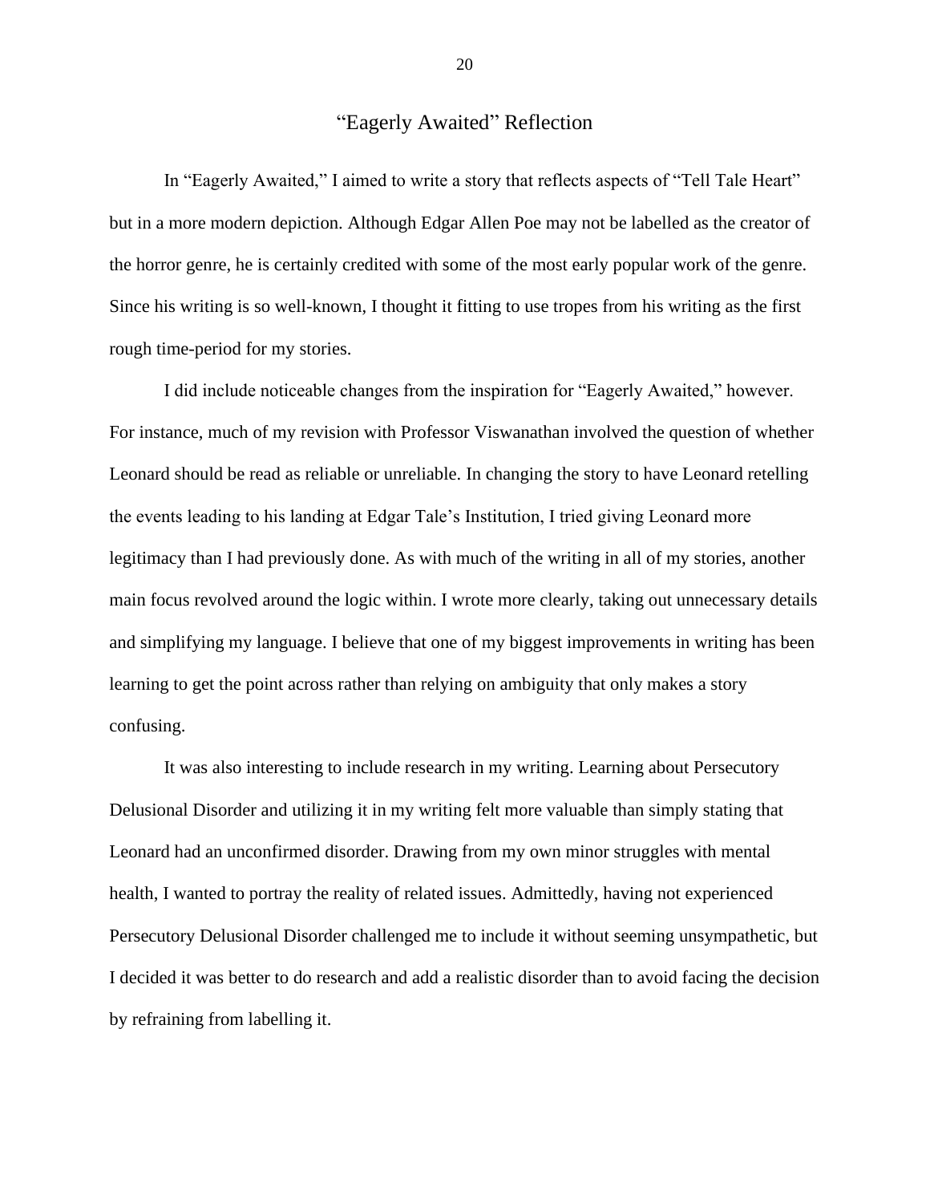# "Eagerly Awaited" Reflection

In "Eagerly Awaited," I aimed to write a story that reflects aspects of "Tell Tale Heart" but in a more modern depiction. Although Edgar Allen Poe may not be labelled as the creator of the horror genre, he is certainly credited with some of the most early popular work of the genre. Since his writing is so well-known, I thought it fitting to use tropes from his writing as the first rough time-period for my stories.

I did include noticeable changes from the inspiration for "Eagerly Awaited," however. For instance, much of my revision with Professor Viswanathan involved the question of whether Leonard should be read as reliable or unreliable. In changing the story to have Leonard retelling the events leading to his landing at Edgar Tale's Institution, I tried giving Leonard more legitimacy than I had previously done. As with much of the writing in all of my stories, another main focus revolved around the logic within. I wrote more clearly, taking out unnecessary details and simplifying my language. I believe that one of my biggest improvements in writing has been learning to get the point across rather than relying on ambiguity that only makes a story confusing.

It was also interesting to include research in my writing. Learning about Persecutory Delusional Disorder and utilizing it in my writing felt more valuable than simply stating that Leonard had an unconfirmed disorder. Drawing from my own minor struggles with mental health, I wanted to portray the reality of related issues. Admittedly, having not experienced Persecutory Delusional Disorder challenged me to include it without seeming unsympathetic, but I decided it was better to do research and add a realistic disorder than to avoid facing the decision by refraining from labelling it.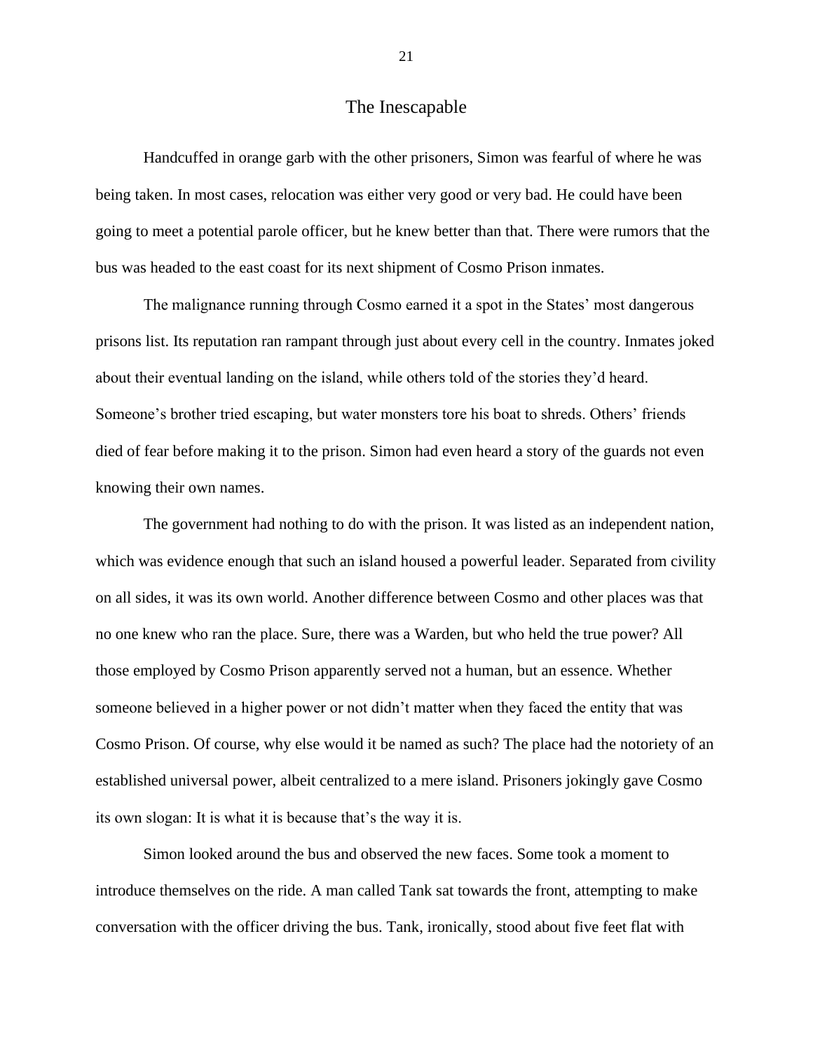# The Inescapable

Handcuffed in orange garb with the other prisoners, Simon was fearful of where he was being taken. In most cases, relocation was either very good or very bad. He could have been going to meet a potential parole officer, but he knew better than that. There were rumors that the bus was headed to the east coast for its next shipment of Cosmo Prison inmates.

The malignance running through Cosmo earned it a spot in the States' most dangerous prisons list. Its reputation ran rampant through just about every cell in the country. Inmates joked about their eventual landing on the island, while others told of the stories they'd heard. Someone's brother tried escaping, but water monsters tore his boat to shreds. Others' friends died of fear before making it to the prison. Simon had even heard a story of the guards not even knowing their own names.

The government had nothing to do with the prison. It was listed as an independent nation, which was evidence enough that such an island housed a powerful leader. Separated from civility on all sides, it was its own world. Another difference between Cosmo and other places was that no one knew who ran the place. Sure, there was a Warden, but who held the true power? All those employed by Cosmo Prison apparently served not a human, but an essence. Whether someone believed in a higher power or not didn't matter when they faced the entity that was Cosmo Prison. Of course, why else would it be named as such? The place had the notoriety of an established universal power, albeit centralized to a mere island. Prisoners jokingly gave Cosmo its own slogan: It is what it is because that's the way it is.

Simon looked around the bus and observed the new faces. Some took a moment to introduce themselves on the ride. A man called Tank sat towards the front, attempting to make conversation with the officer driving the bus. Tank, ironically, stood about five feet flat with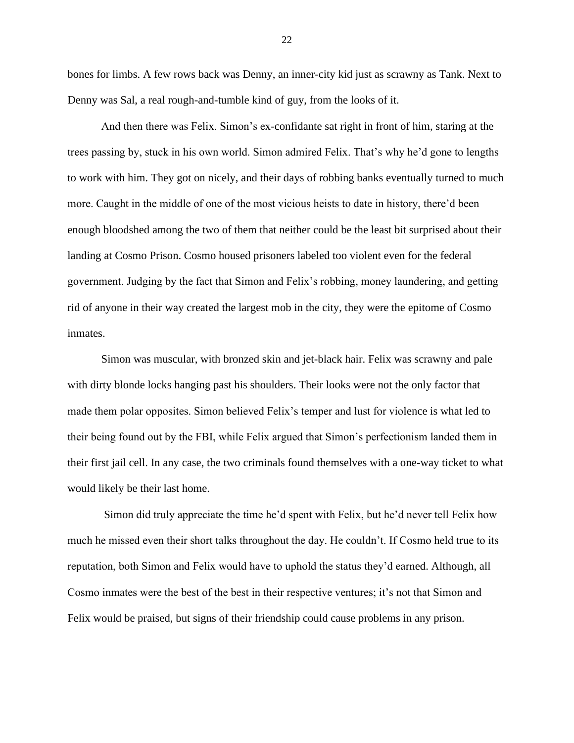bones for limbs. A few rows back was Denny, an inner-city kid just as scrawny as Tank. Next to Denny was Sal, a real rough-and-tumble kind of guy, from the looks of it.

And then there was Felix. Simon's ex-confidante sat right in front of him, staring at the trees passing by, stuck in his own world. Simon admired Felix. That's why he'd gone to lengths to work with him. They got on nicely, and their days of robbing banks eventually turned to much more. Caught in the middle of one of the most vicious heists to date in history, there'd been enough bloodshed among the two of them that neither could be the least bit surprised about their landing at Cosmo Prison. Cosmo housed prisoners labeled too violent even for the federal government. Judging by the fact that Simon and Felix's robbing, money laundering, and getting rid of anyone in their way created the largest mob in the city, they were the epitome of Cosmo inmates.

Simon was muscular, with bronzed skin and jet-black hair. Felix was scrawny and pale with dirty blonde locks hanging past his shoulders. Their looks were not the only factor that made them polar opposites. Simon believed Felix's temper and lust for violence is what led to their being found out by the FBI, while Felix argued that Simon's perfectionism landed them in their first jail cell. In any case, the two criminals found themselves with a one-way ticket to what would likely be their last home.

Simon did truly appreciate the time he'd spent with Felix, but he'd never tell Felix how much he missed even their short talks throughout the day. He couldn't. If Cosmo held true to its reputation, both Simon and Felix would have to uphold the status they'd earned. Although, all Cosmo inmates were the best of the best in their respective ventures; it's not that Simon and Felix would be praised, but signs of their friendship could cause problems in any prison.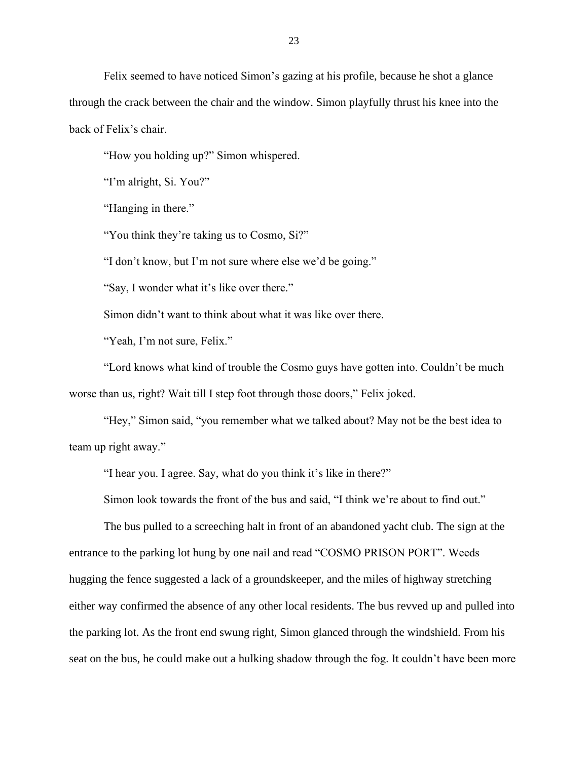Felix seemed to have noticed Simon's gazing at his profile, because he shot a glance through the crack between the chair and the window. Simon playfully thrust his knee into the back of Felix's chair.

"How you holding up?" Simon whispered.

"I'm alright, Si. You?"

"Hanging in there."

"You think they're taking us to Cosmo, Si?"

"I don't know, but I'm not sure where else we'd be going."

"Say, I wonder what it's like over there."

Simon didn't want to think about what it was like over there.

"Yeah, I'm not sure, Felix."

"Lord knows what kind of trouble the Cosmo guys have gotten into. Couldn't be much worse than us, right? Wait till I step foot through those doors," Felix joked.

"Hey," Simon said, "you remember what we talked about? May not be the best idea to team up right away."

"I hear you. I agree. Say, what do you think it's like in there?"

Simon look towards the front of the bus and said, "I think we're about to find out."

The bus pulled to a screeching halt in front of an abandoned yacht club. The sign at the entrance to the parking lot hung by one nail and read "COSMO PRISON PORT". Weeds hugging the fence suggested a lack of a groundskeeper, and the miles of highway stretching either way confirmed the absence of any other local residents. The bus revved up and pulled into the parking lot. As the front end swung right, Simon glanced through the windshield. From his seat on the bus, he could make out a hulking shadow through the fog. It couldn't have been more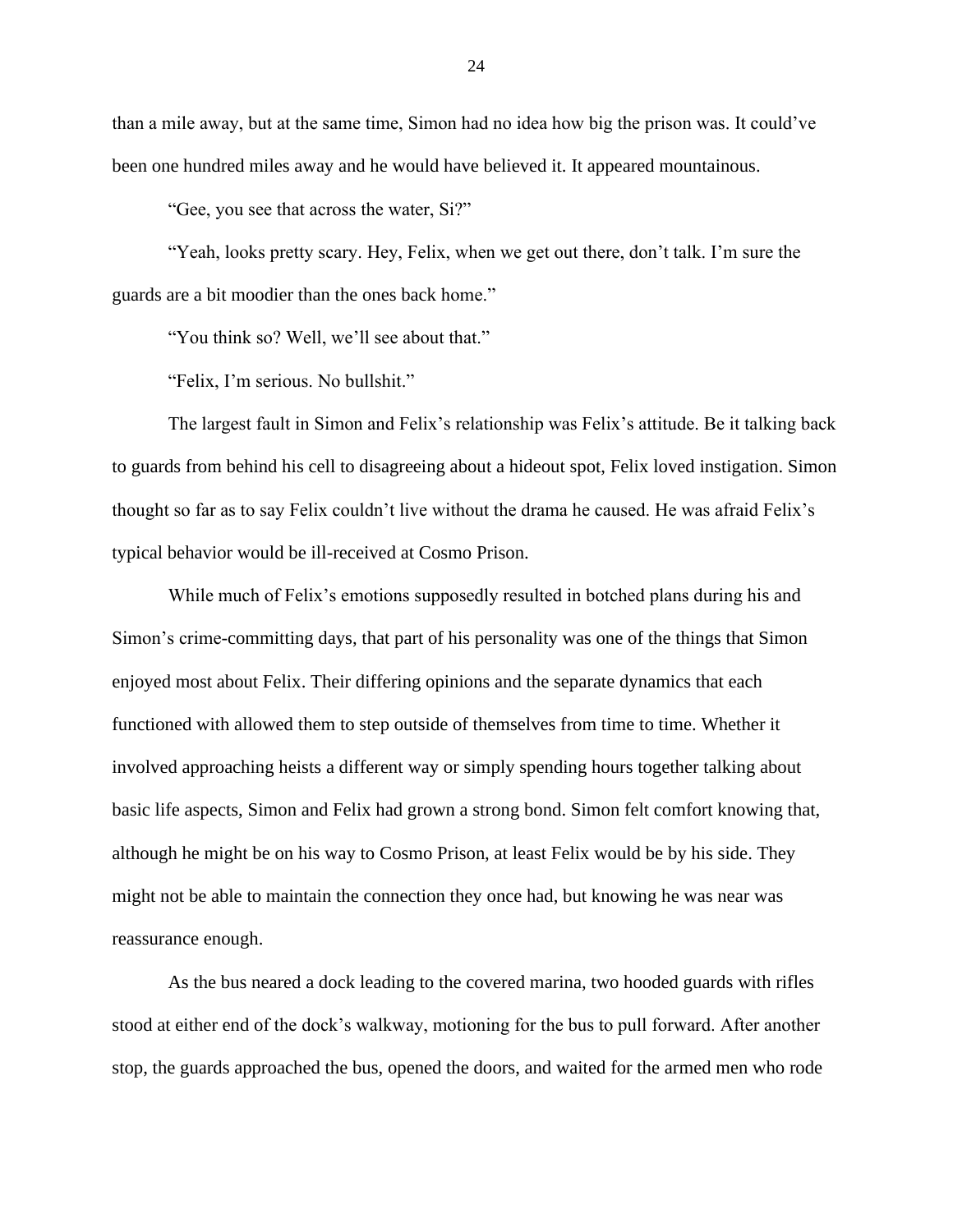than a mile away, but at the same time, Simon had no idea how big the prison was. It could've been one hundred miles away and he would have believed it. It appeared mountainous.

"Gee, you see that across the water, Si?"

"Yeah, looks pretty scary. Hey, Felix, when we get out there, don't talk. I'm sure the guards are a bit moodier than the ones back home."

"You think so? Well, we'll see about that."

"Felix, I'm serious. No bullshit."

The largest fault in Simon and Felix's relationship was Felix's attitude. Be it talking back to guards from behind his cell to disagreeing about a hideout spot, Felix loved instigation. Simon thought so far as to say Felix couldn't live without the drama he caused. He was afraid Felix's typical behavior would be ill-received at Cosmo Prison.

While much of Felix's emotions supposedly resulted in botched plans during his and Simon's crime-committing days, that part of his personality was one of the things that Simon enjoyed most about Felix. Their differing opinions and the separate dynamics that each functioned with allowed them to step outside of themselves from time to time. Whether it involved approaching heists a different way or simply spending hours together talking about basic life aspects, Simon and Felix had grown a strong bond. Simon felt comfort knowing that, although he might be on his way to Cosmo Prison, at least Felix would be by his side. They might not be able to maintain the connection they once had, but knowing he was near was reassurance enough.

As the bus neared a dock leading to the covered marina, two hooded guards with rifles stood at either end of the dock's walkway, motioning for the bus to pull forward. After another stop, the guards approached the bus, opened the doors, and waited for the armed men who rode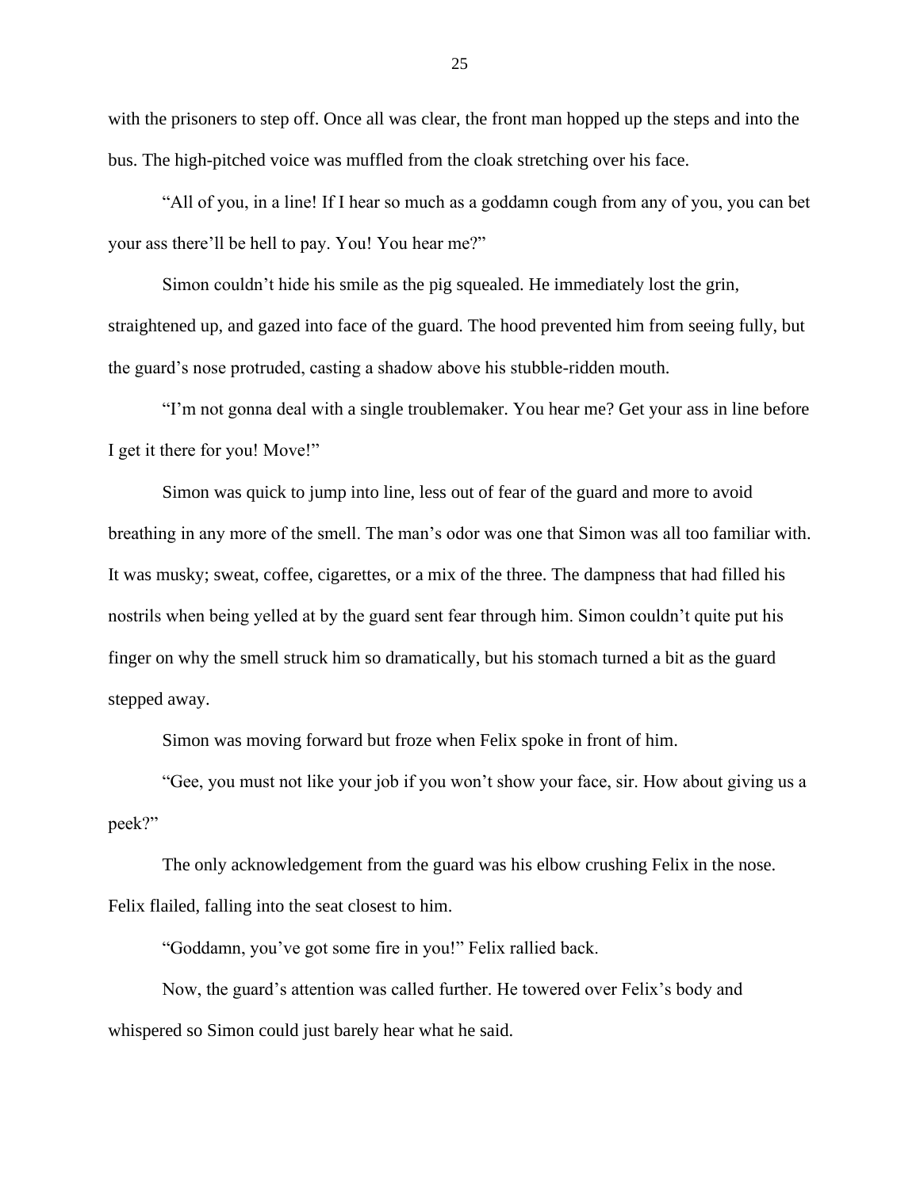with the prisoners to step off. Once all was clear, the front man hopped up the steps and into the bus. The high-pitched voice was muffled from the cloak stretching over his face.

"All of you, in a line! If I hear so much as a goddamn cough from any of you, you can bet your ass there'll be hell to pay. You! You hear me?"

Simon couldn't hide his smile as the pig squealed. He immediately lost the grin, straightened up, and gazed into face of the guard. The hood prevented him from seeing fully, but the guard's nose protruded, casting a shadow above his stubble-ridden mouth.

"I'm not gonna deal with a single troublemaker. You hear me? Get your ass in line before I get it there for you! Move!"

Simon was quick to jump into line, less out of fear of the guard and more to avoid breathing in any more of the smell. The man's odor was one that Simon was all too familiar with. It was musky; sweat, coffee, cigarettes, or a mix of the three. The dampness that had filled his nostrils when being yelled at by the guard sent fear through him. Simon couldn't quite put his finger on why the smell struck him so dramatically, but his stomach turned a bit as the guard stepped away.

Simon was moving forward but froze when Felix spoke in front of him.

"Gee, you must not like your job if you won't show your face, sir. How about giving us a peek?"

The only acknowledgement from the guard was his elbow crushing Felix in the nose. Felix flailed, falling into the seat closest to him.

"Goddamn, you've got some fire in you!" Felix rallied back.

Now, the guard's attention was called further. He towered over Felix's body and whispered so Simon could just barely hear what he said.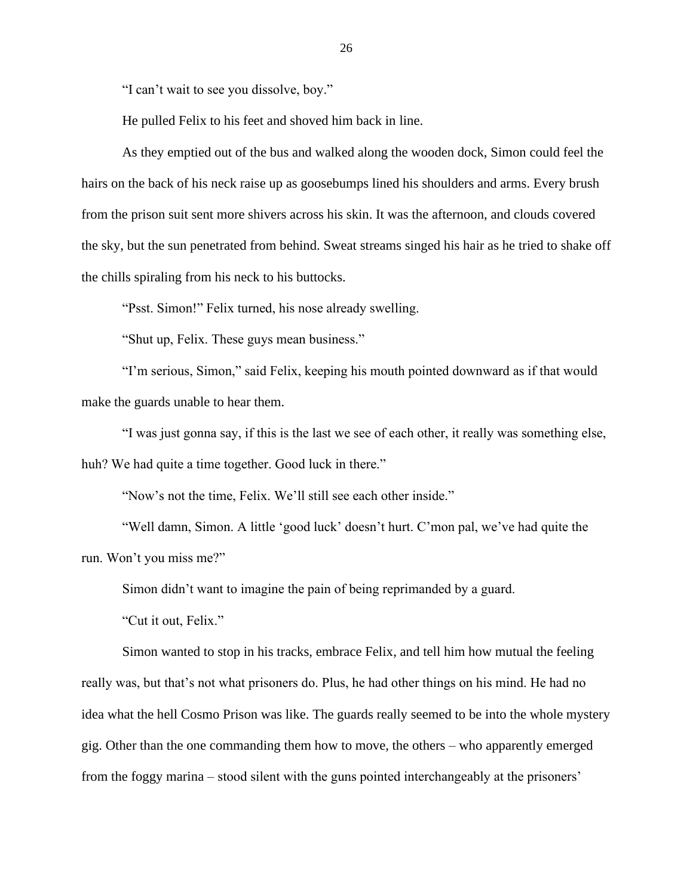"I can't wait to see you dissolve, boy."

He pulled Felix to his feet and shoved him back in line.

As they emptied out of the bus and walked along the wooden dock, Simon could feel the hairs on the back of his neck raise up as goosebumps lined his shoulders and arms. Every brush from the prison suit sent more shivers across his skin. It was the afternoon, and clouds covered the sky, but the sun penetrated from behind. Sweat streams singed his hair as he tried to shake off the chills spiraling from his neck to his buttocks.

"Psst. Simon!" Felix turned, his nose already swelling.

"Shut up, Felix. These guys mean business."

"I'm serious, Simon," said Felix, keeping his mouth pointed downward as if that would make the guards unable to hear them.

"I was just gonna say, if this is the last we see of each other, it really was something else, huh? We had quite a time together. Good luck in there."

"Now's not the time, Felix. We'll still see each other inside."

"Well damn, Simon. A little 'good luck' doesn't hurt. C'mon pal, we've had quite the run. Won't you miss me?"

Simon didn't want to imagine the pain of being reprimanded by a guard.

"Cut it out, Felix."

Simon wanted to stop in his tracks, embrace Felix, and tell him how mutual the feeling really was, but that's not what prisoners do. Plus, he had other things on his mind. He had no idea what the hell Cosmo Prison was like. The guards really seemed to be into the whole mystery gig. Other than the one commanding them how to move, the others – who apparently emerged from the foggy marina – stood silent with the guns pointed interchangeably at the prisoners'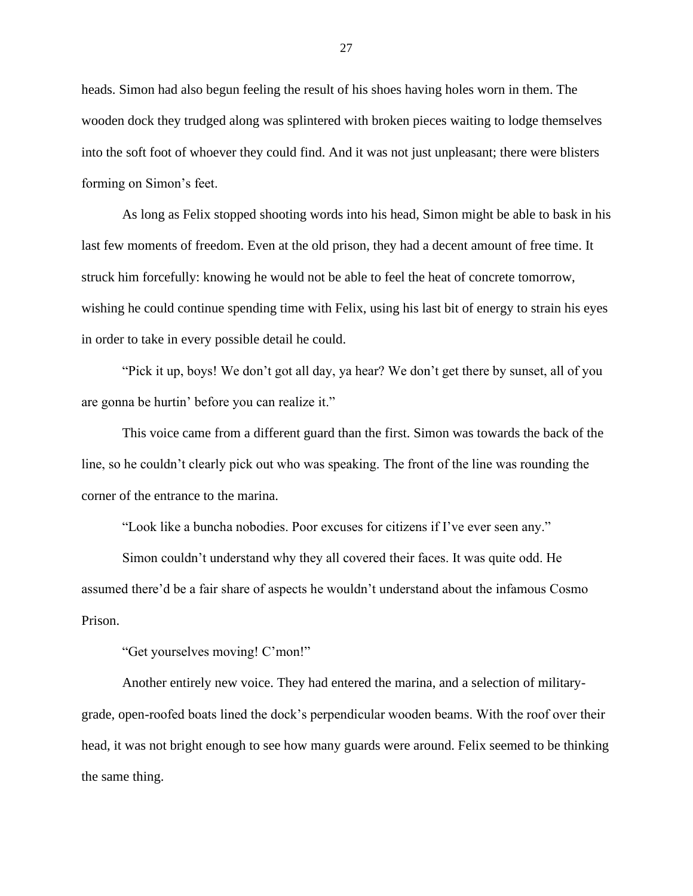heads. Simon had also begun feeling the result of his shoes having holes worn in them. The wooden dock they trudged along was splintered with broken pieces waiting to lodge themselves into the soft foot of whoever they could find. And it was not just unpleasant; there were blisters forming on Simon's feet.

As long as Felix stopped shooting words into his head, Simon might be able to bask in his last few moments of freedom. Even at the old prison, they had a decent amount of free time. It struck him forcefully: knowing he would not be able to feel the heat of concrete tomorrow, wishing he could continue spending time with Felix, using his last bit of energy to strain his eyes in order to take in every possible detail he could.

"Pick it up, boys! We don't got all day, ya hear? We don't get there by sunset, all of you are gonna be hurtin' before you can realize it."

This voice came from a different guard than the first. Simon was towards the back of the line, so he couldn't clearly pick out who was speaking. The front of the line was rounding the corner of the entrance to the marina.

"Look like a buncha nobodies. Poor excuses for citizens if I've ever seen any."

Simon couldn't understand why they all covered their faces. It was quite odd. He assumed there'd be a fair share of aspects he wouldn't understand about the infamous Cosmo Prison.

"Get yourselves moving! C'mon!"

Another entirely new voice. They had entered the marina, and a selection of military-grade, open-roofed boats lined the dock's perpendicular wooden beams. With the roof over their head, it was not bright enough to see how many guards were around. Felix seemed to be thinking the same thing.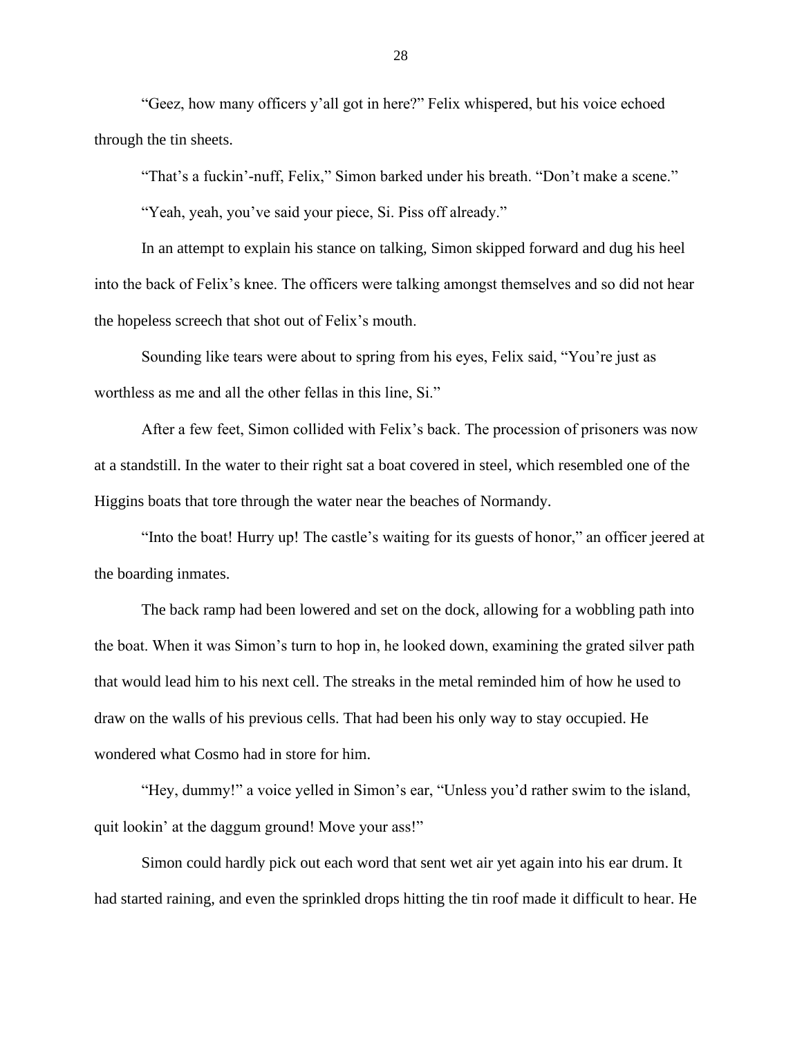"Geez, how many officers y'all got in here?" Felix whispered, but his voice echoed through the tin sheets.

"That's a fuckin'-nuff, Felix," Simon barked under his breath. "Don't make a scene."

"Yeah, yeah, you've said your piece, Si. Piss off already."

In an attempt to explain his stance on talking, Simon skipped forward and dug his heel into the back of Felix's knee. The officers were talking amongst themselves and so did not hear the hopeless screech that shot out of Felix's mouth.

Sounding like tears were about to spring from his eyes, Felix said, "You're just as worthless as me and all the other fellas in this line, Si."

After a few feet, Simon collided with Felix's back. The procession of prisoners was now at a standstill. In the water to their right sat a boat covered in steel, which resembled one of the Higgins boats that tore through the water near the beaches of Normandy.

"Into the boat! Hurry up! The castle's waiting for its guests of honor," an officer jeered at the boarding inmates.

The back ramp had been lowered and set on the dock, allowing for a wobbling path into the boat. When it was Simon's turn to hop in, he looked down, examining the grated silver path that would lead him to his next cell. The streaks in the metal reminded him of how he used to draw on the walls of his previous cells. That had been his only way to stay occupied. He wondered what Cosmo had in store for him.

"Hey, dummy!" a voice yelled in Simon's ear, "Unless you'd rather swim to the island, quit lookin' at the daggum ground! Move your ass!"

Simon could hardly pick out each word that sent wet air yet again into his ear drum. It had started raining, and even the sprinkled drops hitting the tin roof made it difficult to hear. He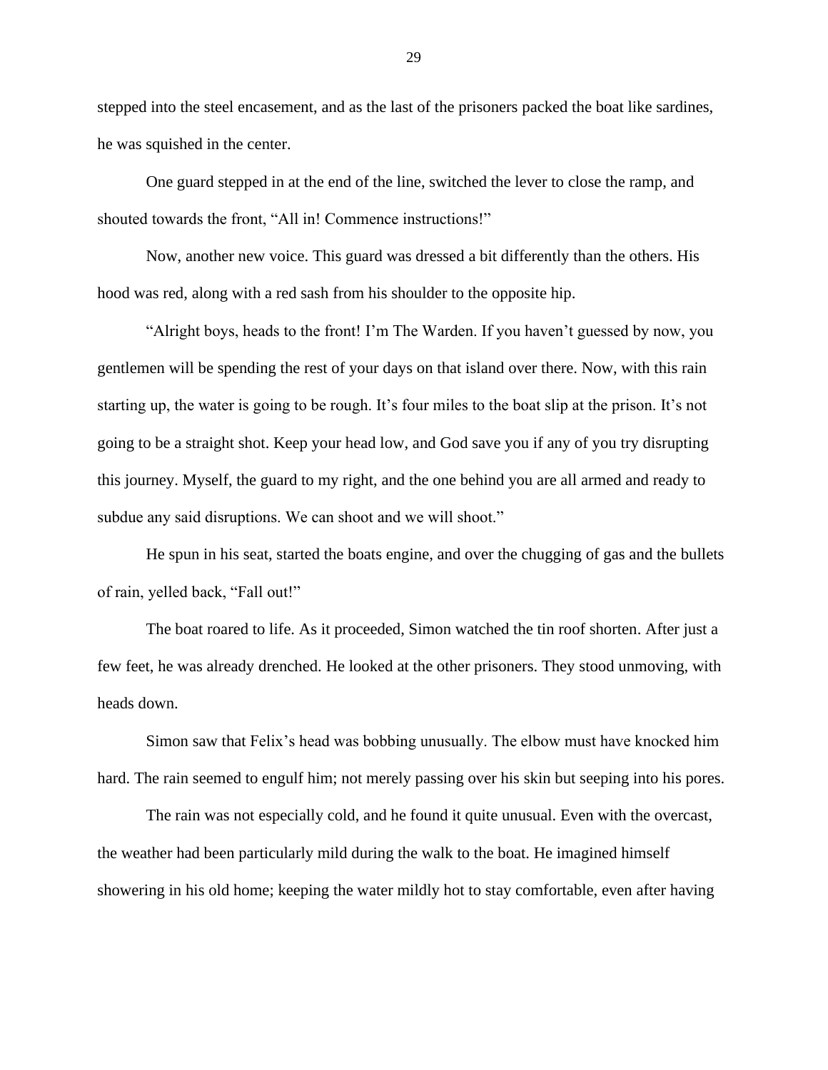stepped into the steel encasement, and as the last of the prisoners packed the boat like sardines, he was squished in the center.

One guard stepped in at the end of the line, switched the lever to close the ramp, and shouted towards the front, “All in! Commence instructions!”

Now, another new voice. This guard was dressed a bit differently than the others. His hood was red, along with a red sash from his shoulder to the opposite hip.

“Alright boys, heads to the front! I’m The Warden. If you haven’t guessed by now, you gentlemen will be spending the rest of your days on that island over there. Now, with this rain starting up, the water is going to be rough. It’s four miles to the boat slip at the prison. It’s not going to be a straight shot. Keep your head low, and God save you if any of you try disrupting this journey. Myself, the guard to my right, and the one behind you are all armed and ready to subdue any said disruptions. We can shoot and we will shoot.”

He spun in his seat, started the boats engine, and over the chugging of gas and the bullets of rain, yelled back, “Fall out!”

The boat roared to life. As it proceeded, Simon watched the tin roof shorten. After just a few feet, he was already drenched. He looked at the other prisoners. They stood unmoving, with heads down.

Simon saw that Felix’s head was bobbing unusually. The elbow must have knocked him hard. The rain seemed to engulf him; not merely passing over his skin but seeping into his pores.

The rain was not especially cold, and he found it quite unusual. Even with the overcast, the weather had been particularly mild during the walk to the boat. He imagined himself showering in his old home; keeping the water mildly hot to stay comfortable, even after having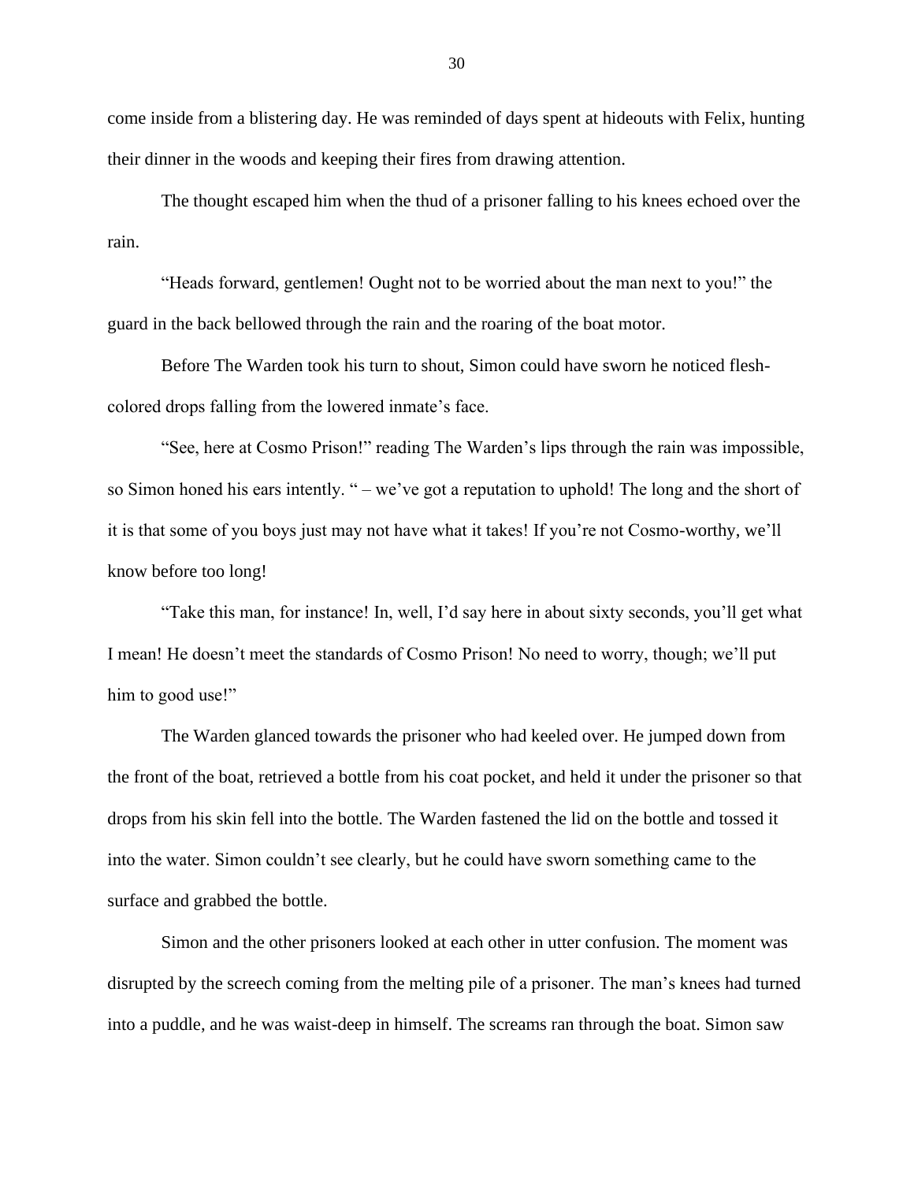come inside from a blistering day. He was reminded of days spent at hideouts with Felix, hunting their dinner in the woods and keeping their fires from drawing attention.

The thought escaped him when the thud of a prisoner falling to his knees echoed over the rain.

"Heads forward, gentlemen! Ought not to be worried about the man next to you!" the guard in the back bellowed through the rain and the roaring of the boat motor.

Before The Warden took his turn to shout, Simon could have sworn he noticed flesh-colored drops falling from the lowered inmate's face.

"See, here at Cosmo Prison!" reading The Warden's lips through the rain was impossible, so Simon honed his ears intently. " – we've got a reputation to uphold! The long and the short of it is that some of you boys just may not have what it takes! If you're not Cosmo-worthy, we'll know before too long!

"Take this man, for instance! In, well, I'd say here in about sixty seconds, you'll get what I mean! He doesn't meet the standards of Cosmo Prison! No need to worry, though; we'll put him to good use!"

The Warden glanced towards the prisoner who had keeled over. He jumped down from the front of the boat, retrieved a bottle from his coat pocket, and held it under the prisoner so that drops from his skin fell into the bottle. The Warden fastened the lid on the bottle and tossed it into the water. Simon couldn't see clearly, but he could have sworn something came to the surface and grabbed the bottle.

Simon and the other prisoners looked at each other in utter confusion. The moment was disrupted by the screech coming from the melting pile of a prisoner. The man's knees had turned into a puddle, and he was waist-deep in himself. The screams ran through the boat. Simon saw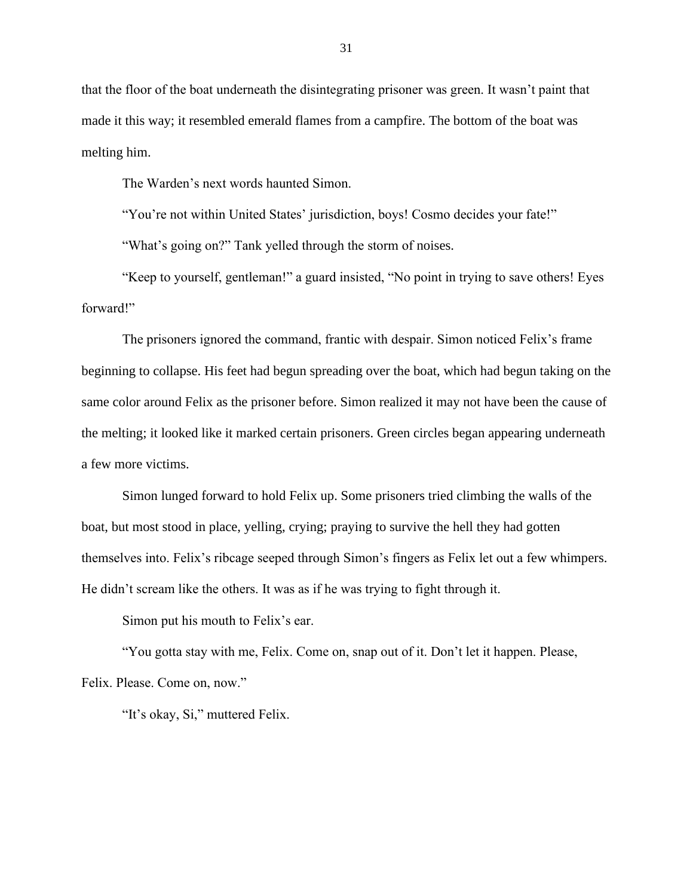that the floor of the boat underneath the disintegrating prisoner was green. It wasn't paint that made it this way; it resembled emerald flames from a campfire. The bottom of the boat was melting him.

The Warden's next words haunted Simon.

"You're not within United States' jurisdiction, boys! Cosmo decides your fate!"

"What's going on?" Tank yelled through the storm of noises.

"Keep to yourself, gentleman!" a guard insisted, "No point in trying to save others! Eyes forward!"

The prisoners ignored the command, frantic with despair. Simon noticed Felix's frame beginning to collapse. His feet had begun spreading over the boat, which had begun taking on the same color around Felix as the prisoner before. Simon realized it may not have been the cause of the melting; it looked like it marked certain prisoners. Green circles began appearing underneath a few more victims.

Simon lunged forward to hold Felix up. Some prisoners tried climbing the walls of the boat, but most stood in place, yelling, crying; praying to survive the hell they had gotten themselves into. Felix's ribcage seeped through Simon's fingers as Felix let out a few whimpers. He didn't scream like the others. It was as if he was trying to fight through it.

Simon put his mouth to Felix's ear.

"You gotta stay with me, Felix. Come on, snap out of it. Don't let it happen. Please, Felix. Please. Come on, now."

"It's okay, Si," muttered Felix.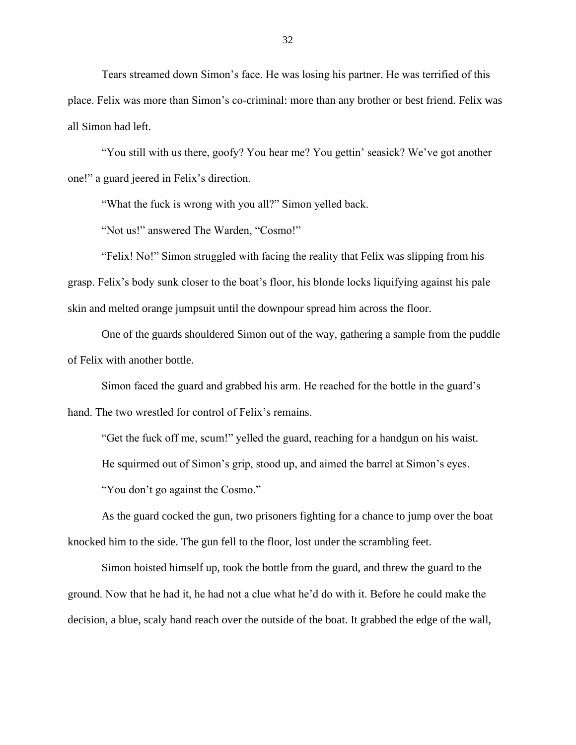Tears streamed down Simon's face. He was losing his partner. He was terrified of this place. Felix was more than Simon's co-criminal: more than any brother or best friend. Felix was all Simon had left.

"You still with us there, goofy? You hear me? You gettin' seasick? We've got another one!" a guard jeered in Felix's direction.

"What the fuck is wrong with you all?" Simon yelled back.

"Not us!" answered The Warden, "Cosmo!"

"Felix! No!" Simon struggled with facing the reality that Felix was slipping from his grasp. Felix's body sunk closer to the boat's floor, his blonde locks liquifying against his pale skin and melted orange jumpsuit until the downpour spread him across the floor.

One of the guards shouldered Simon out of the way, gathering a sample from the puddle of Felix with another bottle.

Simon faced the guard and grabbed his arm. He reached for the bottle in the guard's hand. The two wrestled for control of Felix's remains.

"Get the fuck off me, scum!" yelled the guard, reaching for a handgun on his waist.

He squirmed out of Simon's grip, stood up, and aimed the barrel at Simon's eyes.

"You don't go against the Cosmo."

As the guard cocked the gun, two prisoners fighting for a chance to jump over the boat knocked him to the side. The gun fell to the floor, lost under the scrambling feet.

Simon hoisted himself up, took the bottle from the guard, and threw the guard to the ground. Now that he had it, he had not a clue what he'd do with it. Before he could make the decision, a blue, scaly hand reach over the outside of the boat. It grabbed the edge of the wall,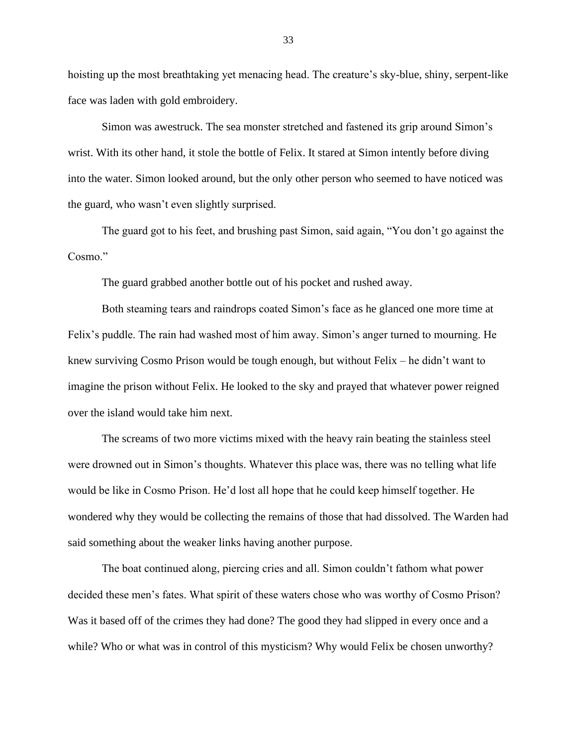hoisting up the most breathtaking yet menacing head. The creature's sky-blue, shiny, serpent-like face was laden with gold embroidery.

Simon was awestruck. The sea monster stretched and fastened its grip around Simon's wrist. With its other hand, it stole the bottle of Felix. It stared at Simon intently before diving into the water. Simon looked around, but the only other person who seemed to have noticed was the guard, who wasn't even slightly surprised.

The guard got to his feet, and brushing past Simon, said again, "You don't go against the Cosmo."

The guard grabbed another bottle out of his pocket and rushed away.

Both steaming tears and raindrops coated Simon's face as he glanced one more time at Felix's puddle. The rain had washed most of him away. Simon's anger turned to mourning. He knew surviving Cosmo Prison would be tough enough, but without Felix – he didn't want to imagine the prison without Felix. He looked to the sky and prayed that whatever power reigned over the island would take him next.

The screams of two more victims mixed with the heavy rain beating the stainless steel were drowned out in Simon's thoughts. Whatever this place was, there was no telling what life would be like in Cosmo Prison. He'd lost all hope that he could keep himself together. He wondered why they would be collecting the remains of those that had dissolved. The Warden had said something about the weaker links having another purpose.

The boat continued along, piercing cries and all. Simon couldn't fathom what power decided these men's fates. What spirit of these waters chose who was worthy of Cosmo Prison? Was it based off of the crimes they had done? The good they had slipped in every once and a while? Who or what was in control of this mysticism? Why would Felix be chosen unworthy?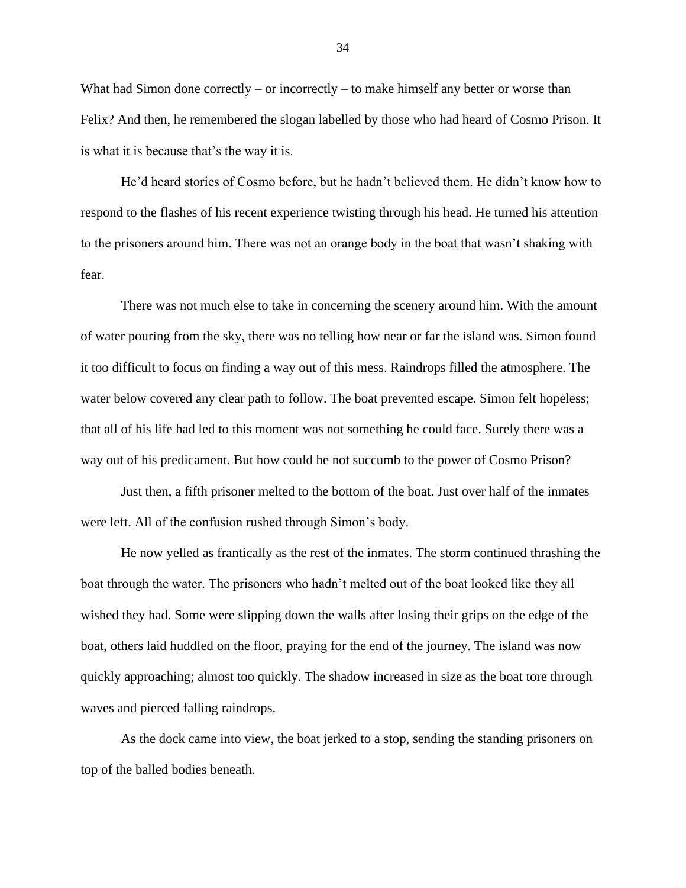What had Simon done correctly – or incorrectly – to make himself any better or worse than Felix? And then, he remembered the slogan labelled by those who had heard of Cosmo Prison. It is what it is because that's the way it is.

He'd heard stories of Cosmo before, but he hadn't believed them. He didn't know how to respond to the flashes of his recent experience twisting through his head. He turned his attention to the prisoners around him. There was not an orange body in the boat that wasn't shaking with fear.

There was not much else to take in concerning the scenery around him. With the amount of water pouring from the sky, there was no telling how near or far the island was. Simon found it too difficult to focus on finding a way out of this mess. Raindrops filled the atmosphere. The water below covered any clear path to follow. The boat prevented escape. Simon felt hopeless; that all of his life had led to this moment was not something he could face. Surely there was a way out of his predicament. But how could he not succumb to the power of Cosmo Prison?

Just then, a fifth prisoner melted to the bottom of the boat. Just over half of the inmates were left. All of the confusion rushed through Simon's body.

He now yelled as frantically as the rest of the inmates. The storm continued thrashing the boat through the water. The prisoners who hadn't melted out of the boat looked like they all wished they had. Some were slipping down the walls after losing their grips on the edge of the boat, others laid huddled on the floor, praying for the end of the journey. The island was now quickly approaching; almost too quickly. The shadow increased in size as the boat tore through waves and pierced falling raindrops.

As the dock came into view, the boat jerked to a stop, sending the standing prisoners on top of the balled bodies beneath.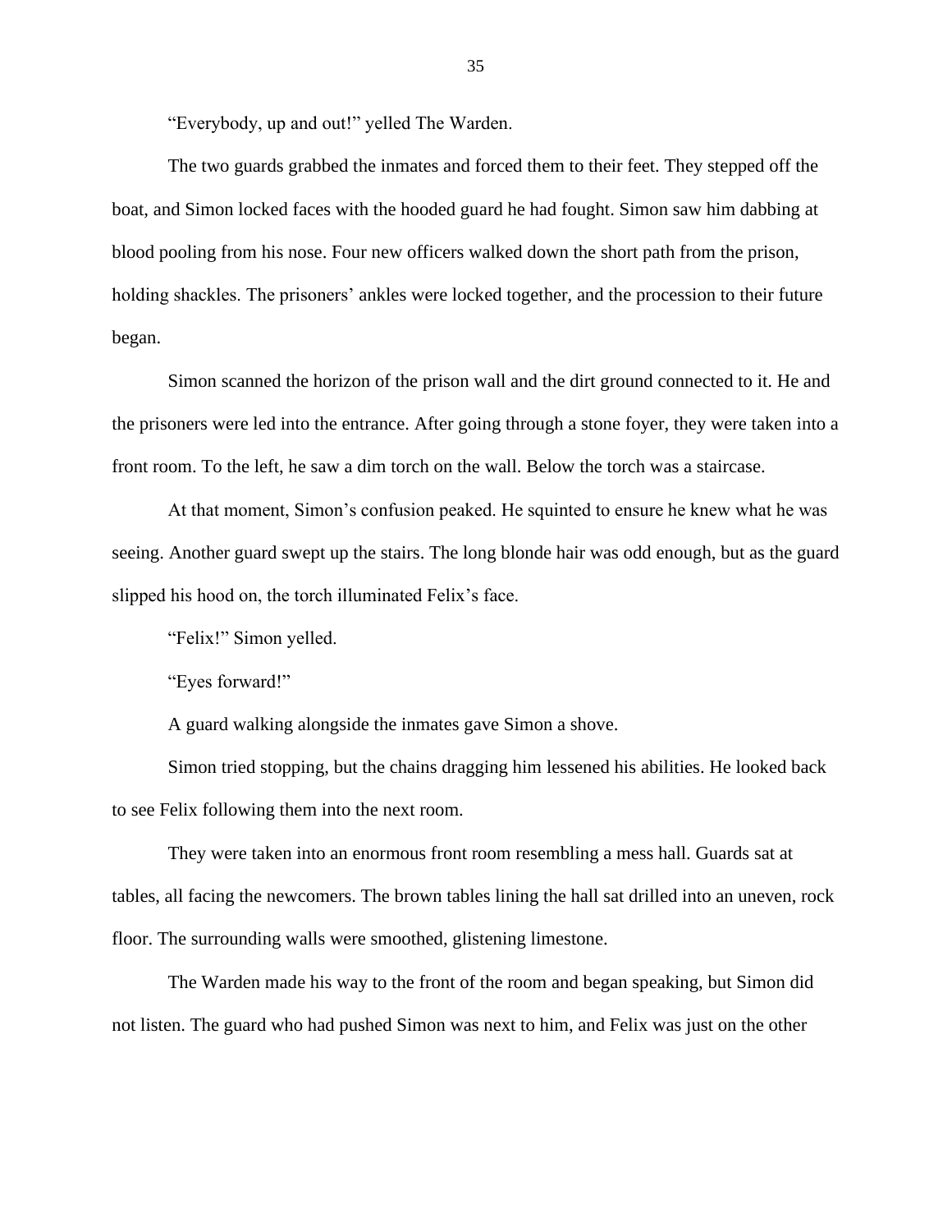"Everybody, up and out!" yelled The Warden.

The two guards grabbed the inmates and forced them to their feet. They stepped off the boat, and Simon locked faces with the hooded guard he had fought. Simon saw him dabbing at blood pooling from his nose. Four new officers walked down the short path from the prison, holding shackles. The prisoners' ankles were locked together, and the procession to their future began.

Simon scanned the horizon of the prison wall and the dirt ground connected to it. He and the prisoners were led into the entrance. After going through a stone foyer, they were taken into a front room. To the left, he saw a dim torch on the wall. Below the torch was a staircase.

At that moment, Simon's confusion peaked. He squinted to ensure he knew what he was seeing. Another guard swept up the stairs. The long blonde hair was odd enough, but as the guard slipped his hood on, the torch illuminated Felix's face.

"Felix!" Simon yelled.

"Eyes forward!"

A guard walking alongside the inmates gave Simon a shove.

Simon tried stopping, but the chains dragging him lessened his abilities. He looked back to see Felix following them into the next room.

They were taken into an enormous front room resembling a mess hall. Guards sat at tables, all facing the newcomers. The brown tables lining the hall sat drilled into an uneven, rock floor. The surrounding walls were smoothed, glistening limestone.

The Warden made his way to the front of the room and began speaking, but Simon did not listen. The guard who had pushed Simon was next to him, and Felix was just on the other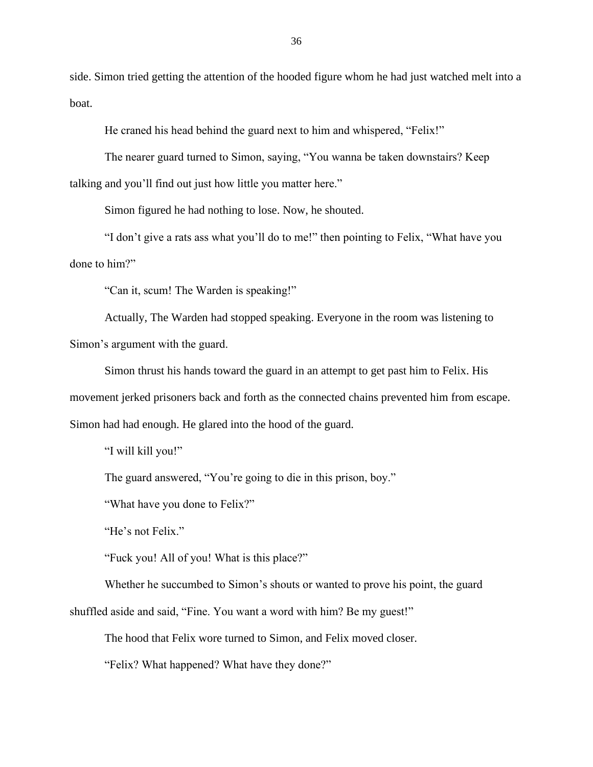side. Simon tried getting the attention of the hooded figure whom he had just watched melt into a boat.

He craned his head behind the guard next to him and whispered, "Felix!"

The nearer guard turned to Simon, saying, "You wanna be taken downstairs? Keep talking and you'll find out just how little you matter here."

Simon figured he had nothing to lose. Now, he shouted.

"I don't give a rats ass what you'll do to me!" then pointing to Felix, "What have you done to him?"

"Can it, scum! The Warden is speaking!"

Actually, The Warden had stopped speaking. Everyone in the room was listening to Simon's argument with the guard.

Simon thrust his hands toward the guard in an attempt to get past him to Felix. His movement jerked prisoners back and forth as the connected chains prevented him from escape. Simon had had enough. He glared into the hood of the guard.

"I will kill you!"

The guard answered, "You're going to die in this prison, boy."

"What have you done to Felix?"

"He's not Felix."

"Fuck you! All of you! What is this place?"

Whether he succumbed to Simon's shouts or wanted to prove his point, the guard shuffled aside and said, "Fine. You want a word with him? Be my guest!"

The hood that Felix wore turned to Simon, and Felix moved closer.

"Felix? What happened? What have they done?"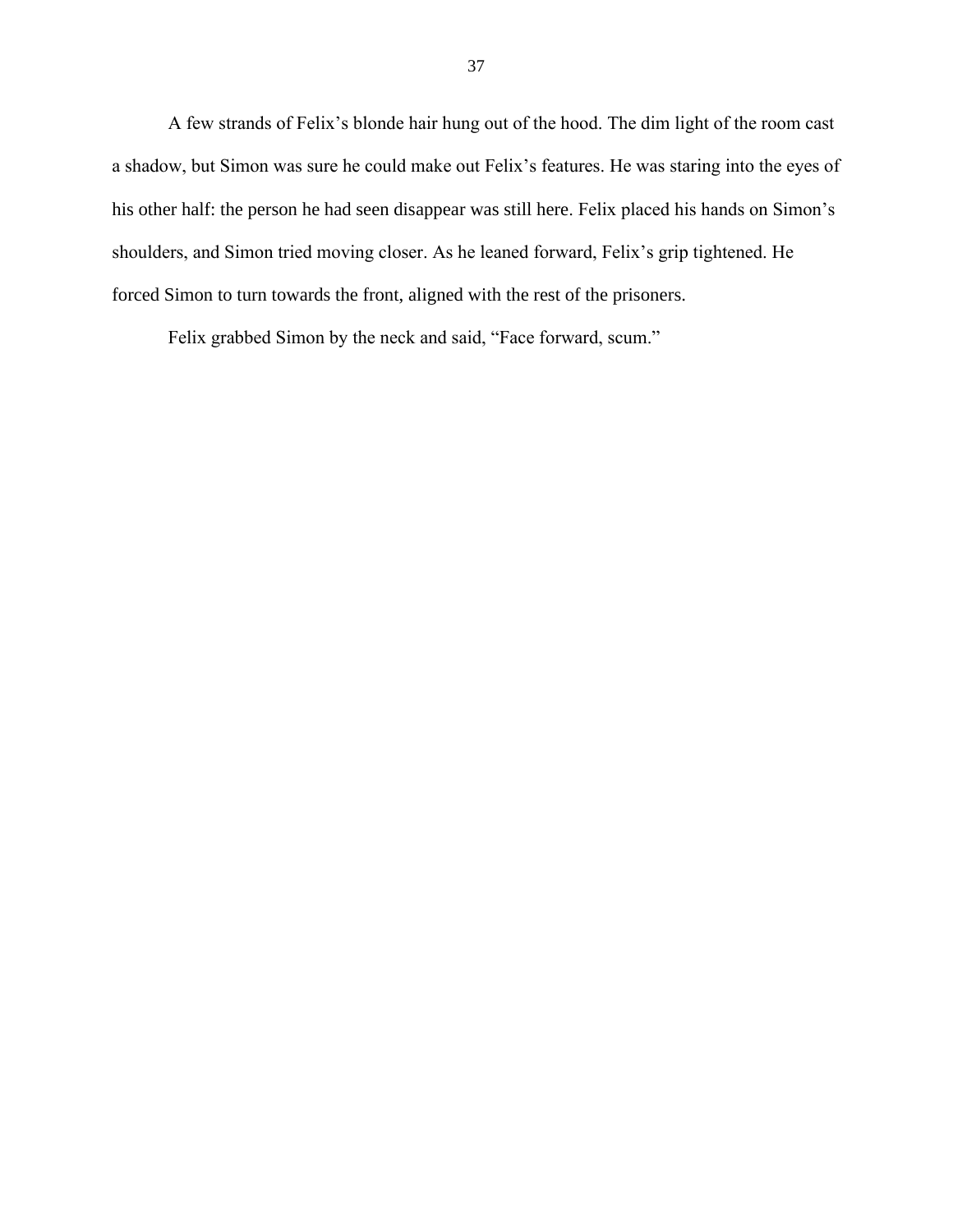A few strands of Felix's blonde hair hung out of the hood. The dim light of the room cast a shadow, but Simon was sure he could make out Felix's features. He was staring into the eyes of his other half: the person he had seen disappear was still here. Felix placed his hands on Simon's shoulders, and Simon tried moving closer. As he leaned forward, Felix's grip tightened. He forced Simon to turn towards the front, aligned with the rest of the prisoners.

Felix grabbed Simon by the neck and said, "Face forward, scum."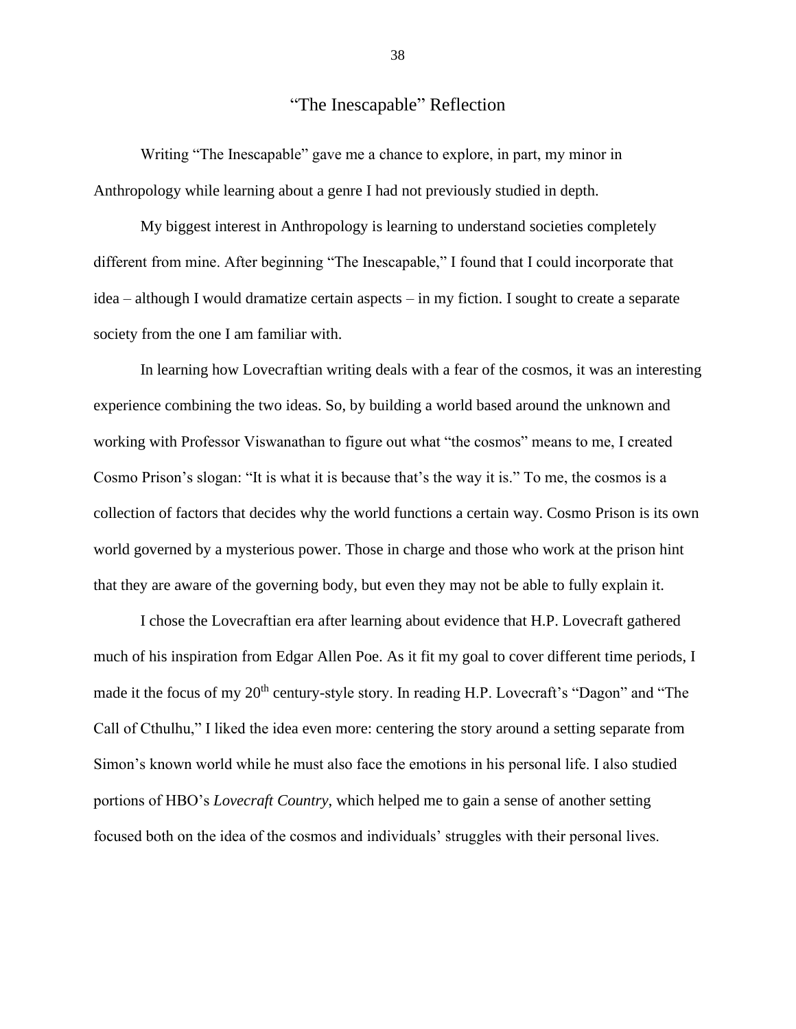# "The Inescapable" Reflection

Writing "The Inescapable" gave me a chance to explore, in part, my minor in Anthropology while learning about a genre I had not previously studied in depth.

My biggest interest in Anthropology is learning to understand societies completely different from mine. After beginning "The Inescapable," I found that I could incorporate that idea – although I would dramatize certain aspects – in my fiction. I sought to create a separate society from the one I am familiar with.

In learning how Lovecraftian writing deals with a fear of the cosmos, it was an interesting experience combining the two ideas. So, by building a world based around the unknown and working with Professor Viswanathan to figure out what "the cosmos" means to me, I created Cosmo Prison's slogan: "It is what it is because that's the way it is." To me, the cosmos is a collection of factors that decides why the world functions a certain way. Cosmo Prison is its own world governed by a mysterious power. Those in charge and those who work at the prison hint that they are aware of the governing body, but even they may not be able to fully explain it.

I chose the Lovecraftian era after learning about evidence that H.P. Lovecraft gathered much of his inspiration from Edgar Allen Poe. As it fit my goal to cover different time periods, I made it the focus of my 20th century-style story. In reading H.P. Lovecraft's "Dagon" and "The Call of Cthulhu," I liked the idea even more: centering the story around a setting separate from Simon's known world while he must also face the emotions in his personal life. I also studied portions of HBO's *Lovecraft Country*, which helped me to gain a sense of another setting focused both on the idea of the cosmos and individuals' struggles with their personal lives.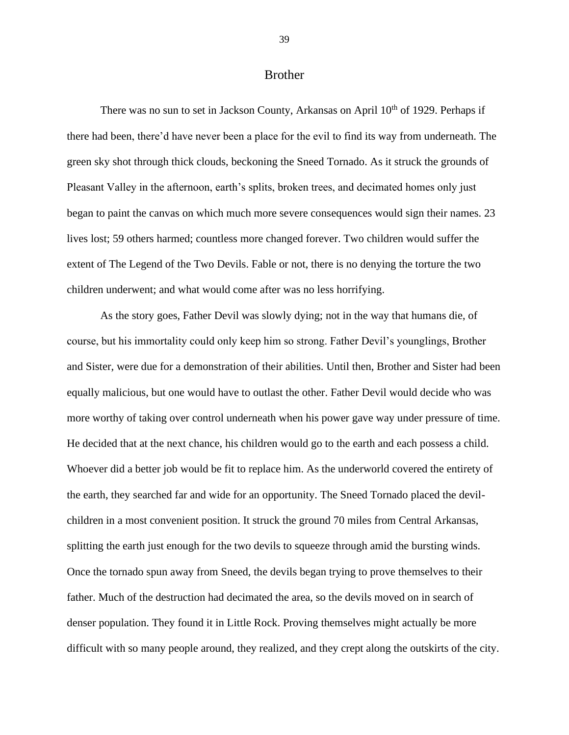# Brother

There was no sun to set in Jackson County, Arkansas on April 10th of 1929. Perhaps if there had been, there'd have never been a place for the evil to find its way from underneath. The green sky shot through thick clouds, beckoning the Sneed Tornado. As it struck the grounds of Pleasant Valley in the afternoon, earth's splits, broken trees, and decimated homes only just began to paint the canvas on which much more severe consequences would sign their names. 23 lives lost; 59 others harmed; countless more changed forever. Two children would suffer the extent of The Legend of the Two Devils. Fable or not, there is no denying the torture the two children underwent; and what would come after was no less horrifying.

As the story goes, Father Devil was slowly dying; not in the way that humans die, of course, but his immortality could only keep him so strong. Father Devil's younglings, Brother and Sister, were due for a demonstration of their abilities. Until then, Brother and Sister had been equally malicious, but one would have to outlast the other. Father Devil would decide who was more worthy of taking over control underneath when his power gave way under pressure of time. He decided that at the next chance, his children would go to the earth and each possess a child. Whoever did a better job would be fit to replace him. As the underworld covered the entirety of the earth, they searched far and wide for an opportunity. The Sneed Tornado placed the devil-children in a most convenient position. It struck the ground 70 miles from Central Arkansas, splitting the earth just enough for the two devils to squeeze through amid the bursting winds. Once the tornado spun away from Sneed, the devils began trying to prove themselves to their father. Much of the destruction had decimated the area, so the devils moved on in search of denser population. They found it in Little Rock. Proving themselves might actually be more difficult with so many people around, they realized, and they crept along the outskirts of the city.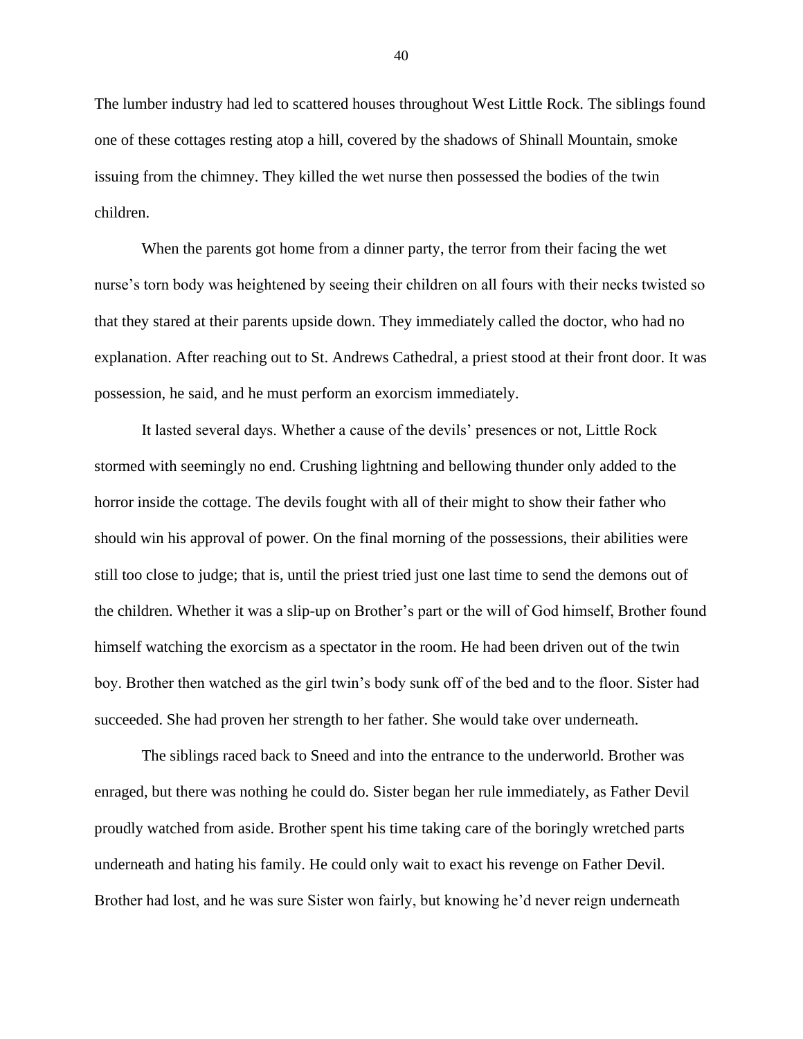The lumber industry had led to scattered houses throughout West Little Rock. The siblings found one of these cottages resting atop a hill, covered by the shadows of Shinall Mountain, smoke issuing from the chimney. They killed the wet nurse then possessed the bodies of the twin children.

When the parents got home from a dinner party, the terror from their facing the wet nurse's torn body was heightened by seeing their children on all fours with their necks twisted so that they stared at their parents upside down. They immediately called the doctor, who had no explanation. After reaching out to St. Andrews Cathedral, a priest stood at their front door. It was possession, he said, and he must perform an exorcism immediately.

It lasted several days. Whether a cause of the devils' presences or not, Little Rock stormed with seemingly no end. Crushing lightning and bellowing thunder only added to the horror inside the cottage. The devils fought with all of their might to show their father who should win his approval of power. On the final morning of the possessions, their abilities were still too close to judge; that is, until the priest tried just one last time to send the demons out of the children. Whether it was a slip-up on Brother's part or the will of God himself, Brother found himself watching the exorcism as a spectator in the room. He had been driven out of the twin boy. Brother then watched as the girl twin's body sunk off of the bed and to the floor. Sister had succeeded. She had proven her strength to her father. She would take over underneath.

The siblings raced back to Sneed and into the entrance to the underworld. Brother was enraged, but there was nothing he could do. Sister began her rule immediately, as Father Devil proudly watched from aside. Brother spent his time taking care of the boringly wretched parts underneath and hating his family. He could only wait to exact his revenge on Father Devil. Brother had lost, and he was sure Sister won fairly, but knowing he'd never reign underneath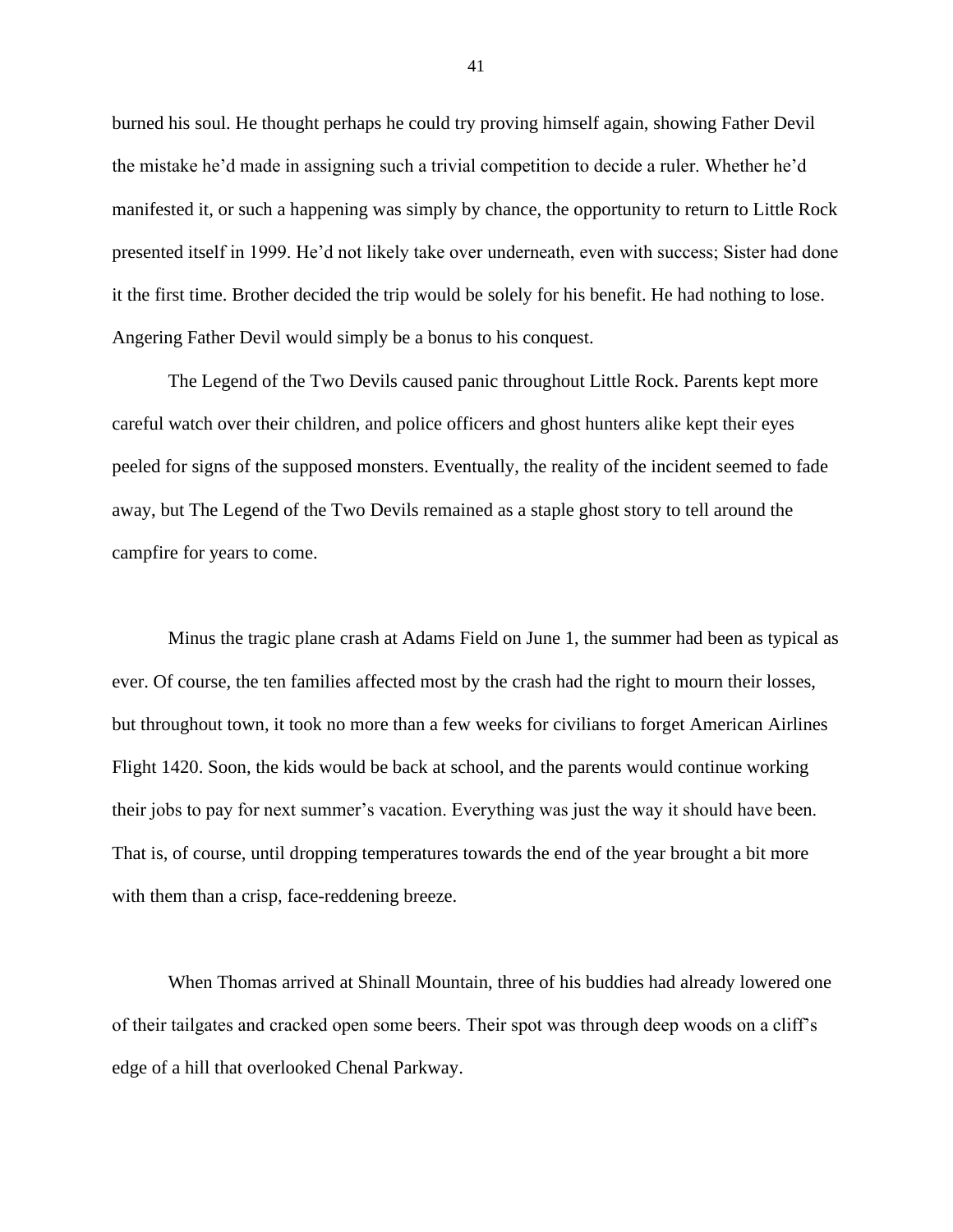burned his soul. He thought perhaps he could try proving himself again, showing Father Devil the mistake he'd made in assigning such a trivial competition to decide a ruler. Whether he'd manifested it, or such a happening was simply by chance, the opportunity to return to Little Rock presented itself in 1999. He'd not likely take over underneath, even with success; Sister had done it the first time. Brother decided the trip would be solely for his benefit. He had nothing to lose. Angering Father Devil would simply be a bonus to his conquest.

The Legend of the Two Devils caused panic throughout Little Rock. Parents kept more careful watch over their children, and police officers and ghost hunters alike kept their eyes peeled for signs of the supposed monsters. Eventually, the reality of the incident seemed to fade away, but The Legend of the Two Devils remained as a staple ghost story to tell around the campfire for years to come.

Minus the tragic plane crash at Adams Field on June 1, the summer had been as typical as ever. Of course, the ten families affected most by the crash had the right to mourn their losses, but throughout town, it took no more than a few weeks for civilians to forget American Airlines Flight 1420. Soon, the kids would be back at school, and the parents would continue working their jobs to pay for next summer's vacation. Everything was just the way it should have been. That is, of course, until dropping temperatures towards the end of the year brought a bit more with them than a crisp, face-reddening breeze.

When Thomas arrived at Shinall Mountain, three of his buddies had already lowered one of their tailgates and cracked open some beers. Their spot was through deep woods on a cliff's edge of a hill that overlooked Chenal Parkway.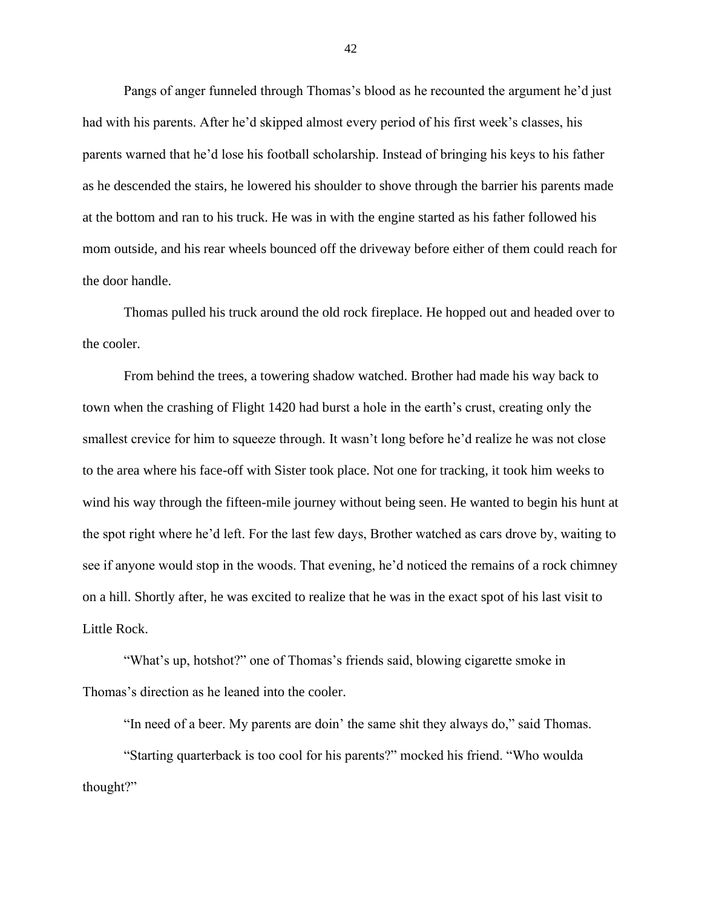Pangs of anger funneled through Thomas's blood as he recounted the argument he'd just had with his parents. After he'd skipped almost every period of his first week's classes, his parents warned that he'd lose his football scholarship. Instead of bringing his keys to his father as he descended the stairs, he lowered his shoulder to shove through the barrier his parents made at the bottom and ran to his truck. He was in with the engine started as his father followed his mom outside, and his rear wheels bounced off the driveway before either of them could reach for the door handle.

Thomas pulled his truck around the old rock fireplace. He hopped out and headed over to the cooler.

From behind the trees, a towering shadow watched. Brother had made his way back to town when the crashing of Flight 1420 had burst a hole in the earth's crust, creating only the smallest crevice for him to squeeze through. It wasn't long before he'd realize he was not close to the area where his face-off with Sister took place. Not one for tracking, it took him weeks to wind his way through the fifteen-mile journey without being seen. He wanted to begin his hunt at the spot right where he'd left. For the last few days, Brother watched as cars drove by, waiting to see if anyone would stop in the woods. That evening, he'd noticed the remains of a rock chimney on a hill. Shortly after, he was excited to realize that he was in the exact spot of his last visit to Little Rock.

"What's up, hotshot?" one of Thomas's friends said, blowing cigarette smoke in Thomas's direction as he leaned into the cooler.

"In need of a beer. My parents are doin' the same shit they always do," said Thomas.

"Starting quarterback is too cool for his parents?" mocked his friend. "Who woulda thought?"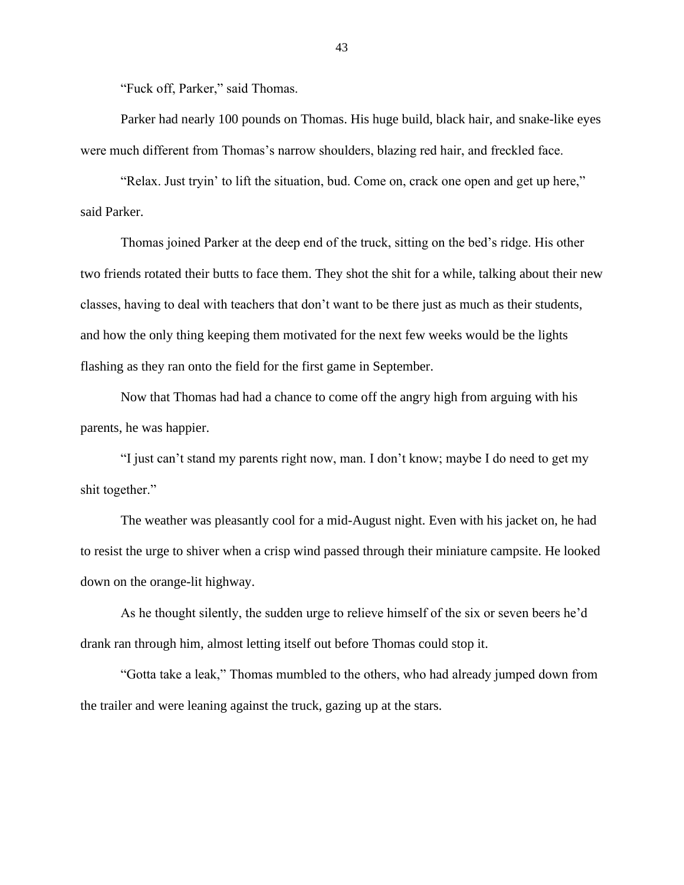"Fuck off, Parker," said Thomas.

Parker had nearly 100 pounds on Thomas. His huge build, black hair, and snake-like eyes were much different from Thomas's narrow shoulders, blazing red hair, and freckled face.

"Relax. Just tryin' to lift the situation, bud. Come on, crack one open and get up here," said Parker.

Thomas joined Parker at the deep end of the truck, sitting on the bed's ridge. His other two friends rotated their butts to face them. They shot the shit for a while, talking about their new classes, having to deal with teachers that don't want to be there just as much as their students, and how the only thing keeping them motivated for the next few weeks would be the lights flashing as they ran onto the field for the first game in September.

Now that Thomas had had a chance to come off the angry high from arguing with his parents, he was happier.

"I just can't stand my parents right now, man. I don't know; maybe I do need to get my shit together."

The weather was pleasantly cool for a mid-August night. Even with his jacket on, he had to resist the urge to shiver when a crisp wind passed through their miniature campsite. He looked down on the orange-lit highway.

As he thought silently, the sudden urge to relieve himself of the six or seven beers he'd drank ran through him, almost letting itself out before Thomas could stop it.

"Gotta take a leak," Thomas mumbled to the others, who had already jumped down from the trailer and were leaning against the truck, gazing up at the stars.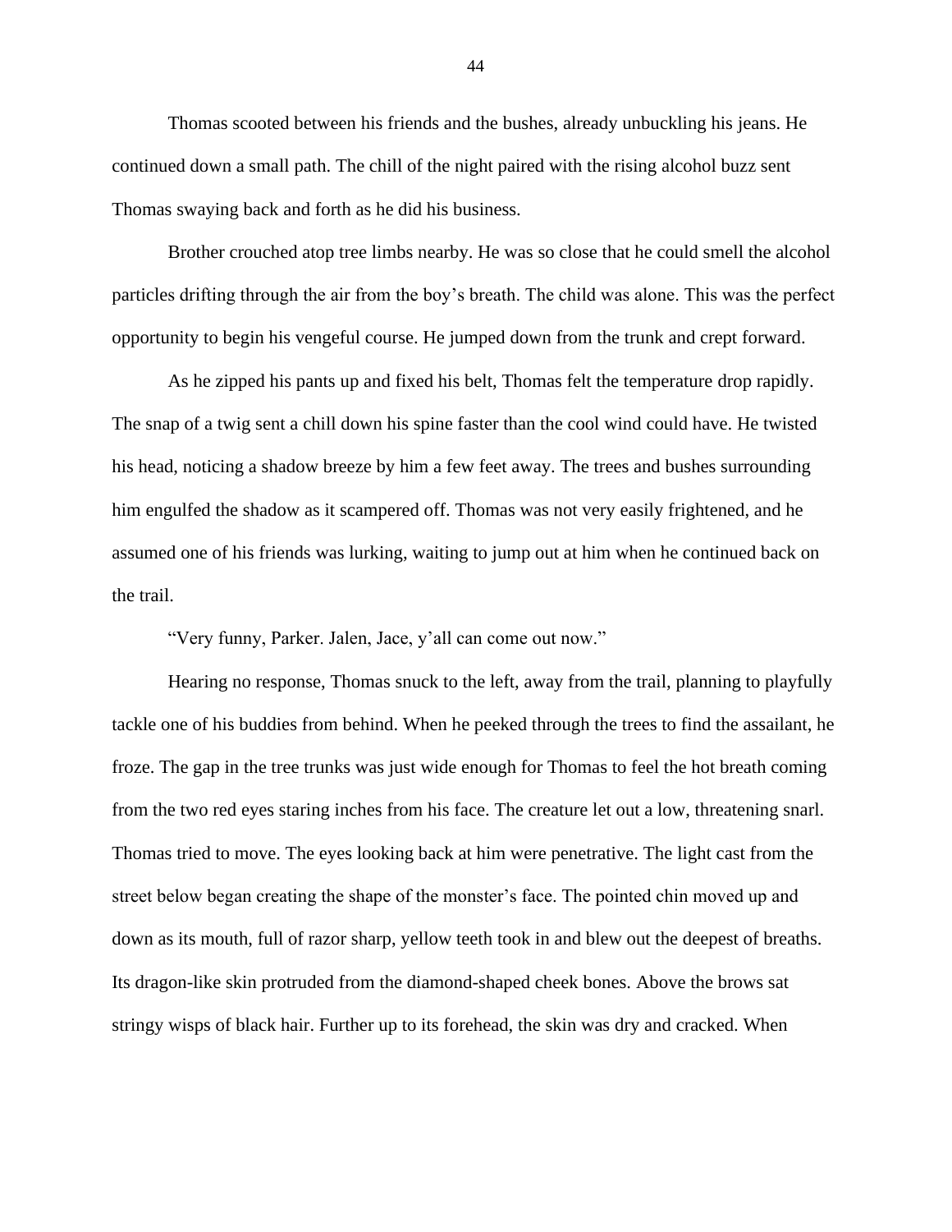Thomas scooted between his friends and the bushes, already unbuckling his jeans. He continued down a small path. The chill of the night paired with the rising alcohol buzz sent Thomas swaying back and forth as he did his business.

Brother crouched atop tree limbs nearby. He was so close that he could smell the alcohol particles drifting through the air from the boy's breath. The child was alone. This was the perfect opportunity to begin his vengeful course. He jumped down from the trunk and crept forward.

As he zipped his pants up and fixed his belt, Thomas felt the temperature drop rapidly. The snap of a twig sent a chill down his spine faster than the cool wind could have. He twisted his head, noticing a shadow breeze by him a few feet away. The trees and bushes surrounding him engulfed the shadow as it scampered off. Thomas was not very easily frightened, and he assumed one of his friends was lurking, waiting to jump out at him when he continued back on the trail.

"Very funny, Parker. Jalen, Jace, y'all can come out now."

Hearing no response, Thomas snuck to the left, away from the trail, planning to playfully tackle one of his buddies from behind. When he peeked through the trees to find the assailant, he froze. The gap in the tree trunks was just wide enough for Thomas to feel the hot breath coming from the two red eyes staring inches from his face. The creature let out a low, threatening snarl. Thomas tried to move. The eyes looking back at him were penetrative. The light cast from the street below began creating the shape of the monster's face. The pointed chin moved up and down as its mouth, full of razor sharp, yellow teeth took in and blew out the deepest of breaths. Its dragon-like skin protruded from the diamond-shaped cheek bones. Above the brows sat stringy wisps of black hair. Further up to its forehead, the skin was dry and cracked. When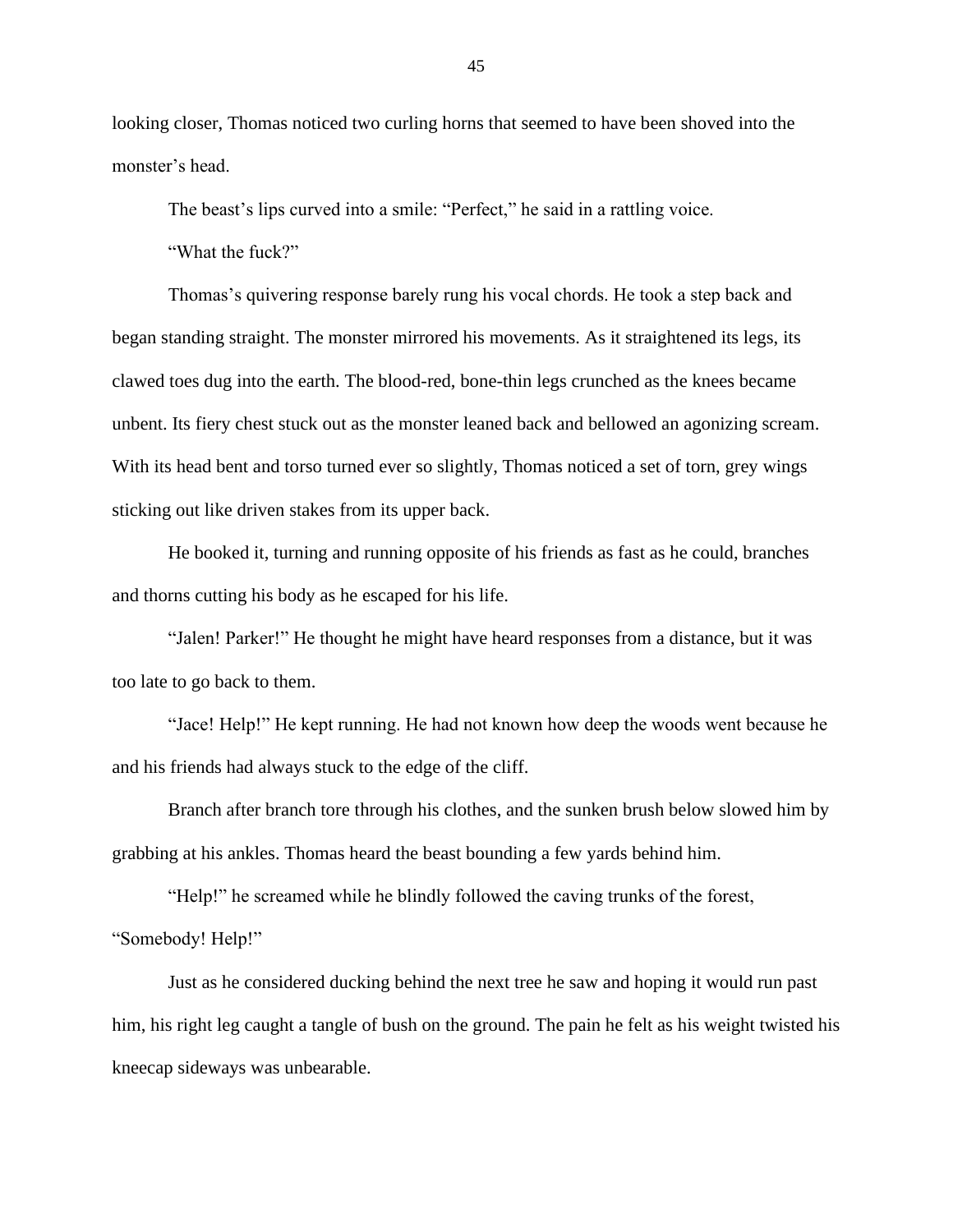looking closer, Thomas noticed two curling horns that seemed to have been shoved into the monster's head.

The beast's lips curved into a smile: "Perfect," he said in a rattling voice.

"What the fuck?"

Thomas's quivering response barely rung his vocal chords. He took a step back and began standing straight. The monster mirrored his movements. As it straightened its legs, its clawed toes dug into the earth. The blood-red, bone-thin legs crunched as the knees became unbent. Its fiery chest stuck out as the monster leaned back and bellowed an agonizing scream. With its head bent and torso turned ever so slightly, Thomas noticed a set of torn, grey wings sticking out like driven stakes from its upper back.

He booked it, turning and running opposite of his friends as fast as he could, branches and thorns cutting his body as he escaped for his life.

"Jalen! Parker!" He thought he might have heard responses from a distance, but it was too late to go back to them.

"Jace! Help!" He kept running. He had not known how deep the woods went because he and his friends had always stuck to the edge of the cliff.

Branch after branch tore through his clothes, and the sunken brush below slowed him by grabbing at his ankles. Thomas heard the beast bounding a few yards behind him.

"Help!" he screamed while he blindly followed the caving trunks of the forest, "Somebody! Help!"

Just as he considered ducking behind the next tree he saw and hoping it would run past him, his right leg caught a tangle of bush on the ground. The pain he felt as his weight twisted his kneecap sideways was unbearable.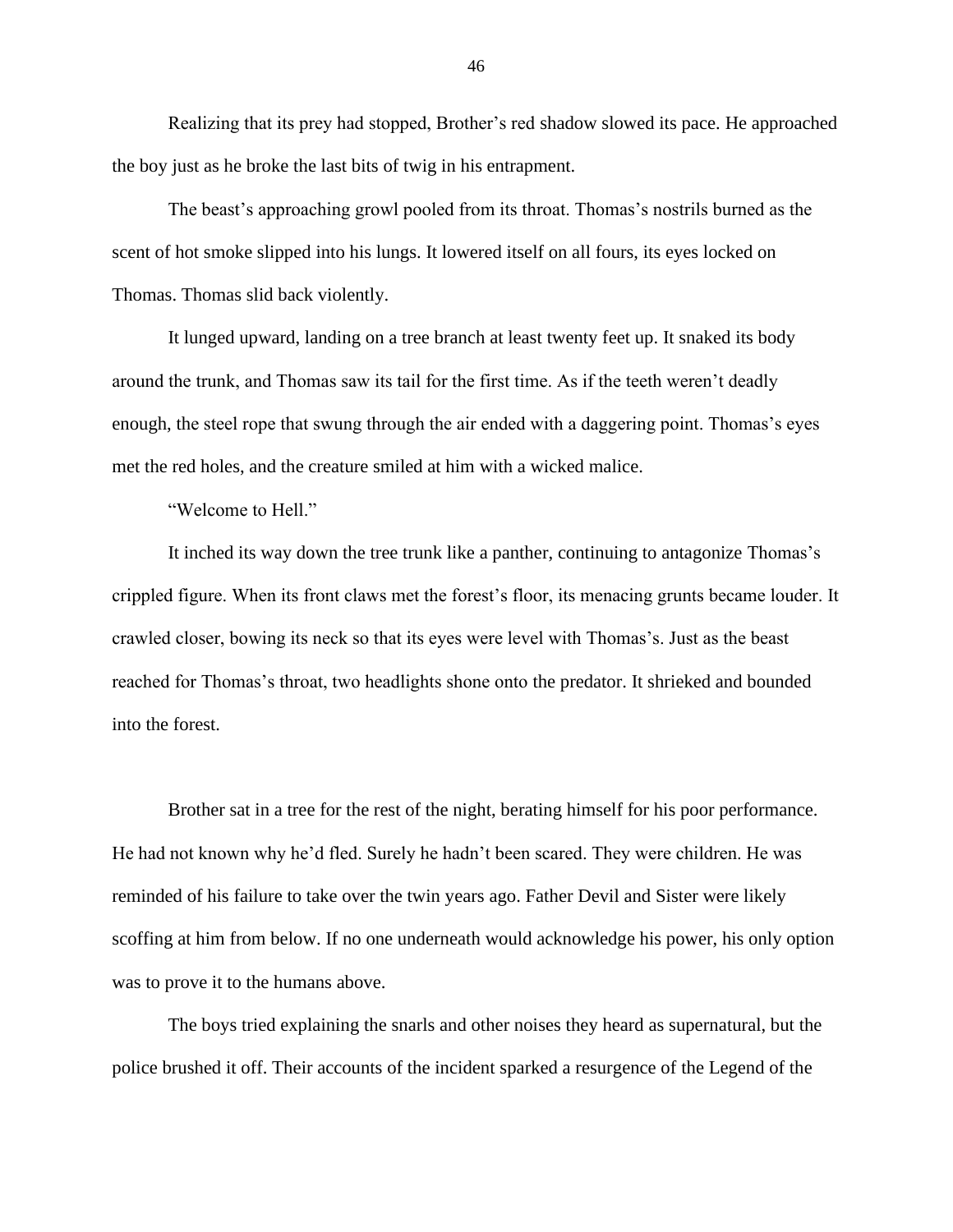Realizing that its prey had stopped, Brother's red shadow slowed its pace. He approached the boy just as he broke the last bits of twig in his entrapment.

The beast's approaching growl pooled from its throat. Thomas's nostrils burned as the scent of hot smoke slipped into his lungs. It lowered itself on all fours, its eyes locked on Thomas. Thomas slid back violently.

It lunged upward, landing on a tree branch at least twenty feet up. It snaked its body around the trunk, and Thomas saw its tail for the first time. As if the teeth weren't deadly enough, the steel rope that swung through the air ended with a daggering point. Thomas's eyes met the red holes, and the creature smiled at him with a wicked malice.

"Welcome to Hell."

It inched its way down the tree trunk like a panther, continuing to antagonize Thomas's crippled figure. When its front claws met the forest's floor, its menacing grunts became louder. It crawled closer, bowing its neck so that its eyes were level with Thomas's. Just as the beast reached for Thomas's throat, two headlights shone onto the predator. It shrieked and bounded into the forest.

Brother sat in a tree for the rest of the night, berating himself for his poor performance. He had not known why he'd fled. Surely he hadn't been scared. They were children. He was reminded of his failure to take over the twin years ago. Father Devil and Sister were likely scoffing at him from below. If no one underneath would acknowledge his power, his only option was to prove it to the humans above.

The boys tried explaining the snarls and other noises they heard as supernatural, but the police brushed it off. Their accounts of the incident sparked a resurgence of the Legend of the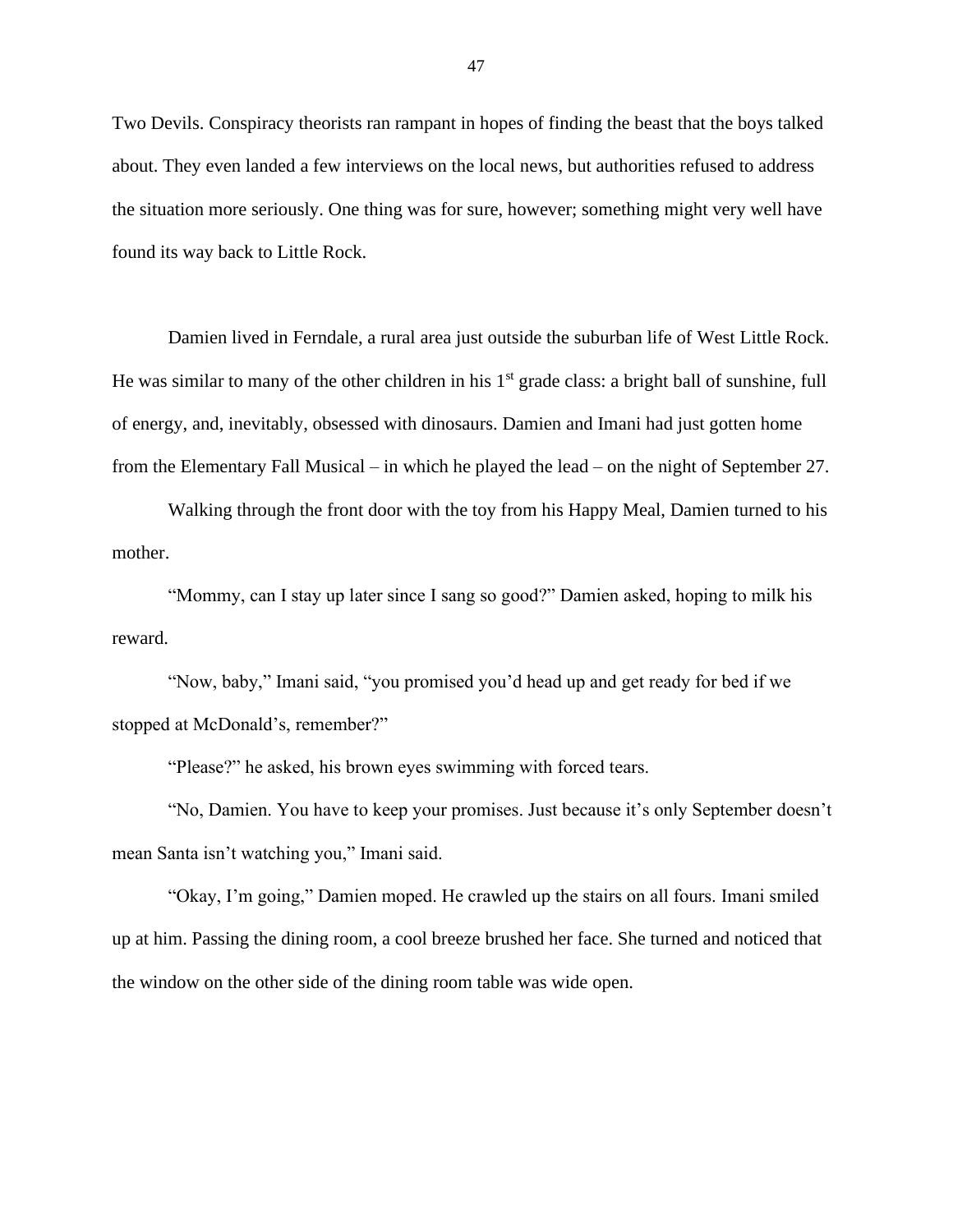Two Devils. Conspiracy theorists ran rampant in hopes of finding the beast that the boys talked about. They even landed a few interviews on the local news, but authorities refused to address the situation more seriously. One thing was for sure, however; something might very well have found its way back to Little Rock.

Damien lived in Ferndale, a rural area just outside the suburban life of West Little Rock. He was similar to many of the other children in his 1st grade class: a bright ball of sunshine, full of energy, and, inevitably, obsessed with dinosaurs. Damien and Imani had just gotten home from the Elementary Fall Musical – in which he played the lead – on the night of September 27.

Walking through the front door with the toy from his Happy Meal, Damien turned to his mother.

"Mommy, can I stay up later since I sang so good?" Damien asked, hoping to milk his reward.

"Now, baby," Imani said, "you promised you'd head up and get ready for bed if we stopped at McDonald's, remember?"

"Please?" he asked, his brown eyes swimming with forced tears.

"No, Damien. You have to keep your promises. Just because it's only September doesn't mean Santa isn't watching you," Imani said.

"Okay, I'm going," Damien moped. He crawled up the stairs on all fours. Imani smiled up at him. Passing the dining room, a cool breeze brushed her face. She turned and noticed that the window on the other side of the dining room table was wide open.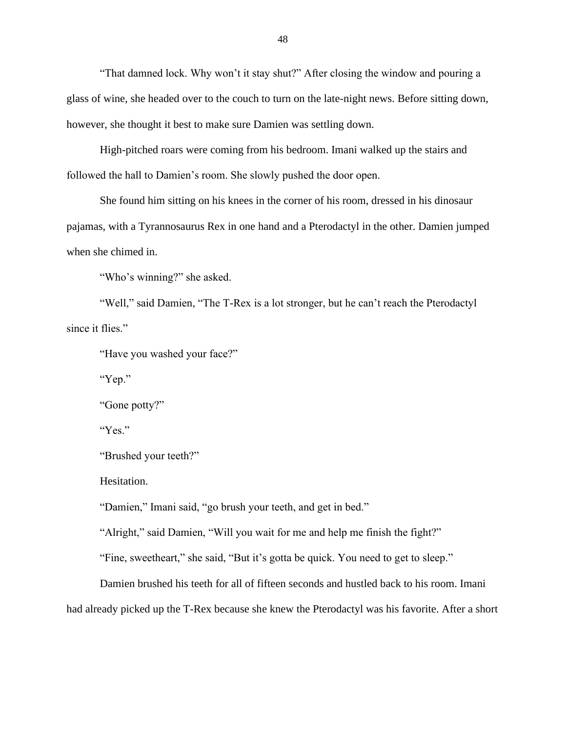"That damned lock. Why won't it stay shut?" After closing the window and pouring a glass of wine, she headed over to the couch to turn on the late-night news. Before sitting down, however, she thought it best to make sure Damien was settling down.

High-pitched roars were coming from his bedroom. Imani walked up the stairs and followed the hall to Damien's room. She slowly pushed the door open.

She found him sitting on his knees in the corner of his room, dressed in his dinosaur pajamas, with a Tyrannosaurus Rex in one hand and a Pterodactyl in the other. Damien jumped when she chimed in.

"Who's winning?" she asked.

"Well," said Damien, "The T-Rex is a lot stronger, but he can't reach the Pterodactyl since it flies."

"Have you washed your face?"

"Yep."

"Gone potty?"

"Yes."

"Brushed your teeth?"

Hesitation.

"Damien," Imani said, "go brush your teeth, and get in bed."

"Alright," said Damien, "Will you wait for me and help me finish the fight?"

"Fine, sweetheart," she said, "But it's gotta be quick. You need to get to sleep."

Damien brushed his teeth for all of fifteen seconds and hustled back to his room. Imani had already picked up the T-Rex because she knew the Pterodactyl was his favorite. After a short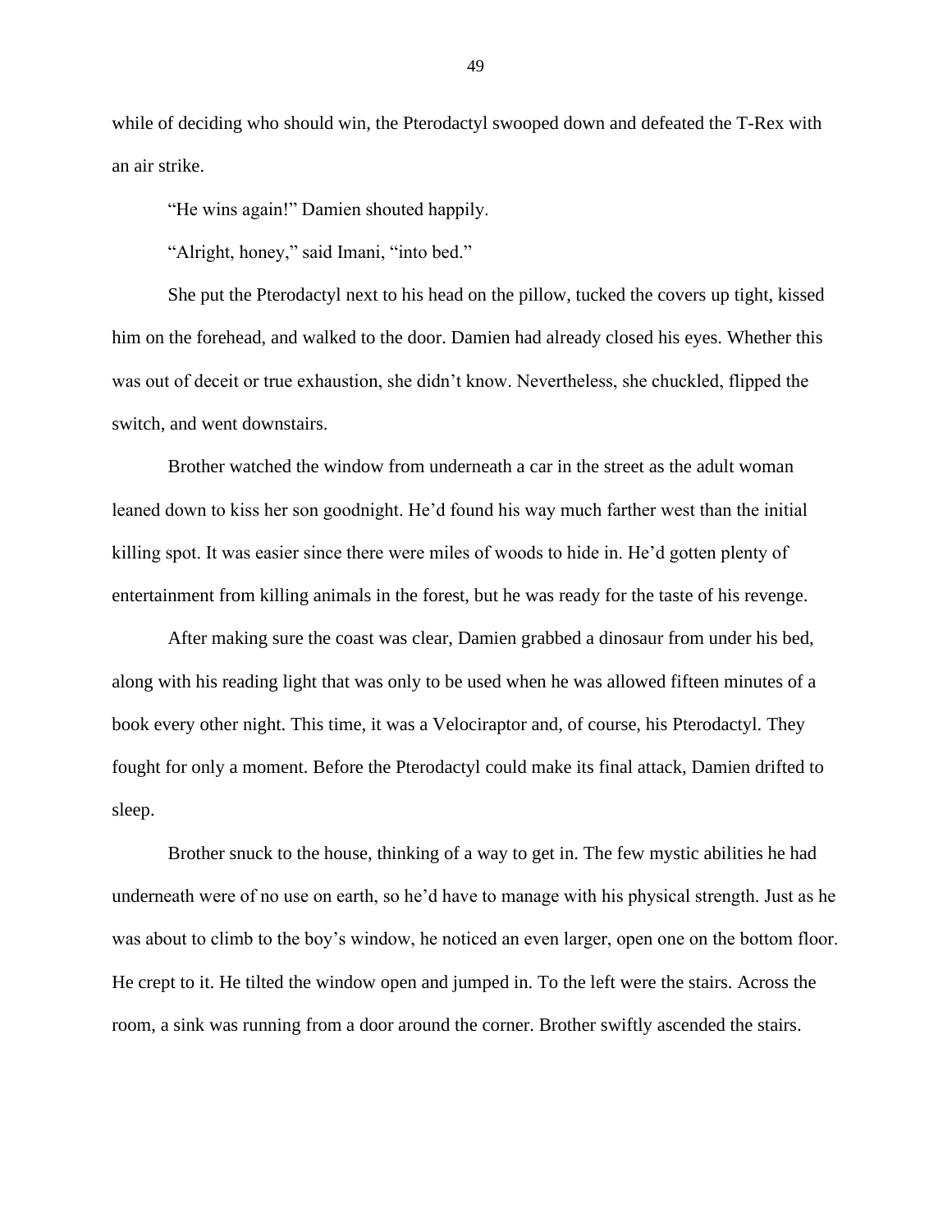while of deciding who should win, the Pterodactyl swooped down and defeated the T-Rex with an air strike.

"He wins again!" Damien shouted happily.

"Alright, honey," said Imani, "into bed."

She put the Pterodactyl next to his head on the pillow, tucked the covers up tight, kissed him on the forehead, and walked to the door. Damien had already closed his eyes. Whether this was out of deceit or true exhaustion, she didn't know. Nevertheless, she chuckled, flipped the switch, and went downstairs.

Brother watched the window from underneath a car in the street as the adult woman leaned down to kiss her son goodnight. He'd found his way much farther west than the initial killing spot. It was easier since there were miles of woods to hide in. He'd gotten plenty of entertainment from killing animals in the forest, but he was ready for the taste of his revenge.

After making sure the coast was clear, Damien grabbed a dinosaur from under his bed, along with his reading light that was only to be used when he was allowed fifteen minutes of a book every other night. This time, it was a Velociraptor and, of course, his Pterodactyl. They fought for only a moment. Before the Pterodactyl could make its final attack, Damien drifted to sleep.

Brother snuck to the house, thinking of a way to get in. The few mystic abilities he had underneath were of no use on earth, so he'd have to manage with his physical strength. Just as he was about to climb to the boy's window, he noticed an even larger, open one on the bottom floor. He crept to it. He tilted the window open and jumped in. To the left were the stairs. Across the room, a sink was running from a door around the corner. Brother swiftly ascended the stairs.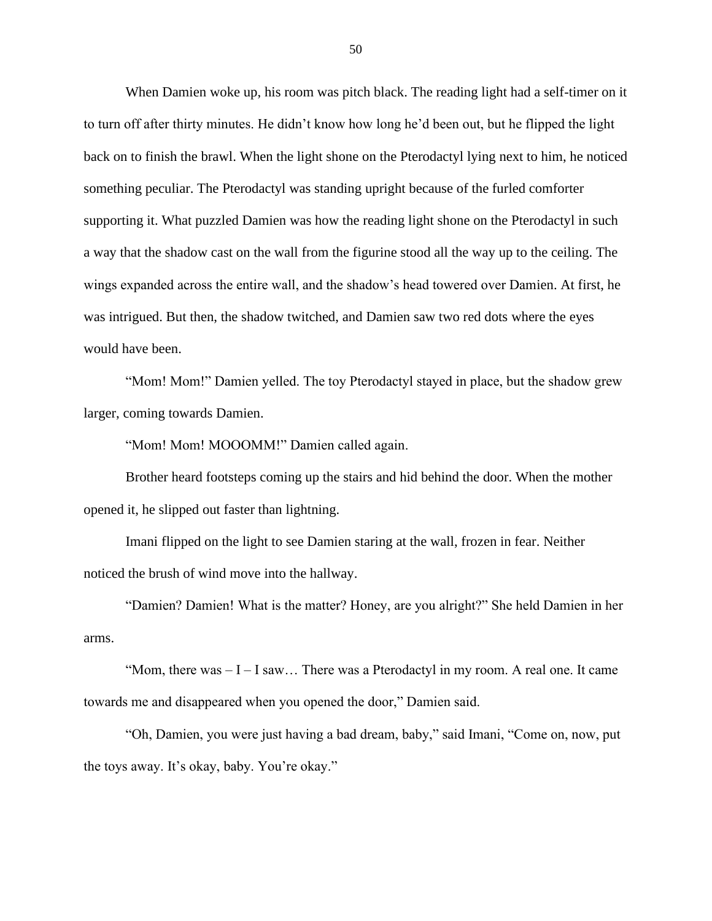When Damien woke up, his room was pitch black. The reading light had a self-timer on it to turn off after thirty minutes. He didn't know how long he'd been out, but he flipped the light back on to finish the brawl. When the light shone on the Pterodactyl lying next to him, he noticed something peculiar. The Pterodactyl was standing upright because of the furled comforter supporting it. What puzzled Damien was how the reading light shone on the Pterodactyl in such a way that the shadow cast on the wall from the figurine stood all the way up to the ceiling. The wings expanded across the entire wall, and the shadow's head towered over Damien. At first, he was intrigued. But then, the shadow twitched, and Damien saw two red dots where the eyes would have been.

"Mom! Mom!" Damien yelled. The toy Pterodactyl stayed in place, but the shadow grew larger, coming towards Damien.

"Mom! Mom! MOOOMM!" Damien called again.

Brother heard footsteps coming up the stairs and hid behind the door. When the mother opened it, he slipped out faster than lightning.

Imani flipped on the light to see Damien staring at the wall, frozen in fear. Neither noticed the brush of wind move into the hallway.

"Damien? Damien! What is the matter? Honey, are you alright?" She held Damien in her arms.

"Mom, there was – I – I saw… There was a Pterodactyl in my room. A real one. It came towards me and disappeared when you opened the door," Damien said.

"Oh, Damien, you were just having a bad dream, baby," said Imani, "Come on, now, put the toys away. It's okay, baby. You're okay."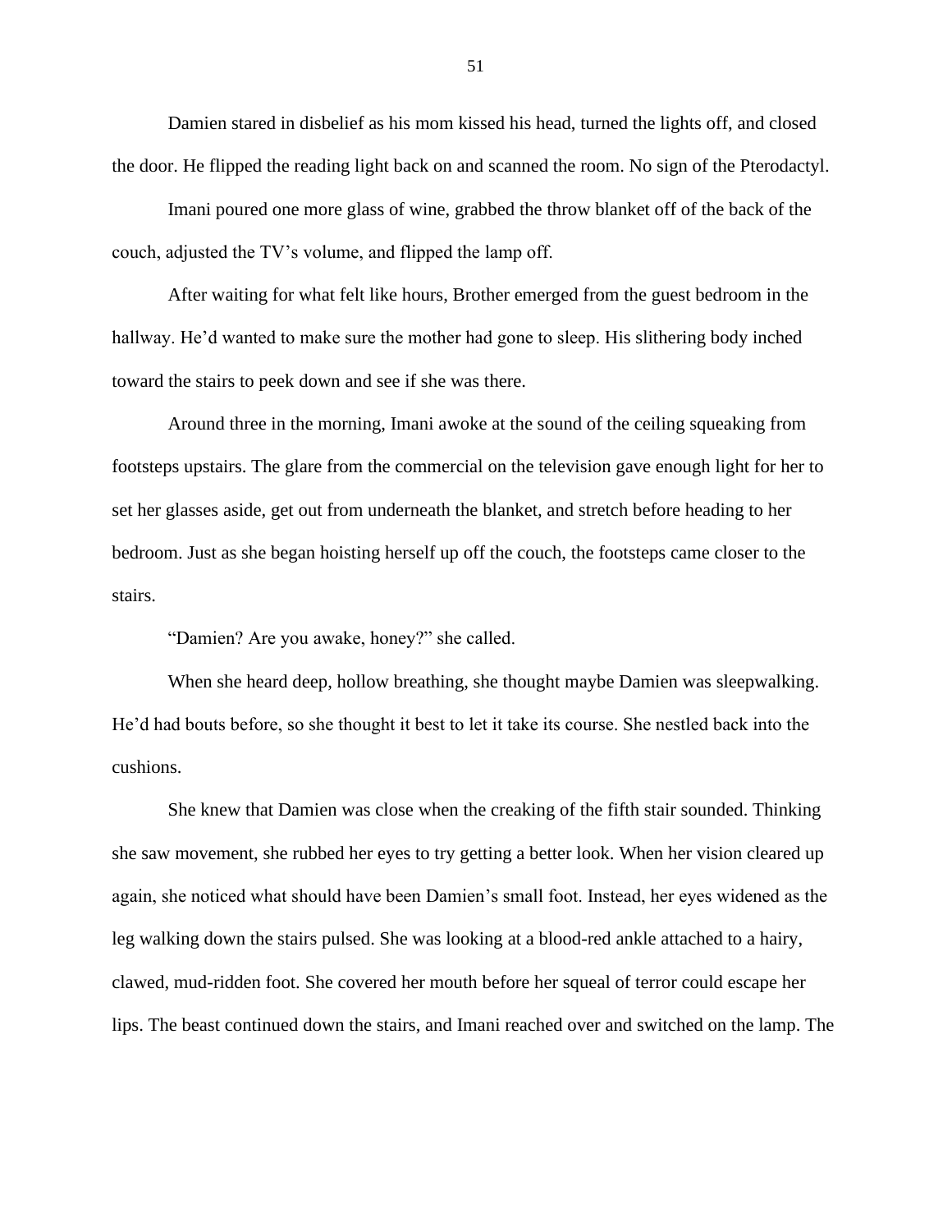Damien stared in disbelief as his mom kissed his head, turned the lights off, and closed the door. He flipped the reading light back on and scanned the room. No sign of the Pterodactyl.

Imani poured one more glass of wine, grabbed the throw blanket off of the back of the couch, adjusted the TV's volume, and flipped the lamp off.

After waiting for what felt like hours, Brother emerged from the guest bedroom in the hallway. He'd wanted to make sure the mother had gone to sleep. His slithering body inched toward the stairs to peek down and see if she was there.

Around three in the morning, Imani awoke at the sound of the ceiling squeaking from footsteps upstairs. The glare from the commercial on the television gave enough light for her to set her glasses aside, get out from underneath the blanket, and stretch before heading to her bedroom. Just as she began hoisting herself up off the couch, the footsteps came closer to the stairs.

"Damien? Are you awake, honey?" she called.

When she heard deep, hollow breathing, she thought maybe Damien was sleepwalking. He'd had bouts before, so she thought it best to let it take its course. She nestled back into the cushions.

She knew that Damien was close when the creaking of the fifth stair sounded. Thinking she saw movement, she rubbed her eyes to try getting a better look. When her vision cleared up again, she noticed what should have been Damien's small foot. Instead, her eyes widened as the leg walking down the stairs pulsed. She was looking at a blood-red ankle attached to a hairy, clawed, mud-ridden foot. She covered her mouth before her squeal of terror could escape her lips. The beast continued down the stairs, and Imani reached over and switched on the lamp. The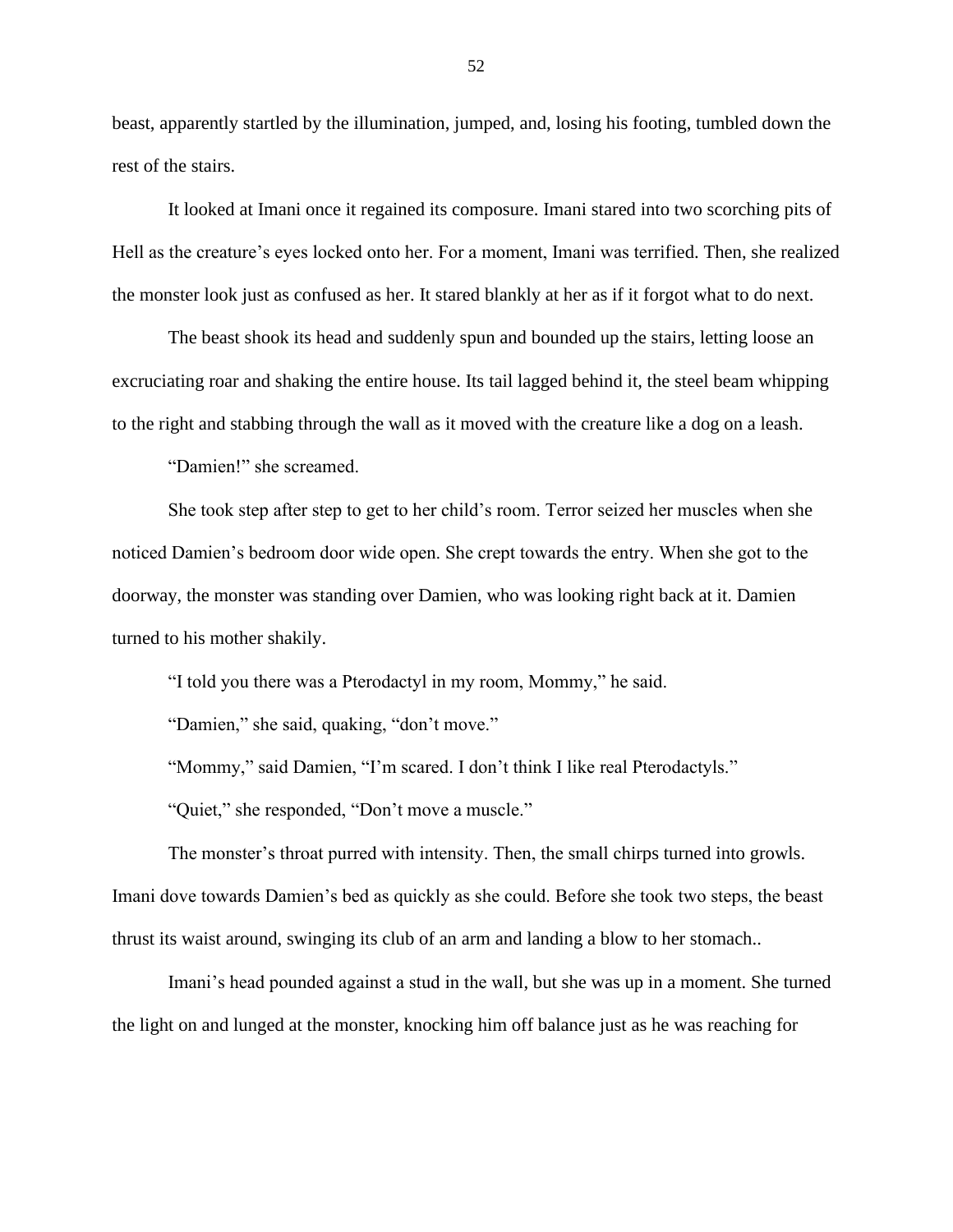beast, apparently startled by the illumination, jumped, and, losing his footing, tumbled down the rest of the stairs.

It looked at Imani once it regained its composure. Imani stared into two scorching pits of Hell as the creature's eyes locked onto her. For a moment, Imani was terrified. Then, she realized the monster look just as confused as her. It stared blankly at her as if it forgot what to do next.

The beast shook its head and suddenly spun and bounded up the stairs, letting loose an excruciating roar and shaking the entire house. Its tail lagged behind it, the steel beam whipping to the right and stabbing through the wall as it moved with the creature like a dog on a leash.

"Damien!" she screamed.

She took step after step to get to her child's room. Terror seized her muscles when she noticed Damien's bedroom door wide open. She crept towards the entry. When she got to the doorway, the monster was standing over Damien, who was looking right back at it. Damien turned to his mother shakily.

"I told you there was a Pterodactyl in my room, Mommy," he said.

"Damien," she said, quaking, "don't move."

"Mommy," said Damien, "I'm scared. I don't think I like real Pterodactyls."

"Quiet," she responded, "Don't move a muscle."

The monster's throat purred with intensity. Then, the small chirps turned into growls. Imani dove towards Damien's bed as quickly as she could. Before she took two steps, the beast thrust its waist around, swinging its club of an arm and landing a blow to her stomach..

Imani's head pounded against a stud in the wall, but she was up in a moment. She turned the light on and lunged at the monster, knocking him off balance just as he was reaching for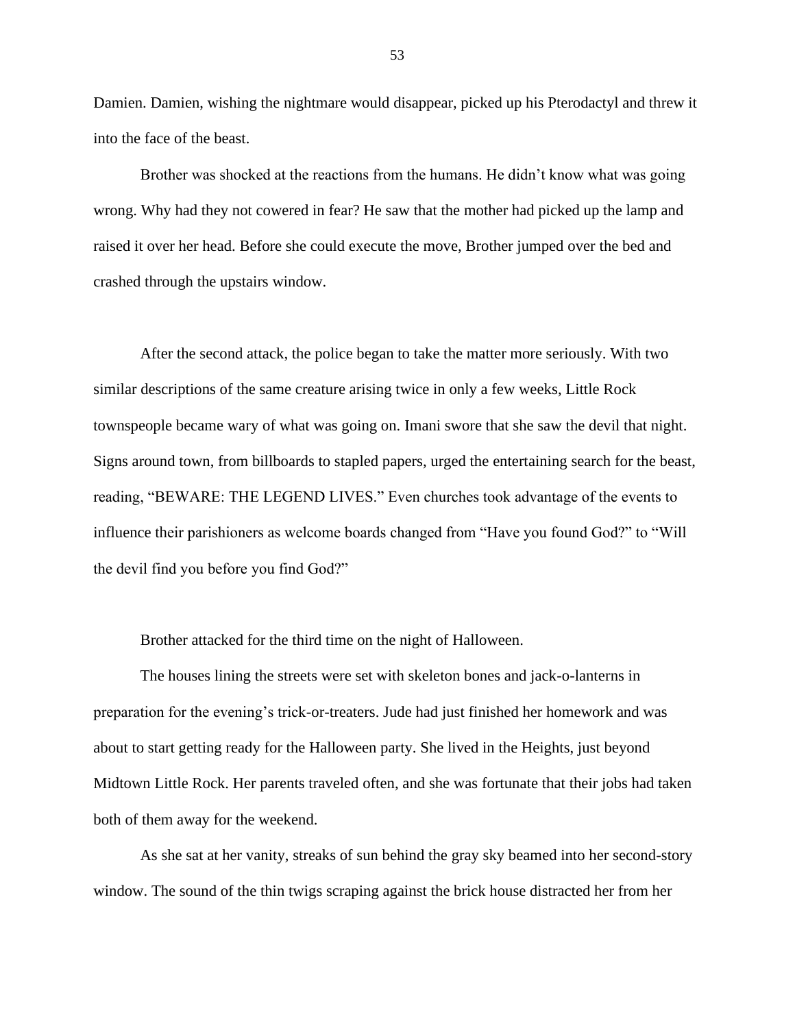Damien. Damien, wishing the nightmare would disappear, picked up his Pterodactyl and threw it into the face of the beast.

Brother was shocked at the reactions from the humans. He didn't know what was going wrong. Why had they not cowered in fear? He saw that the mother had picked up the lamp and raised it over her head. Before she could execute the move, Brother jumped over the bed and crashed through the upstairs window.

After the second attack, the police began to take the matter more seriously. With two similar descriptions of the same creature arising twice in only a few weeks, Little Rock townspeople became wary of what was going on. Imani swore that she saw the devil that night. Signs around town, from billboards to stapled papers, urged the entertaining search for the beast, reading, "BEWARE: THE LEGEND LIVES." Even churches took advantage of the events to influence their parishioners as welcome boards changed from "Have you found God?" to "Will the devil find you before you find God?"

Brother attacked for the third time on the night of Halloween.

The houses lining the streets were set with skeleton bones and jack-o-lanterns in preparation for the evening's trick-or-treaters. Jude had just finished her homework and was about to start getting ready for the Halloween party. She lived in the Heights, just beyond Midtown Little Rock. Her parents traveled often, and she was fortunate that their jobs had taken both of them away for the weekend.

As she sat at her vanity, streaks of sun behind the gray sky beamed into her second-story window. The sound of the thin twigs scraping against the brick house distracted her from her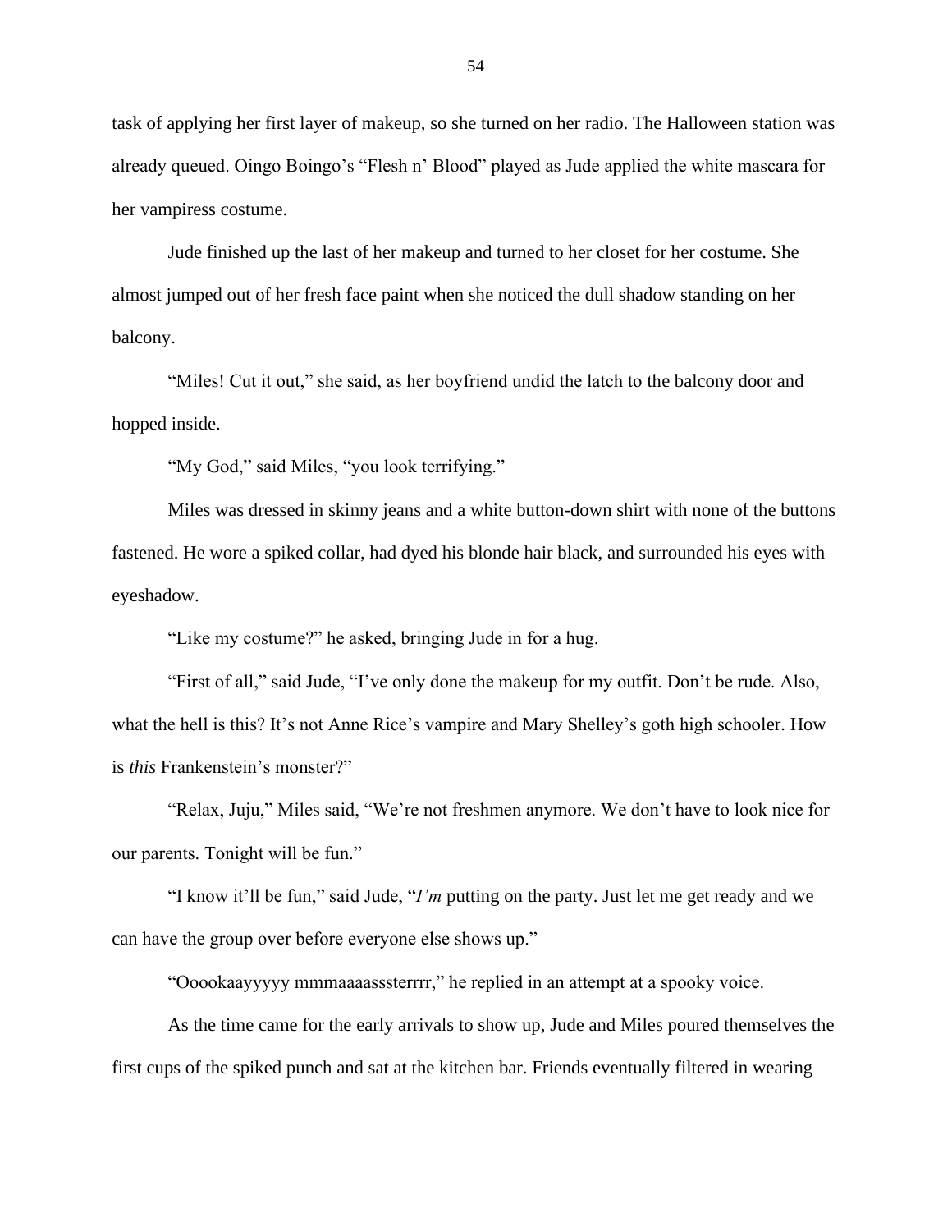task of applying her first layer of makeup, so she turned on her radio. The Halloween station was already queued. Oingo Boingo's "Flesh n' Blood" played as Jude applied the white mascara for her vampiress costume.

Jude finished up the last of her makeup and turned to her closet for her costume. She almost jumped out of her fresh face paint when she noticed the dull shadow standing on her balcony.

"Miles! Cut it out," she said, as her boyfriend undid the latch to the balcony door and hopped inside.

"My God," said Miles, "you look terrifying."

Miles was dressed in skinny jeans and a white button-down shirt with none of the buttons fastened. He wore a spiked collar, had dyed his blonde hair black, and surrounded his eyes with eyeshadow.

"Like my costume?" he asked, bringing Jude in for a hug.

"First of all," said Jude, "I've only done the makeup for my outfit. Don't be rude. Also, what the hell is this? It's not Anne Rice's vampire and Mary Shelley's goth high schooler. How is *this* Frankenstein's monster?"

"Relax, Juju," Miles said, "We're not freshmen anymore. We don't have to look nice for our parents. Tonight will be fun."

"I know it'll be fun," said Jude, "*I'm* putting on the party. Just let me get ready and we can have the group over before everyone else shows up."

"Ooookaayyyyy mmmaaaasssterrrr," he replied in an attempt at a spooky voice.

As the time came for the early arrivals to show up, Jude and Miles poured themselves the first cups of the spiked punch and sat at the kitchen bar. Friends eventually filtered in wearing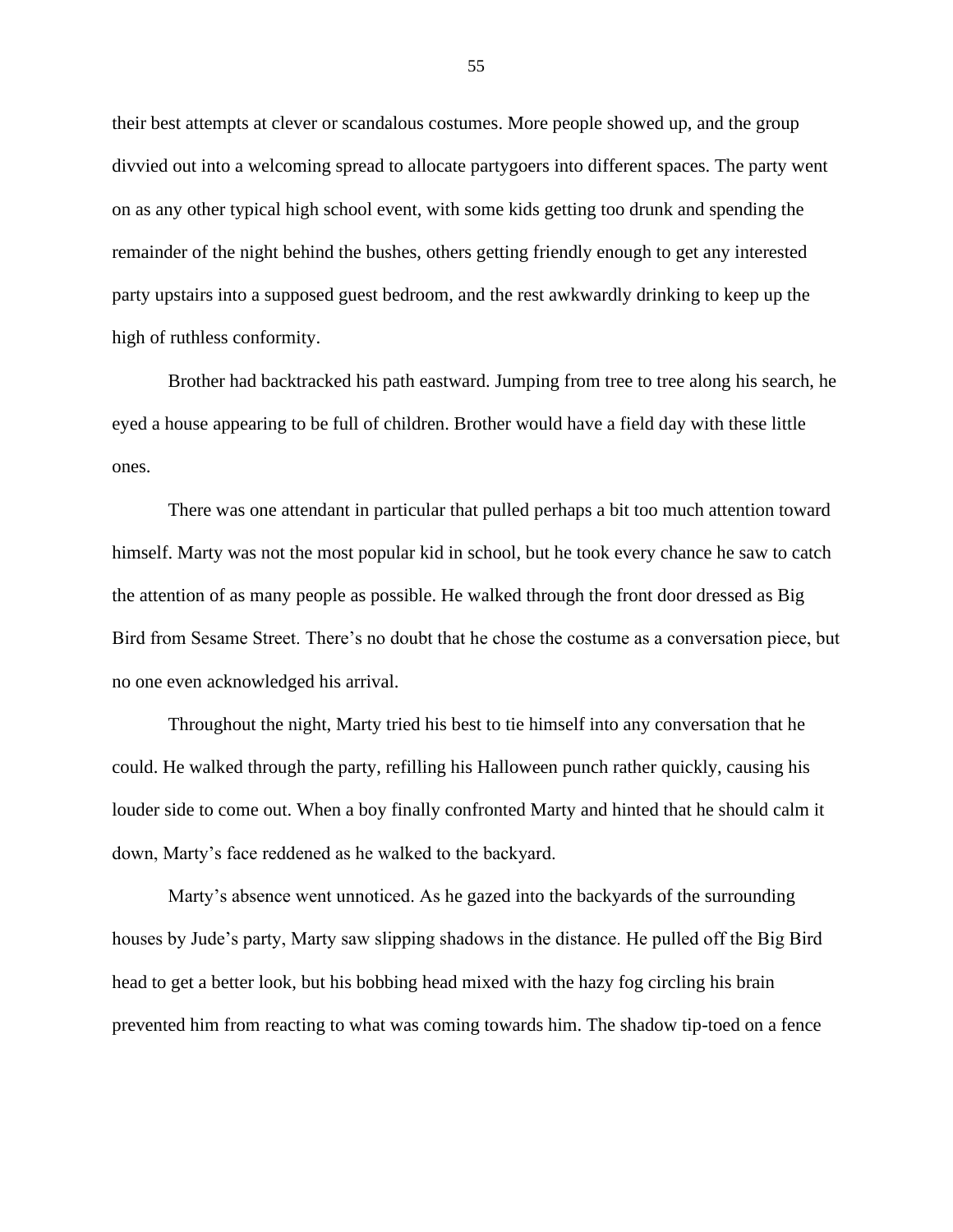their best attempts at clever or scandalous costumes. More people showed up, and the group divvied out into a welcoming spread to allocate partygoers into different spaces. The party went on as any other typical high school event, with some kids getting too drunk and spending the remainder of the night behind the bushes, others getting friendly enough to get any interested party upstairs into a supposed guest bedroom, and the rest awkwardly drinking to keep up the high of ruthless conformity.

Brother had backtracked his path eastward. Jumping from tree to tree along his search, he eyed a house appearing to be full of children. Brother would have a field day with these little ones.

There was one attendant in particular that pulled perhaps a bit too much attention toward himself. Marty was not the most popular kid in school, but he took every chance he saw to catch the attention of as many people as possible. He walked through the front door dressed as Big Bird from Sesame Street. There's no doubt that he chose the costume as a conversation piece, but no one even acknowledged his arrival.

Throughout the night, Marty tried his best to tie himself into any conversation that he could. He walked through the party, refilling his Halloween punch rather quickly, causing his louder side to come out. When a boy finally confronted Marty and hinted that he should calm it down, Marty's face reddened as he walked to the backyard.

Marty's absence went unnoticed. As he gazed into the backyards of the surrounding houses by Jude's party, Marty saw slipping shadows in the distance. He pulled off the Big Bird head to get a better look, but his bobbing head mixed with the hazy fog circling his brain prevented him from reacting to what was coming towards him. The shadow tip-toed on a fence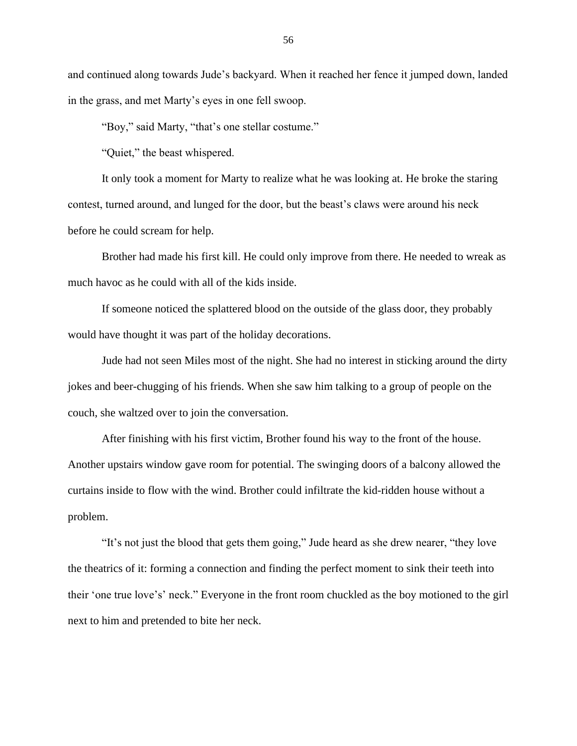and continued along towards Jude's backyard. When it reached her fence it jumped down, landed in the grass, and met Marty's eyes in one fell swoop.

"Boy," said Marty, "that's one stellar costume."

"Quiet," the beast whispered.

It only took a moment for Marty to realize what he was looking at. He broke the staring contest, turned around, and lunged for the door, but the beast's claws were around his neck before he could scream for help.

Brother had made his first kill. He could only improve from there. He needed to wreak as much havoc as he could with all of the kids inside.

If someone noticed the splattered blood on the outside of the glass door, they probably would have thought it was part of the holiday decorations.

Jude had not seen Miles most of the night. She had no interest in sticking around the dirty jokes and beer-chugging of his friends. When she saw him talking to a group of people on the couch, she waltzed over to join the conversation.

After finishing with his first victim, Brother found his way to the front of the house. Another upstairs window gave room for potential. The swinging doors of a balcony allowed the curtains inside to flow with the wind. Brother could infiltrate the kid-ridden house without a problem.

"It's not just the blood that gets them going," Jude heard as she drew nearer, "they love the theatrics of it: forming a connection and finding the perfect moment to sink their teeth into their 'one true love's' neck." Everyone in the front room chuckled as the boy motioned to the girl next to him and pretended to bite her neck.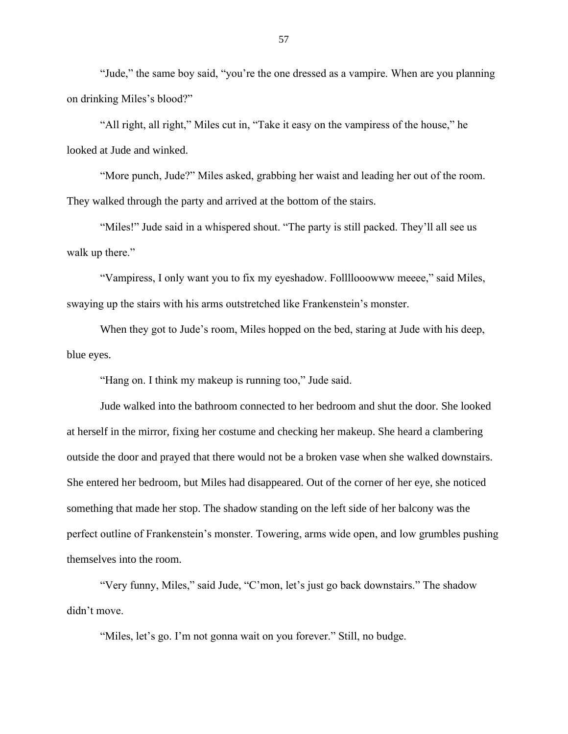"Jude," the same boy said, "you're the one dressed as a vampire. When are you planning on drinking Miles's blood?"

"All right, all right," Miles cut in, "Take it easy on the vampiress of the house," he looked at Jude and winked.

"More punch, Jude?" Miles asked, grabbing her waist and leading her out of the room. They walked through the party and arrived at the bottom of the stairs.

"Miles!" Jude said in a whispered shout. "The party is still packed. They'll all see us walk up there."

"Vampiress, I only want you to fix my eyeshadow. Follllooowww meeee," said Miles, swaying up the stairs with his arms outstretched like Frankenstein's monster.

When they got to Jude's room, Miles hopped on the bed, staring at Jude with his deep, blue eyes.

"Hang on. I think my makeup is running too," Jude said.

Jude walked into the bathroom connected to her bedroom and shut the door. She looked at herself in the mirror, fixing her costume and checking her makeup. She heard a clambering outside the door and prayed that there would not be a broken vase when she walked downstairs. She entered her bedroom, but Miles had disappeared. Out of the corner of her eye, she noticed something that made her stop. The shadow standing on the left side of her balcony was the perfect outline of Frankenstein's monster. Towering, arms wide open, and low grumbles pushing themselves into the room.

"Very funny, Miles," said Jude, "C'mon, let's just go back downstairs." The shadow didn't move.

"Miles, let's go. I'm not gonna wait on you forever." Still, no budge.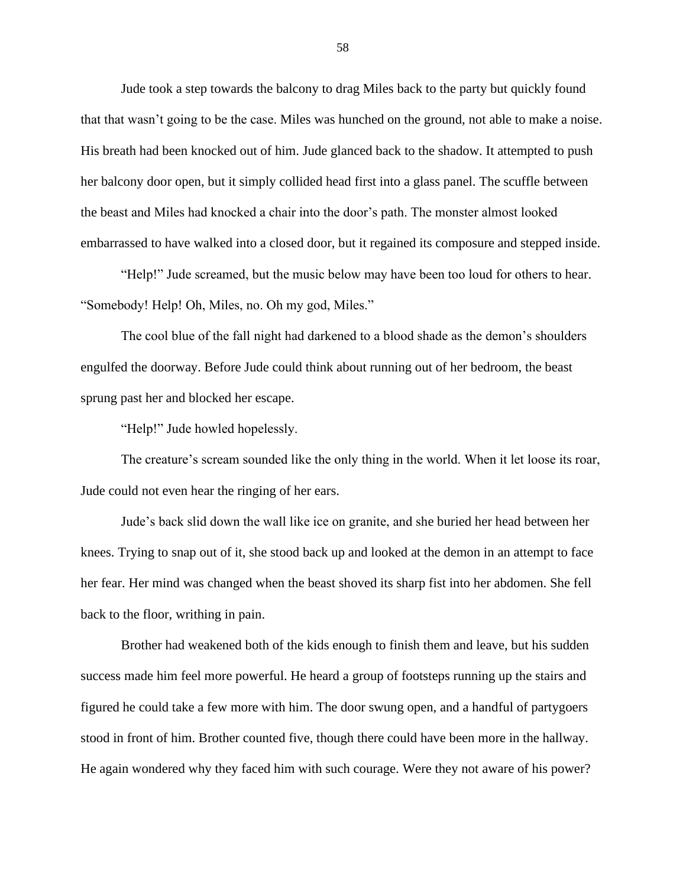Jude took a step towards the balcony to drag Miles back to the party but quickly found that that wasn't going to be the case. Miles was hunched on the ground, not able to make a noise. His breath had been knocked out of him. Jude glanced back to the shadow. It attempted to push her balcony door open, but it simply collided head first into a glass panel. The scuffle between the beast and Miles had knocked a chair into the door's path. The monster almost looked embarrassed to have walked into a closed door, but it regained its composure and stepped inside.

"Help!" Jude screamed, but the music below may have been too loud for others to hear. "Somebody! Help! Oh, Miles, no. Oh my god, Miles."

The cool blue of the fall night had darkened to a blood shade as the demon's shoulders engulfed the doorway. Before Jude could think about running out of her bedroom, the beast sprung past her and blocked her escape.

"Help!" Jude howled hopelessly.

The creature's scream sounded like the only thing in the world. When it let loose its roar, Jude could not even hear the ringing of her ears.

Jude's back slid down the wall like ice on granite, and she buried her head between her knees. Trying to snap out of it, she stood back up and looked at the demon in an attempt to face her fear. Her mind was changed when the beast shoved its sharp fist into her abdomen. She fell back to the floor, writhing in pain.

Brother had weakened both of the kids enough to finish them and leave, but his sudden success made him feel more powerful. He heard a group of footsteps running up the stairs and figured he could take a few more with him. The door swung open, and a handful of partygoers stood in front of him. Brother counted five, though there could have been more in the hallway. He again wondered why they faced him with such courage. Were they not aware of his power?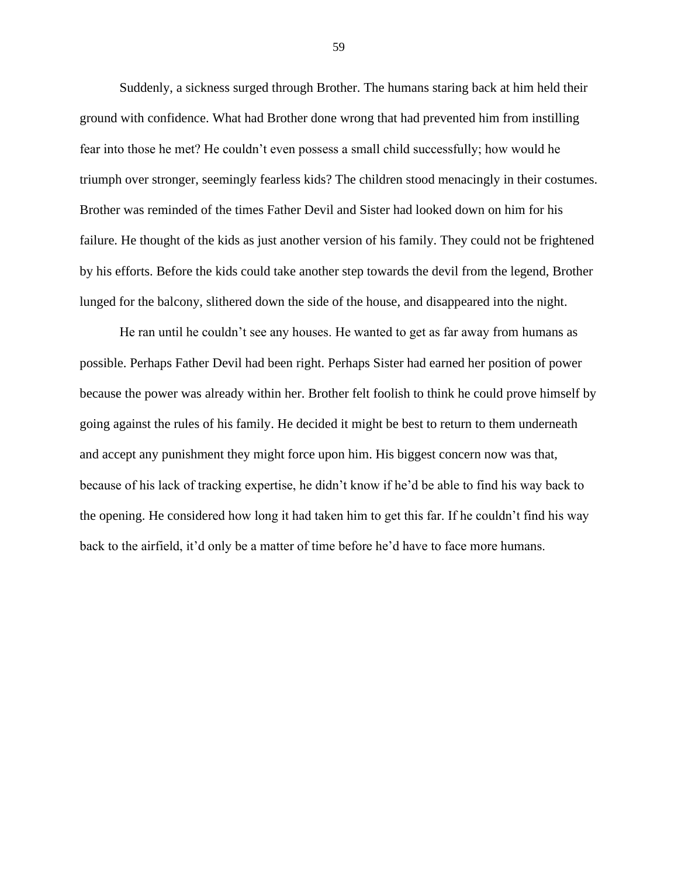Suddenly, a sickness surged through Brother. The humans staring back at him held their ground with confidence. What had Brother done wrong that had prevented him from instilling fear into those he met? He couldn't even possess a small child successfully; how would he triumph over stronger, seemingly fearless kids? The children stood menacingly in their costumes. Brother was reminded of the times Father Devil and Sister had looked down on him for his failure. He thought of the kids as just another version of his family. They could not be frightened by his efforts. Before the kids could take another step towards the devil from the legend, Brother lunged for the balcony, slithered down the side of the house, and disappeared into the night.

He ran until he couldn't see any houses. He wanted to get as far away from humans as possible. Perhaps Father Devil had been right. Perhaps Sister had earned her position of power because the power was already within her. Brother felt foolish to think he could prove himself by going against the rules of his family. He decided it might be best to return to them underneath and accept any punishment they might force upon him. His biggest concern now was that, because of his lack of tracking expertise, he didn't know if he'd be able to find his way back to the opening. He considered how long it had taken him to get this far. If he couldn't find his way back to the airfield, it'd only be a matter of time before he'd have to face more humans.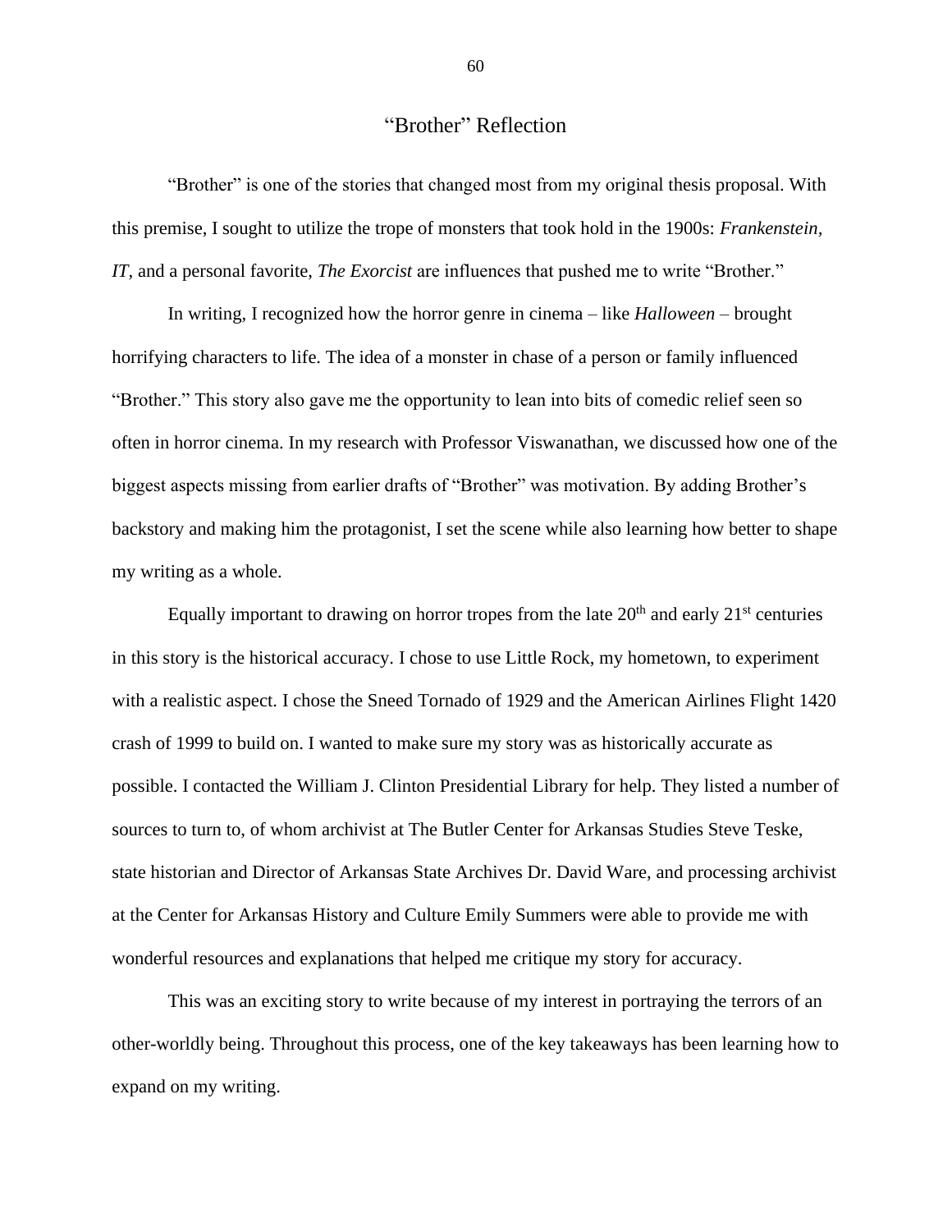# "Brother" Reflection

"Brother" is one of the stories that changed most from my original thesis proposal. With this premise, I sought to utilize the trope of monsters that took hold in the 1900s: *Frankenstein*, *IT*, and a personal favorite, *The Exorcist* are influences that pushed me to write "Brother."

In writing, I recognized how the horror genre in cinema – like *Halloween* – brought horrifying characters to life. The idea of a monster in chase of a person or family influenced "Brother." This story also gave me the opportunity to lean into bits of comedic relief seen so often in horror cinema. In my research with Professor Viswanathan, we discussed how one of the biggest aspects missing from earlier drafts of "Brother" was motivation. By adding Brother's backstory and making him the protagonist, I set the scene while also learning how better to shape my writing as a whole.

Equally important to drawing on horror tropes from the late 20th and early 21st centuries in this story is the historical accuracy. I chose to use Little Rock, my hometown, to experiment with a realistic aspect. I chose the Sneed Tornado of 1929 and the American Airlines Flight 1420 crash of 1999 to build on. I wanted to make sure my story was as historically accurate as possible. I contacted the William J. Clinton Presidential Library for help. They listed a number of sources to turn to, of whom archivist at The Butler Center for Arkansas Studies Steve Teske, state historian and Director of Arkansas State Archives Dr. David Ware, and processing archivist at the Center for Arkansas History and Culture Emily Summers were able to provide me with wonderful resources and explanations that helped me critique my story for accuracy.

This was an exciting story to write because of my interest in portraying the terrors of an other-worldly being. Throughout this process, one of the key takeaways has been learning how to expand on my writing.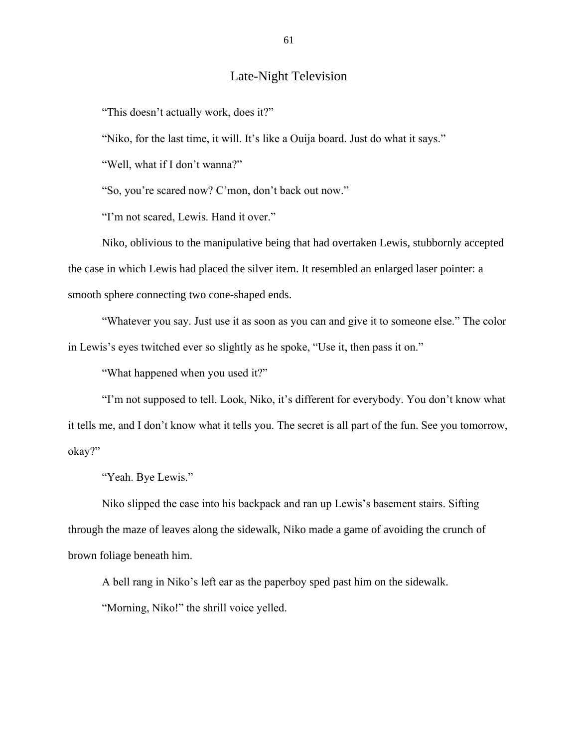## Late-Night Television

"This doesn't actually work, does it?"

"Niko, for the last time, it will. It's like a Ouija board. Just do what it says."

"Well, what if I don't wanna?"

"So, you're scared now? C'mon, don't back out now."

"I'm not scared, Lewis. Hand it over."

Niko, oblivious to the manipulative being that had overtaken Lewis, stubbornly accepted the case in which Lewis had placed the silver item. It resembled an enlarged laser pointer: a smooth sphere connecting two cone-shaped ends.

"Whatever you say. Just use it as soon as you can and give it to someone else." The color in Lewis's eyes twitched ever so slightly as he spoke, "Use it, then pass it on."

"What happened when you used it?"

"I'm not supposed to tell. Look, Niko, it's different for everybody. You don't know what it tells me, and I don't know what it tells you. The secret is all part of the fun. See you tomorrow, okay?"

"Yeah. Bye Lewis."

Niko slipped the case into his backpack and ran up Lewis's basement stairs. Sifting through the maze of leaves along the sidewalk, Niko made a game of avoiding the crunch of brown foliage beneath him.

A bell rang in Niko's left ear as the paperboy sped past him on the sidewalk.

"Morning, Niko!" the shrill voice yelled.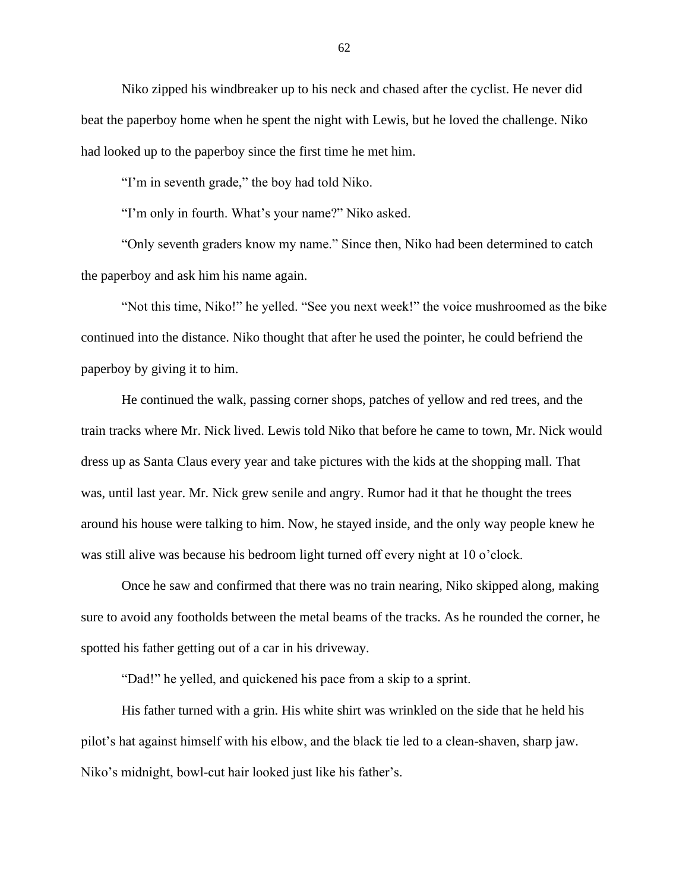Niko zipped his windbreaker up to his neck and chased after the cyclist. He never did beat the paperboy home when he spent the night with Lewis, but he loved the challenge. Niko had looked up to the paperboy since the first time he met him.

“I’m in seventh grade,” the boy had told Niko.

“I’m only in fourth. What’s your name?” Niko asked.

“Only seventh graders know my name.” Since then, Niko had been determined to catch the paperboy and ask him his name again.

“Not this time, Niko!” he yelled. “See you next week!” the voice mushroomed as the bike continued into the distance. Niko thought that after he used the pointer, he could befriend the paperboy by giving it to him.

He continued the walk, passing corner shops, patches of yellow and red trees, and the train tracks where Mr. Nick lived. Lewis told Niko that before he came to town, Mr. Nick would dress up as Santa Claus every year and take pictures with the kids at the shopping mall. That was, until last year. Mr. Nick grew senile and angry. Rumor had it that he thought the trees around his house were talking to him. Now, he stayed inside, and the only way people knew he was still alive was because his bedroom light turned off every night at 10 o’clock.

Once he saw and confirmed that there was no train nearing, Niko skipped along, making sure to avoid any footholds between the metal beams of the tracks. As he rounded the corner, he spotted his father getting out of a car in his driveway.

“Dad!” he yelled, and quickened his pace from a skip to a sprint.

His father turned with a grin. His white shirt was wrinkled on the side that he held his pilot’s hat against himself with his elbow, and the black tie led to a clean-shaven, sharp jaw. Niko’s midnight, bowl-cut hair looked just like his father’s.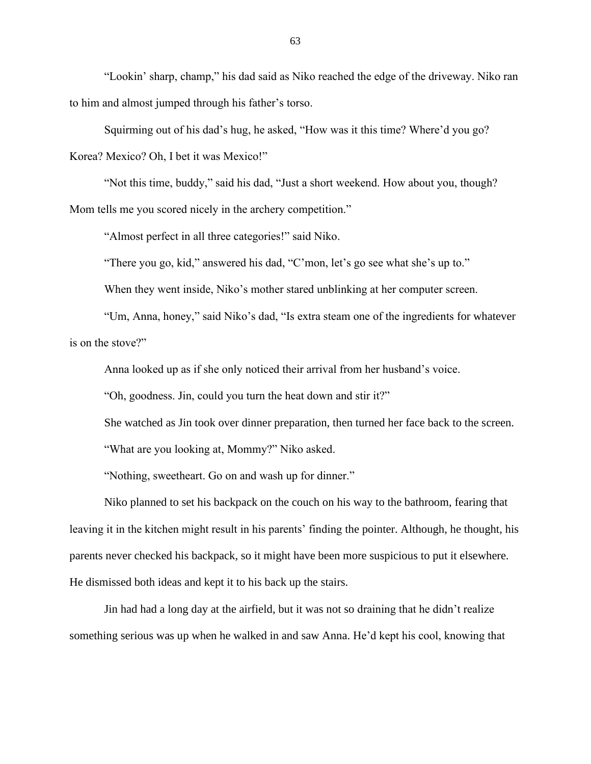"Lookin' sharp, champ," his dad said as Niko reached the edge of the driveway. Niko ran to him and almost jumped through his father's torso.

Squirming out of his dad's hug, he asked, "How was it this time? Where'd you go? Korea? Mexico? Oh, I bet it was Mexico!"

"Not this time, buddy," said his dad, "Just a short weekend. How about you, though? Mom tells me you scored nicely in the archery competition."

"Almost perfect in all three categories!" said Niko.

"There you go, kid," answered his dad, "C'mon, let's go see what she's up to."

When they went inside, Niko's mother stared unblinking at her computer screen.

"Um, Anna, honey," said Niko's dad, "Is extra steam one of the ingredients for whatever is on the stove?"

Anna looked up as if she only noticed their arrival from her husband's voice.

"Oh, goodness. Jin, could you turn the heat down and stir it?"

She watched as Jin took over dinner preparation, then turned her face back to the screen.

"What are you looking at, Mommy?" Niko asked.

"Nothing, sweetheart. Go on and wash up for dinner."

Niko planned to set his backpack on the couch on his way to the bathroom, fearing that leaving it in the kitchen might result in his parents' finding the pointer. Although, he thought, his parents never checked his backpack, so it might have been more suspicious to put it elsewhere. He dismissed both ideas and kept it to his back up the stairs.

Jin had had a long day at the airfield, but it was not so draining that he didn't realize something serious was up when he walked in and saw Anna. He'd kept his cool, knowing that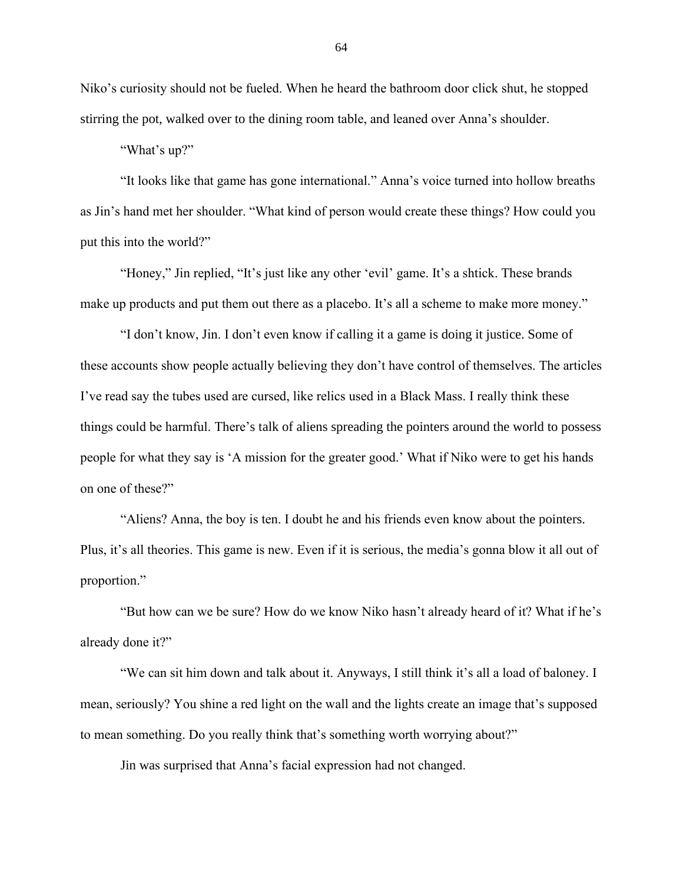Niko's curiosity should not be fueled. When he heard the bathroom door click shut, he stopped stirring the pot, walked over to the dining room table, and leaned over Anna's shoulder.

"What's up?"

"It looks like that game has gone international." Anna's voice turned into hollow breaths as Jin's hand met her shoulder. "What kind of person would create these things? How could you put this into the world?"

"Honey," Jin replied, "It's just like any other 'evil' game. It's a shtick. These brands make up products and put them out there as a placebo. It's all a scheme to make more money."

"I don't know, Jin. I don't even know if calling it a game is doing it justice. Some of these accounts show people actually believing they don't have control of themselves. The articles I've read say the tubes used are cursed, like relics used in a Black Mass. I really think these things could be harmful. There's talk of aliens spreading the pointers around the world to possess people for what they say is 'A mission for the greater good.' What if Niko were to get his hands on one of these?"

"Aliens? Anna, the boy is ten. I doubt he and his friends even know about the pointers. Plus, it's all theories. This game is new. Even if it is serious, the media's gonna blow it all out of proportion."

"But how can we be sure? How do we know Niko hasn't already heard of it? What if he's already done it?"

"We can sit him down and talk about it. Anyways, I still think it's all a load of baloney. I mean, seriously? You shine a red light on the wall and the lights create an image that's supposed to mean something. Do you really think that's something worth worrying about?"

Jin was surprised that Anna's facial expression had not changed.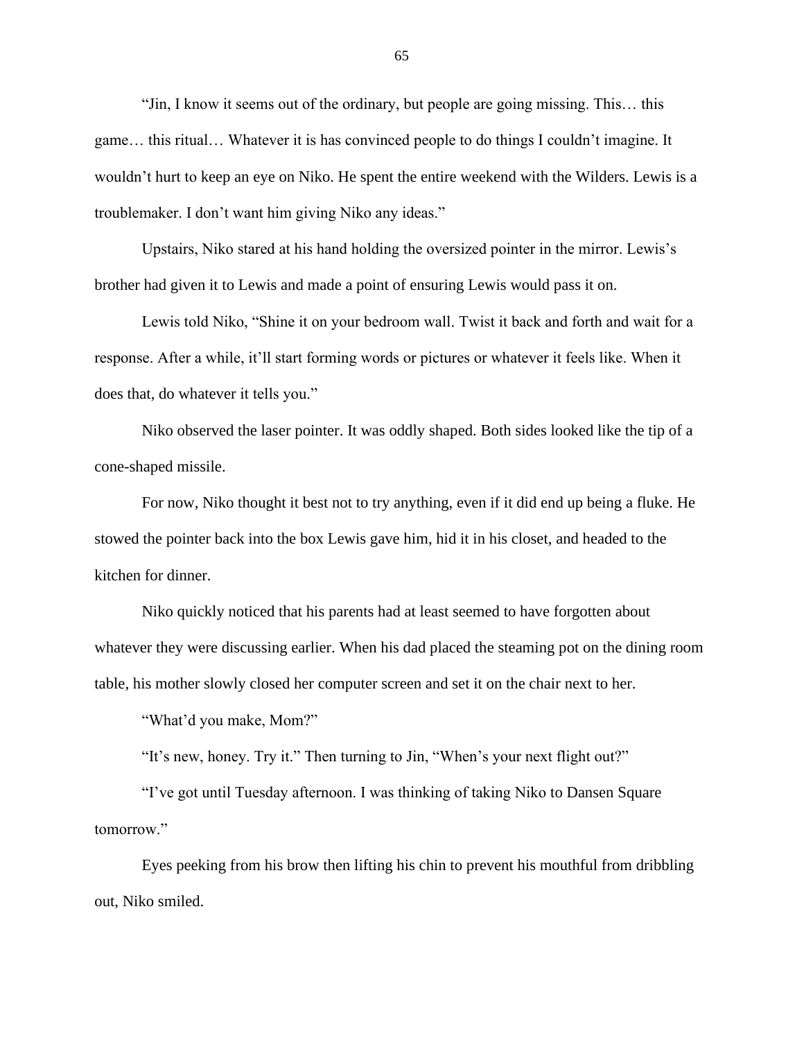"Jin, I know it seems out of the ordinary, but people are going missing. This… this game… this ritual… Whatever it is has convinced people to do things I couldn't imagine. It wouldn't hurt to keep an eye on Niko. He spent the entire weekend with the Wilders. Lewis is a troublemaker. I don't want him giving Niko any ideas."

Upstairs, Niko stared at his hand holding the oversized pointer in the mirror. Lewis's brother had given it to Lewis and made a point of ensuring Lewis would pass it on.

Lewis told Niko, "Shine it on your bedroom wall. Twist it back and forth and wait for a response. After a while, it'll start forming words or pictures or whatever it feels like. When it does that, do whatever it tells you."

Niko observed the laser pointer. It was oddly shaped. Both sides looked like the tip of a cone-shaped missile.

For now, Niko thought it best not to try anything, even if it did end up being a fluke. He stowed the pointer back into the box Lewis gave him, hid it in his closet, and headed to the kitchen for dinner.

Niko quickly noticed that his parents had at least seemed to have forgotten about whatever they were discussing earlier. When his dad placed the steaming pot on the dining room table, his mother slowly closed her computer screen and set it on the chair next to her.

"What'd you make, Mom?"

"It's new, honey. Try it." Then turning to Jin, "When's your next flight out?"

"I've got until Tuesday afternoon. I was thinking of taking Niko to Dansen Square tomorrow."

Eyes peeking from his brow then lifting his chin to prevent his mouthful from dribbling out, Niko smiled.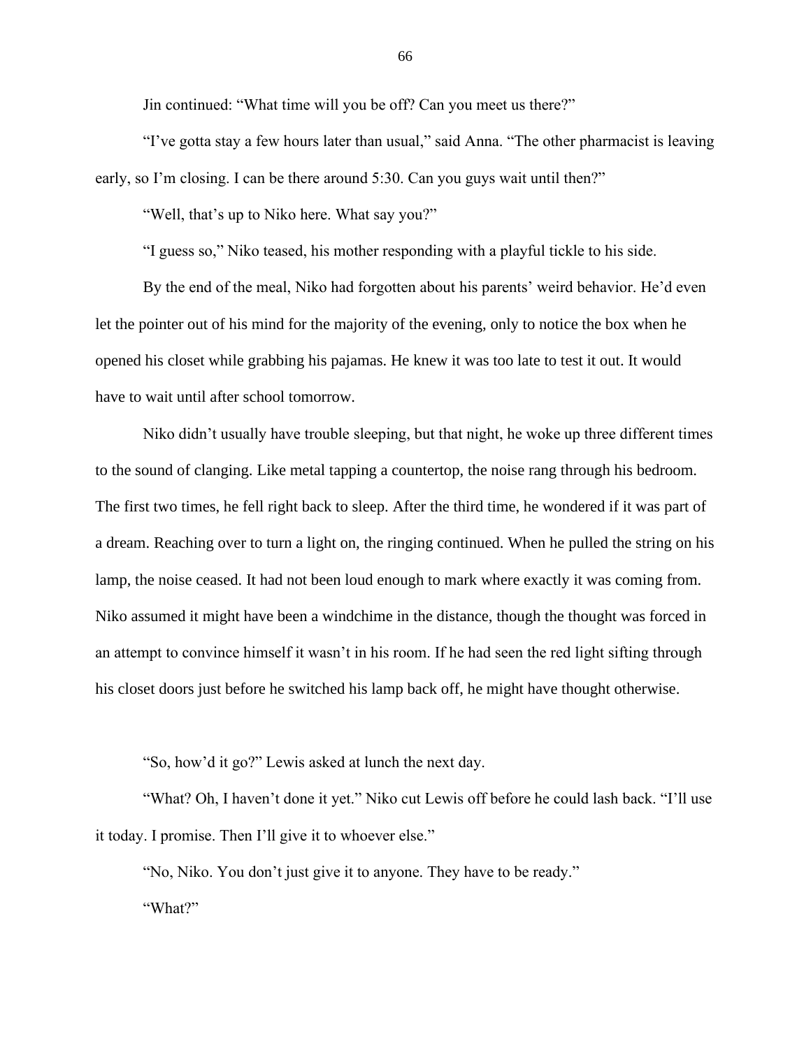Jin continued: "What time will you be off? Can you meet us there?"

"I've gotta stay a few hours later than usual," said Anna. "The other pharmacist is leaving early, so I'm closing. I can be there around 5:30. Can you guys wait until then?"

"Well, that's up to Niko here. What say you?"

"I guess so," Niko teased, his mother responding with a playful tickle to his side.

By the end of the meal, Niko had forgotten about his parents' weird behavior. He'd even let the pointer out of his mind for the majority of the evening, only to notice the box when he opened his closet while grabbing his pajamas. He knew it was too late to test it out. It would have to wait until after school tomorrow.

Niko didn't usually have trouble sleeping, but that night, he woke up three different times to the sound of clanging. Like metal tapping a countertop, the noise rang through his bedroom. The first two times, he fell right back to sleep. After the third time, he wondered if it was part of a dream. Reaching over to turn a light on, the ringing continued. When he pulled the string on his lamp, the noise ceased. It had not been loud enough to mark where exactly it was coming from. Niko assumed it might have been a windchime in the distance, though the thought was forced in an attempt to convince himself it wasn't in his room. If he had seen the red light sifting through his closet doors just before he switched his lamp back off, he might have thought otherwise.

"So, how'd it go?" Lewis asked at lunch the next day.

"What? Oh, I haven't done it yet." Niko cut Lewis off before he could lash back. "I'll use it today. I promise. Then I'll give it to whoever else."

"No, Niko. You don't just give it to anyone. They have to be ready."

"What?"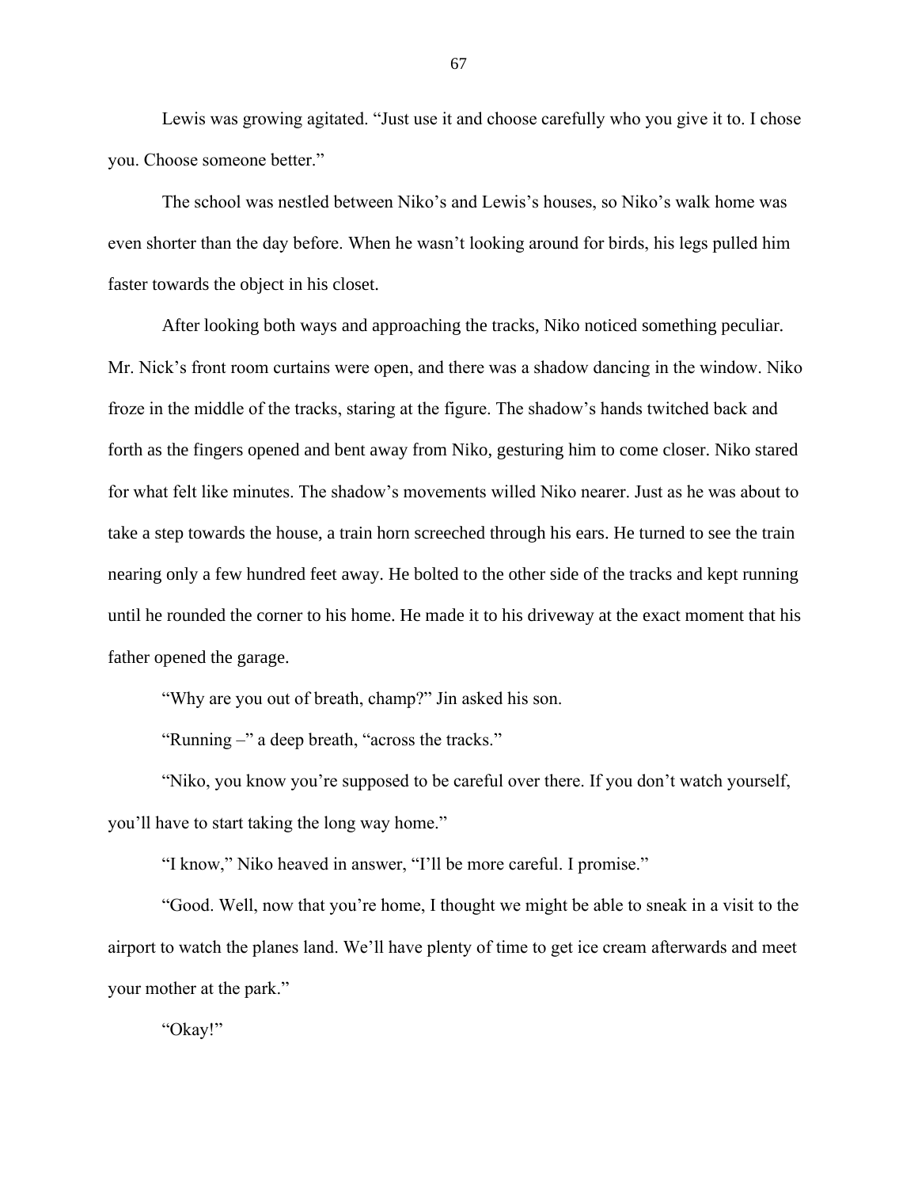Lewis was growing agitated. "Just use it and choose carefully who you give it to. I chose you. Choose someone better."

The school was nestled between Niko's and Lewis's houses, so Niko's walk home was even shorter than the day before. When he wasn't looking around for birds, his legs pulled him faster towards the object in his closet.

After looking both ways and approaching the tracks, Niko noticed something peculiar. Mr. Nick's front room curtains were open, and there was a shadow dancing in the window. Niko froze in the middle of the tracks, staring at the figure. The shadow's hands twitched back and forth as the fingers opened and bent away from Niko, gesturing him to come closer. Niko stared for what felt like minutes. The shadow's movements willed Niko nearer. Just as he was about to take a step towards the house, a train horn screeched through his ears. He turned to see the train nearing only a few hundred feet away. He bolted to the other side of the tracks and kept running until he rounded the corner to his home. He made it to his driveway at the exact moment that his father opened the garage.

"Why are you out of breath, champ?" Jin asked his son.

"Running –" a deep breath, "across the tracks."

"Niko, you know you're supposed to be careful over there. If you don't watch yourself, you'll have to start taking the long way home."

"I know," Niko heaved in answer, "I'll be more careful. I promise."

"Good. Well, now that you're home, I thought we might be able to sneak in a visit to the airport to watch the planes land. We'll have plenty of time to get ice cream afterwards and meet your mother at the park."

"Okay!"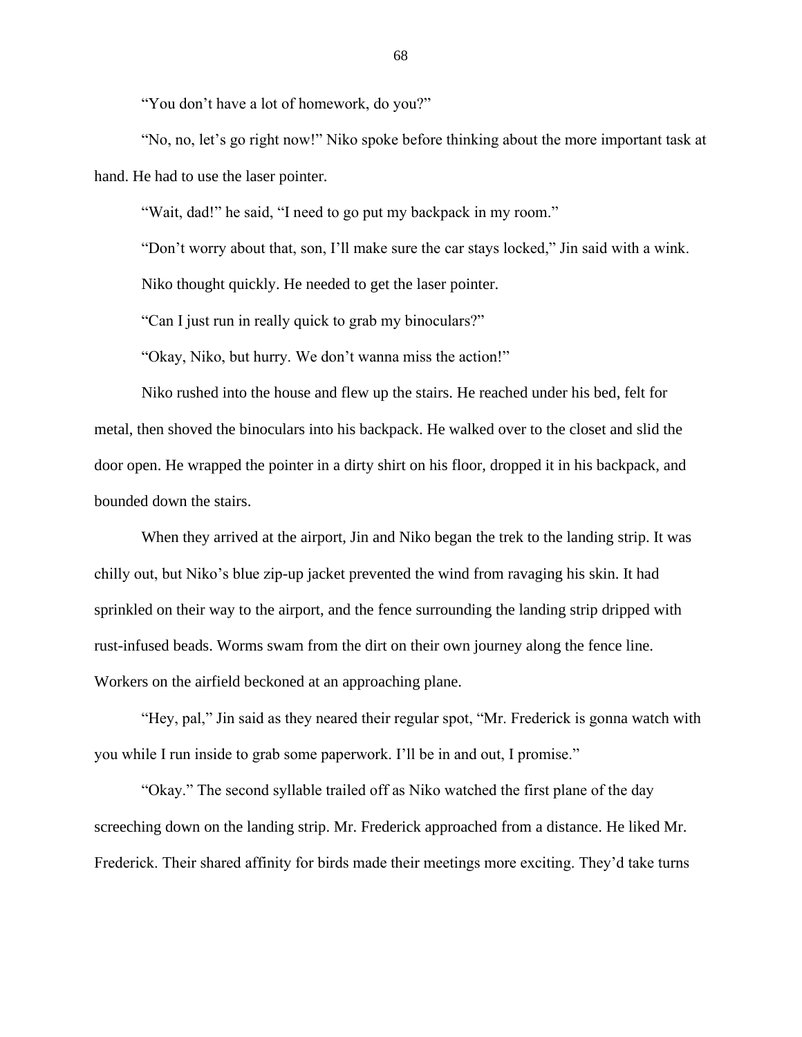"You don't have a lot of homework, do you?"

"No, no, let's go right now!" Niko spoke before thinking about the more important task at hand. He had to use the laser pointer.

"Wait, dad!" he said, "I need to go put my backpack in my room."

"Don't worry about that, son, I'll make sure the car stays locked," Jin said with a wink.

Niko thought quickly. He needed to get the laser pointer.

"Can I just run in really quick to grab my binoculars?"

"Okay, Niko, but hurry. We don't wanna miss the action!"

Niko rushed into the house and flew up the stairs. He reached under his bed, felt for metal, then shoved the binoculars into his backpack. He walked over to the closet and slid the door open. He wrapped the pointer in a dirty shirt on his floor, dropped it in his backpack, and bounded down the stairs.

When they arrived at the airport, Jin and Niko began the trek to the landing strip. It was chilly out, but Niko's blue zip-up jacket prevented the wind from ravaging his skin. It had sprinkled on their way to the airport, and the fence surrounding the landing strip dripped with rust-infused beads. Worms swam from the dirt on their own journey along the fence line. Workers on the airfield beckoned at an approaching plane.

"Hey, pal," Jin said as they neared their regular spot, "Mr. Frederick is gonna watch with you while I run inside to grab some paperwork. I'll be in and out, I promise."

"Okay." The second syllable trailed off as Niko watched the first plane of the day screeching down on the landing strip. Mr. Frederick approached from a distance. He liked Mr. Frederick. Their shared affinity for birds made their meetings more exciting. They'd take turns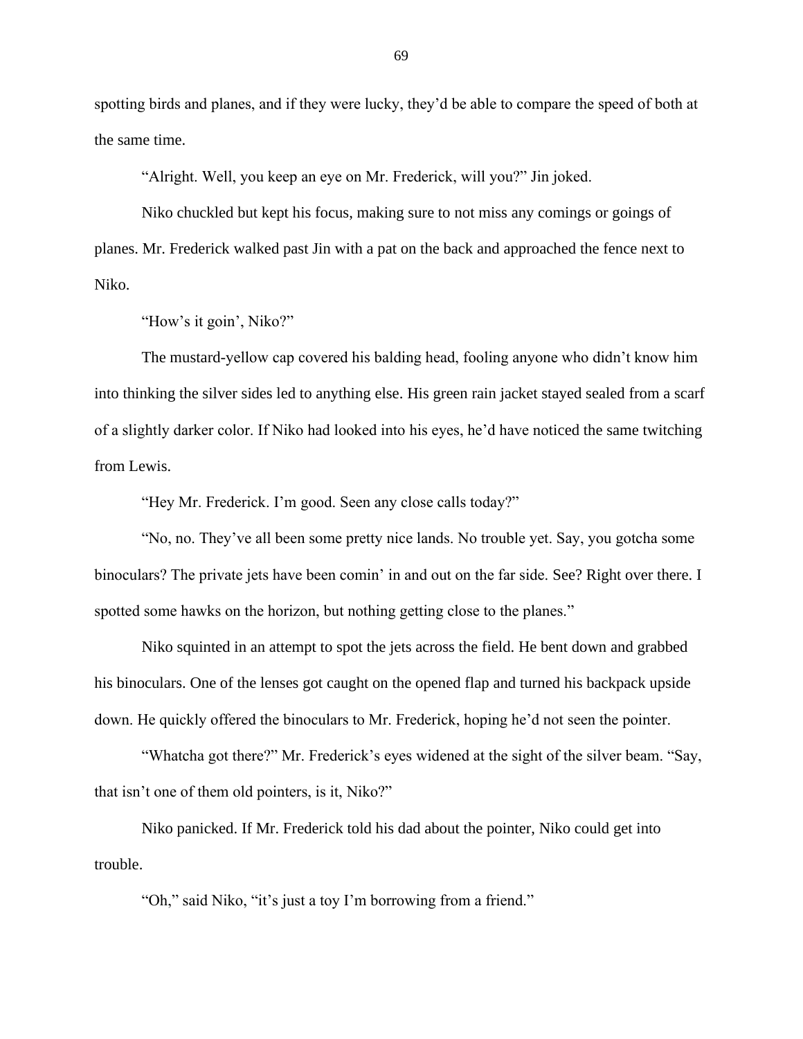spotting birds and planes, and if they were lucky, they'd be able to compare the speed of both at the same time.

"Alright. Well, you keep an eye on Mr. Frederick, will you?" Jin joked.

Niko chuckled but kept his focus, making sure to not miss any comings or goings of planes. Mr. Frederick walked past Jin with a pat on the back and approached the fence next to Niko.

"How's it goin', Niko?"

The mustard-yellow cap covered his balding head, fooling anyone who didn't know him into thinking the silver sides led to anything else. His green rain jacket stayed sealed from a scarf of a slightly darker color. If Niko had looked into his eyes, he'd have noticed the same twitching from Lewis.

"Hey Mr. Frederick. I'm good. Seen any close calls today?"

"No, no. They've all been some pretty nice lands. No trouble yet. Say, you gotcha some binoculars? The private jets have been comin' in and out on the far side. See? Right over there. I spotted some hawks on the horizon, but nothing getting close to the planes."

Niko squinted in an attempt to spot the jets across the field. He bent down and grabbed his binoculars. One of the lenses got caught on the opened flap and turned his backpack upside down. He quickly offered the binoculars to Mr. Frederick, hoping he'd not seen the pointer.

"Whatcha got there?" Mr. Frederick's eyes widened at the sight of the silver beam. "Say, that isn't one of them old pointers, is it, Niko?"

Niko panicked. If Mr. Frederick told his dad about the pointer, Niko could get into trouble.

"Oh," said Niko, "it's just a toy I'm borrowing from a friend."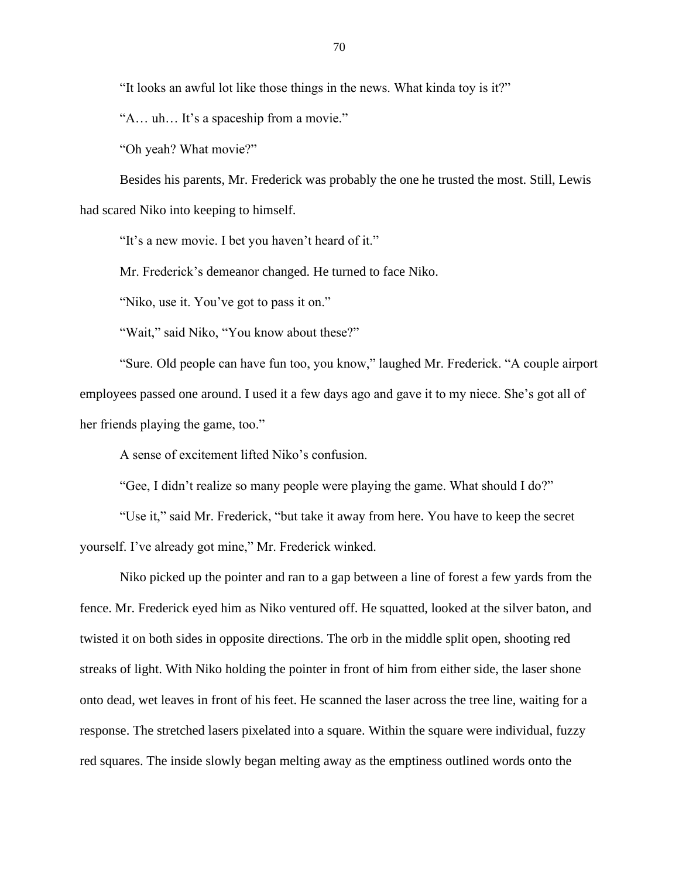“It looks an awful lot like those things in the news. What kinda toy is it?”

“A… uh… It’s a spaceship from a movie.”

“Oh yeah? What movie?”

Besides his parents, Mr. Frederick was probably the one he trusted the most. Still, Lewis had scared Niko into keeping to himself.

“It’s a new movie. I bet you haven’t heard of it.”

Mr. Frederick’s demeanor changed. He turned to face Niko.

“Niko, use it. You’ve got to pass it on.”

“Wait,” said Niko, “You know about these?”

“Sure. Old people can have fun too, you know,” laughed Mr. Frederick. “A couple airport employees passed one around. I used it a few days ago and gave it to my niece. She’s got all of her friends playing the game, too.”

A sense of excitement lifted Niko’s confusion.

“Gee, I didn’t realize so many people were playing the game. What should I do?”

“Use it,” said Mr. Frederick, “but take it away from here. You have to keep the secret yourself. I’ve already got mine,” Mr. Frederick winked.

Niko picked up the pointer and ran to a gap between a line of forest a few yards from the fence. Mr. Frederick eyed him as Niko ventured off. He squatted, looked at the silver baton, and twisted it on both sides in opposite directions. The orb in the middle split open, shooting red streaks of light. With Niko holding the pointer in front of him from either side, the laser shone onto dead, wet leaves in front of his feet. He scanned the laser across the tree line, waiting for a response. The stretched lasers pixelated into a square. Within the square were individual, fuzzy red squares. The inside slowly began melting away as the emptiness outlined words onto the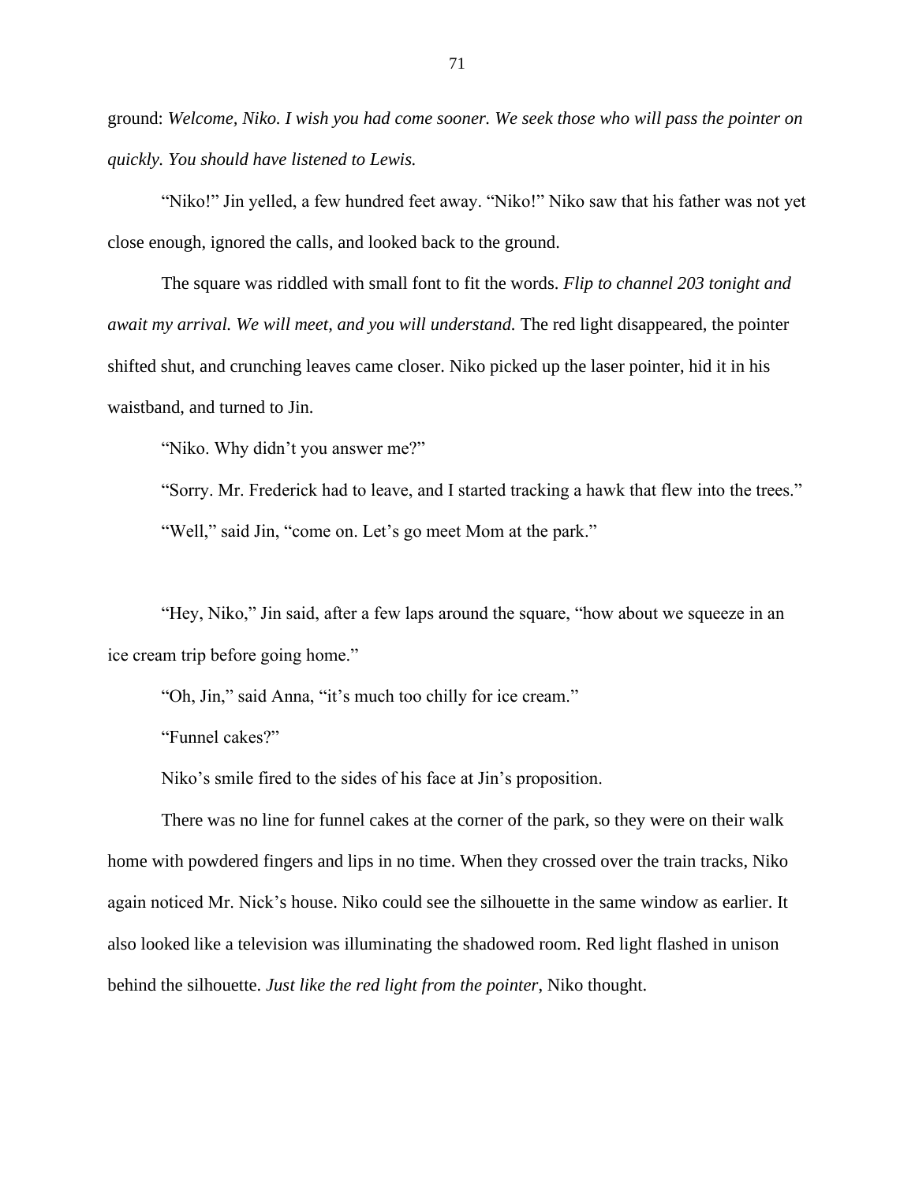ground: *Welcome, Niko. I wish you had come sooner. We seek those who will pass the pointer on quickly. You should have listened to Lewis.*

"Niko!" Jin yelled, a few hundred feet away. "Niko!" Niko saw that his father was not yet close enough, ignored the calls, and looked back to the ground.

The square was riddled with small font to fit the words. *Flip to channel 203 tonight and await my arrival. We will meet, and you will understand.* The red light disappeared, the pointer shifted shut, and crunching leaves came closer. Niko picked up the laser pointer, hid it in his waistband, and turned to Jin.

"Niko. Why didn't you answer me?"

"Sorry. Mr. Frederick had to leave, and I started tracking a hawk that flew into the trees."

"Well," said Jin, "come on. Let's go meet Mom at the park."

"Hey, Niko," Jin said, after a few laps around the square, "how about we squeeze in an ice cream trip before going home."

"Oh, Jin," said Anna, "it's much too chilly for ice cream."

"Funnel cakes?"

Niko's smile fired to the sides of his face at Jin's proposition.

There was no line for funnel cakes at the corner of the park, so they were on their walk home with powdered fingers and lips in no time. When they crossed over the train tracks, Niko again noticed Mr. Nick's house. Niko could see the silhouette in the same window as earlier. It also looked like a television was illuminating the shadowed room. Red light flashed in unison behind the silhouette. *Just like the red light from the pointer*, Niko thought.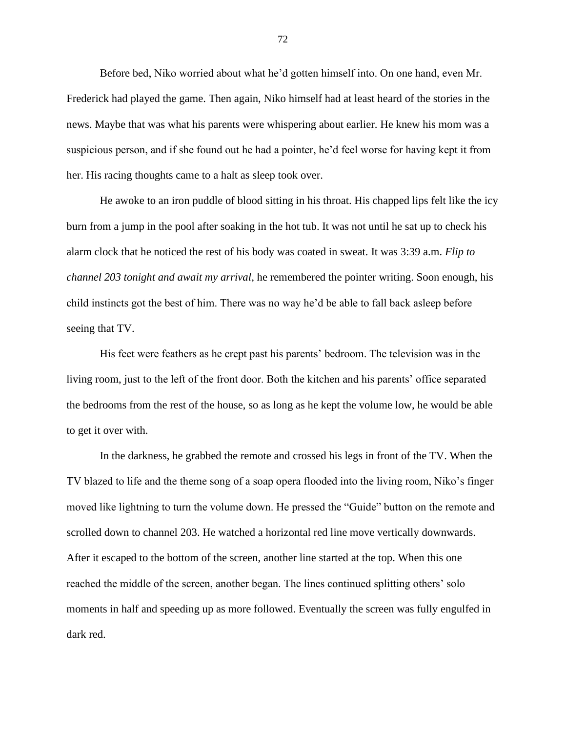Before bed, Niko worried about what he'd gotten himself into. On one hand, even Mr. Frederick had played the game. Then again, Niko himself had at least heard of the stories in the news. Maybe that was what his parents were whispering about earlier. He knew his mom was a suspicious person, and if she found out he had a pointer, he'd feel worse for having kept it from her. His racing thoughts came to a halt as sleep took over.

He awoke to an iron puddle of blood sitting in his throat. His chapped lips felt like the icy burn from a jump in the pool after soaking in the hot tub. It was not until he sat up to check his alarm clock that he noticed the rest of his body was coated in sweat. It was 3:39 a.m. *Flip to channel 203 tonight and await my arrival*, he remembered the pointer writing. Soon enough, his child instincts got the best of him. There was no way he'd be able to fall back asleep before seeing that TV.

His feet were feathers as he crept past his parents' bedroom. The television was in the living room, just to the left of the front door. Both the kitchen and his parents' office separated the bedrooms from the rest of the house, so as long as he kept the volume low, he would be able to get it over with.

In the darkness, he grabbed the remote and crossed his legs in front of the TV. When the TV blazed to life and the theme song of a soap opera flooded into the living room, Niko's finger moved like lightning to turn the volume down. He pressed the "Guide" button on the remote and scrolled down to channel 203. He watched a horizontal red line move vertically downwards. After it escaped to the bottom of the screen, another line started at the top. When this one reached the middle of the screen, another began. The lines continued splitting others' solo moments in half and speeding up as more followed. Eventually the screen was fully engulfed in dark red.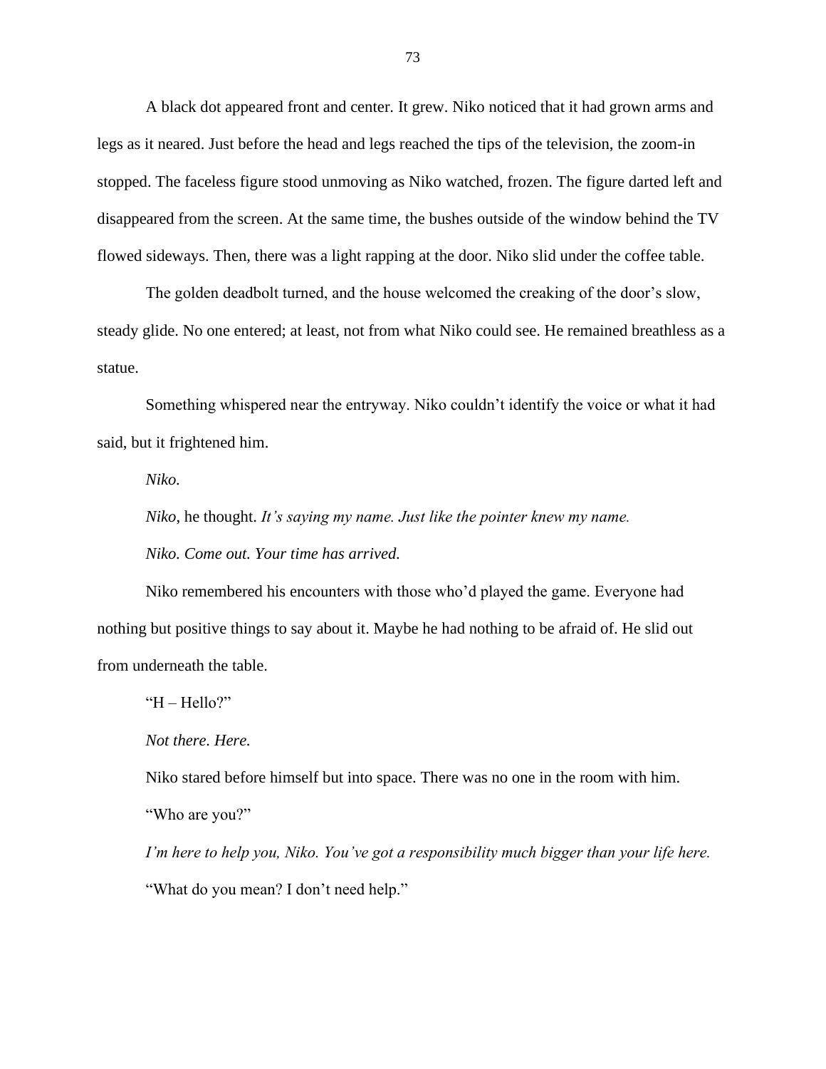A black dot appeared front and center. It grew. Niko noticed that it had grown arms and legs as it neared. Just before the head and legs reached the tips of the television, the zoom-in stopped. The faceless figure stood unmoving as Niko watched, frozen. The figure darted left and disappeared from the screen. At the same time, the bushes outside of the window behind the TV flowed sideways. Then, there was a light rapping at the door. Niko slid under the coffee table.

The golden deadbolt turned, and the house welcomed the creaking of the door's slow, steady glide. No one entered; at least, not from what Niko could see. He remained breathless as a statue.

Something whispered near the entryway. Niko couldn't identify the voice or what it had said, but it frightened him.

*Niko.*

*Niko*, he thought. *It's saying my name. Just like the pointer knew my name.*

*Niko. Come out. Your time has arrived.*

Niko remembered his encounters with those who'd played the game. Everyone had nothing but positive things to say about it. Maybe he had nothing to be afraid of. He slid out from underneath the table.

"H – Hello?"

*Not there. Here.*

Niko stared before himself but into space. There was no one in the room with him.

"Who are you?"

*I'm here to help you, Niko. You've got a responsibility much bigger than your life here.*

"What do you mean? I don't need help."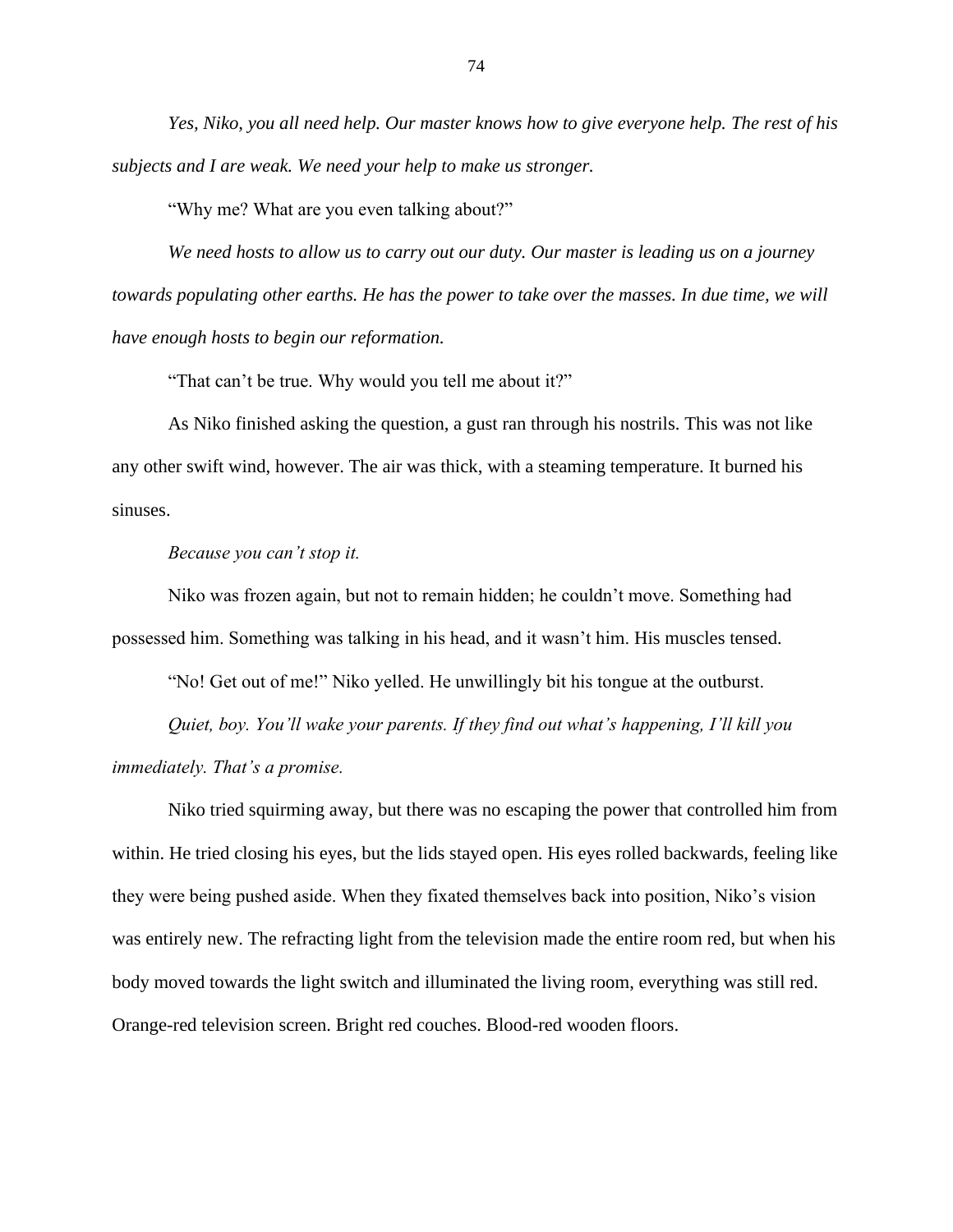*Yes, Niko, you all need help. Our master knows how to give everyone help. The rest of his subjects and I are weak. We need your help to make us stronger.*

"Why me? What are you even talking about?"

*We need hosts to allow us to carry out our duty. Our master is leading us on a journey towards populating other earths. He has the power to take over the masses. In due time, we will have enough hosts to begin our reformation.*

"That can't be true. Why would you tell me about it?"

As Niko finished asking the question, a gust ran through his nostrils. This was not like any other swift wind, however. The air was thick, with a steaming temperature. It burned his sinuses.

*Because you can't stop it.*

Niko was frozen again, but not to remain hidden; he couldn't move. Something had possessed him. Something was talking in his head, and it wasn't him. His muscles tensed.

"No! Get out of me!" Niko yelled. He unwillingly bit his tongue at the outburst.

*Quiet, boy. You'll wake your parents. If they find out what's happening, I'll kill you immediately. That's a promise.*

Niko tried squirming away, but there was no escaping the power that controlled him from within. He tried closing his eyes, but the lids stayed open. His eyes rolled backwards, feeling like they were being pushed aside. When they fixated themselves back into position, Niko's vision was entirely new. The refracting light from the television made the entire room red, but when his body moved towards the light switch and illuminated the living room, everything was still red. Orange-red television screen. Bright red couches. Blood-red wooden floors.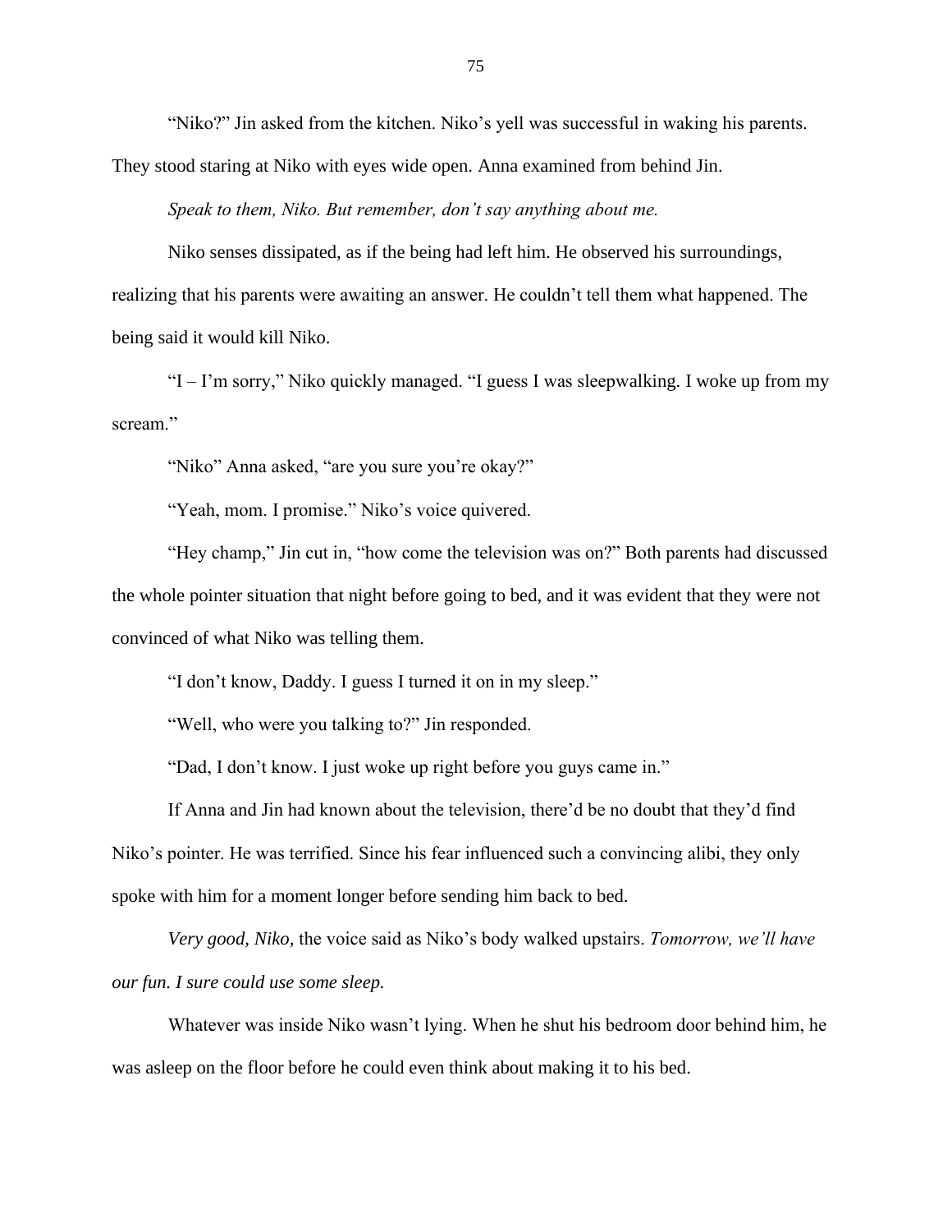"Niko?" Jin asked from the kitchen. Niko's yell was successful in waking his parents. They stood staring at Niko with eyes wide open. Anna examined from behind Jin.

*Speak to them, Niko. But remember, don't say anything about me.*

Niko senses dissipated, as if the being had left him. He observed his surroundings, realizing that his parents were awaiting an answer. He couldn't tell them what happened. The being said it would kill Niko.

"I – I'm sorry," Niko quickly managed. "I guess I was sleepwalking. I woke up from my scream."

"Niko" Anna asked, "are you sure you're okay?"

"Yeah, mom. I promise." Niko's voice quivered.

"Hey champ," Jin cut in, "how come the television was on?" Both parents had discussed the whole pointer situation that night before going to bed, and it was evident that they were not convinced of what Niko was telling them.

"I don't know, Daddy. I guess I turned it on in my sleep."

"Well, who were you talking to?" Jin responded.

"Dad, I don't know. I just woke up right before you guys came in."

If Anna and Jin had known about the television, there'd be no doubt that they'd find Niko's pointer. He was terrified. Since his fear influenced such a convincing alibi, they only spoke with him for a moment longer before sending him back to bed.

*Very good, Niko,* the voice said as Niko's body walked upstairs. *Tomorrow, we'll have our fun. I sure could use some sleep.*

Whatever was inside Niko wasn't lying. When he shut his bedroom door behind him, he was asleep on the floor before he could even think about making it to his bed.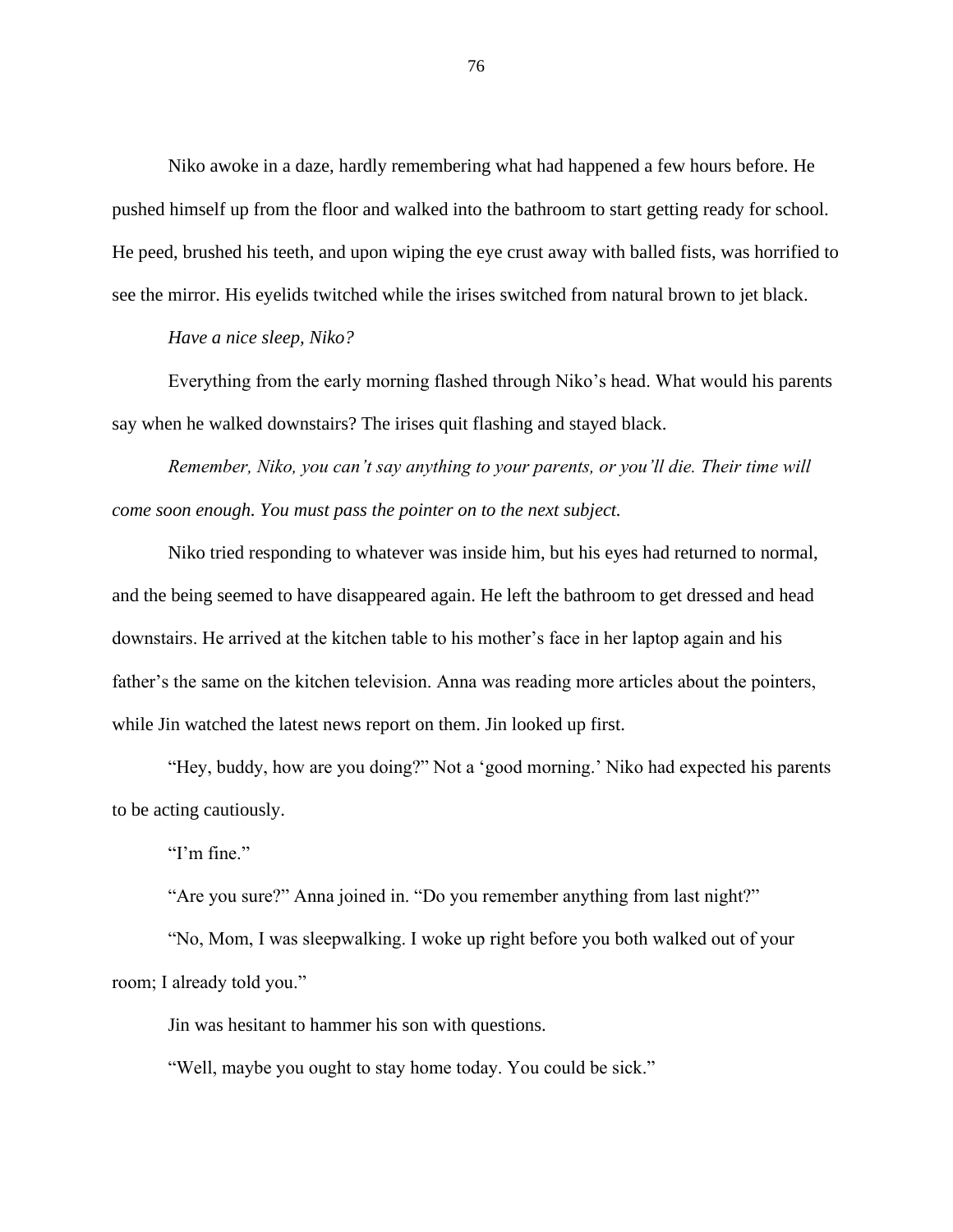Niko awoke in a daze, hardly remembering what had happened a few hours before. He pushed himself up from the floor and walked into the bathroom to start getting ready for school. He peed, brushed his teeth, and upon wiping the eye crust away with balled fists, was horrified to see the mirror. His eyelids twitched while the irises switched from natural brown to jet black.

*Have a nice sleep, Niko?*

Everything from the early morning flashed through Niko's head. What would his parents say when he walked downstairs? The irises quit flashing and stayed black.

*Remember, Niko, you can't say anything to your parents, or you'll die. Their time will come soon enough. You must pass the pointer on to the next subject.*

Niko tried responding to whatever was inside him, but his eyes had returned to normal, and the being seemed to have disappeared again. He left the bathroom to get dressed and head downstairs. He arrived at the kitchen table to his mother's face in her laptop again and his father's the same on the kitchen television. Anna was reading more articles about the pointers, while Jin watched the latest news report on them. Jin looked up first.

"Hey, buddy, how are you doing?" Not a 'good morning.' Niko had expected his parents to be acting cautiously.

"I'm fine."

"Are you sure?" Anna joined in. "Do you remember anything from last night?"

"No, Mom, I was sleepwalking. I woke up right before you both walked out of your room; I already told you."

Jin was hesitant to hammer his son with questions.

"Well, maybe you ought to stay home today. You could be sick."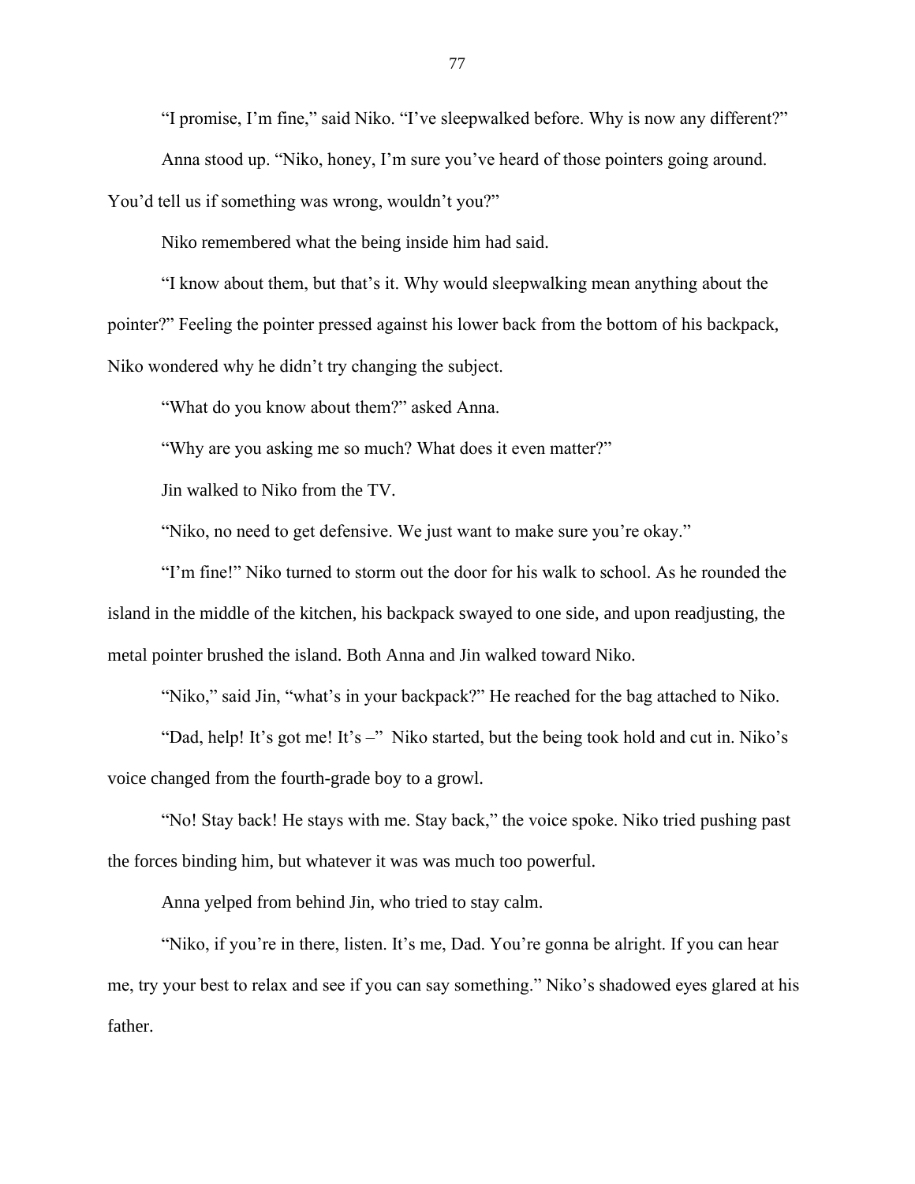"I promise, I'm fine," said Niko. "I've sleepwalked before. Why is now any different?"

Anna stood up. "Niko, honey, I'm sure you've heard of those pointers going around. You'd tell us if something was wrong, wouldn't you?"

Niko remembered what the being inside him had said.

"I know about them, but that's it. Why would sleepwalking mean anything about the pointer?" Feeling the pointer pressed against his lower back from the bottom of his backpack, Niko wondered why he didn't try changing the subject.

"What do you know about them?" asked Anna.

"Why are you asking me so much? What does it even matter?"

Jin walked to Niko from the TV.

"Niko, no need to get defensive. We just want to make sure you're okay."

"I'm fine!" Niko turned to storm out the door for his walk to school. As he rounded the island in the middle of the kitchen, his backpack swayed to one side, and upon readjusting, the metal pointer brushed the island. Both Anna and Jin walked toward Niko.

"Niko," said Jin, "what's in your backpack?" He reached for the bag attached to Niko.

"Dad, help! It's got me! It's –" Niko started, but the being took hold and cut in. Niko's voice changed from the fourth-grade boy to a growl.

"No! Stay back! He stays with me. Stay back," the voice spoke. Niko tried pushing past the forces binding him, but whatever it was was much too powerful.

Anna yelped from behind Jin, who tried to stay calm.

"Niko, if you're in there, listen. It's me, Dad. You're gonna be alright. If you can hear me, try your best to relax and see if you can say something." Niko's shadowed eyes glared at his father.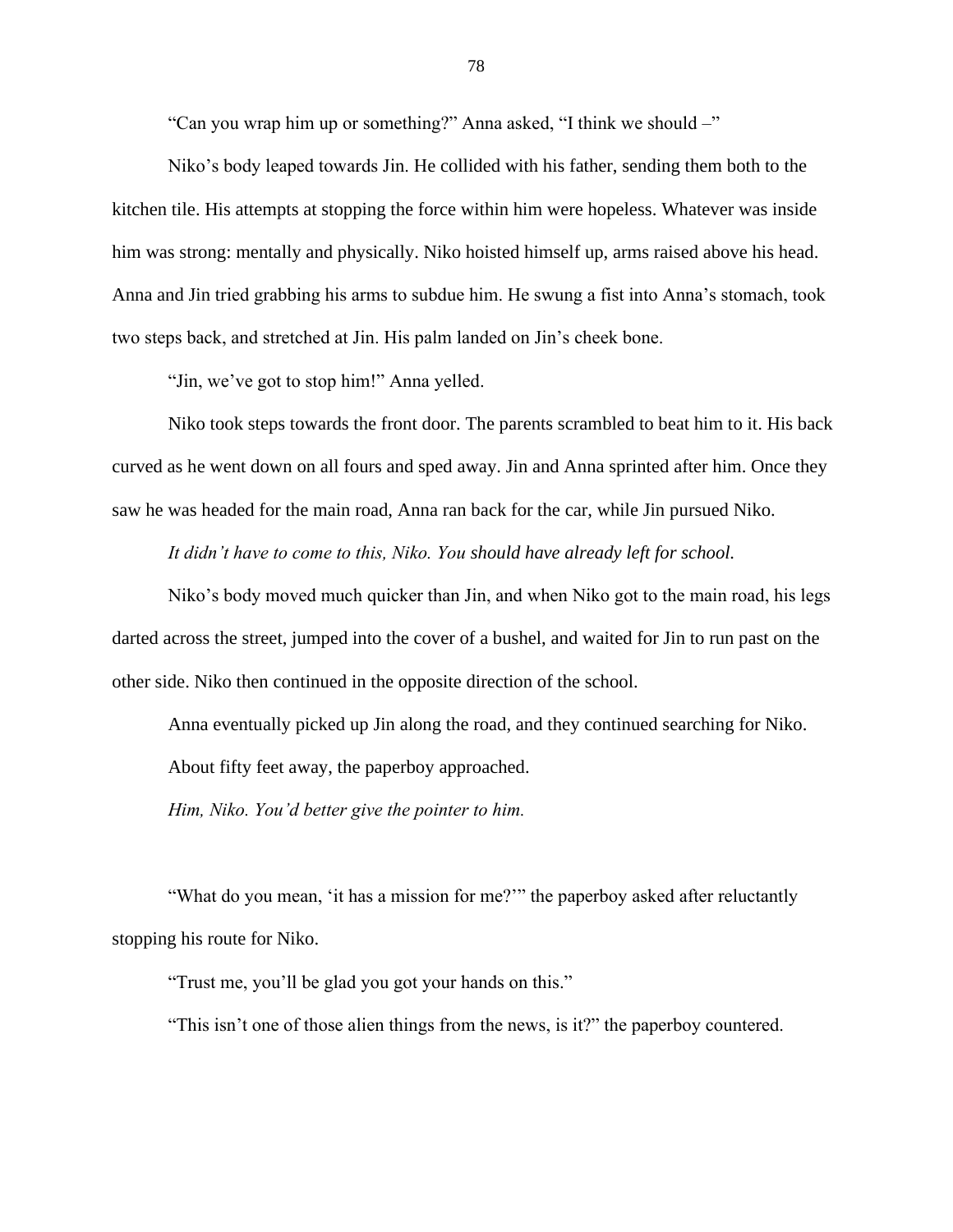"Can you wrap him up or something?" Anna asked, "I think we should –"

Niko's body leaped towards Jin. He collided with his father, sending them both to the kitchen tile. His attempts at stopping the force within him were hopeless. Whatever was inside him was strong: mentally and physically. Niko hoisted himself up, arms raised above his head. Anna and Jin tried grabbing his arms to subdue him. He swung a fist into Anna's stomach, took two steps back, and stretched at Jin. His palm landed on Jin's cheek bone.

"Jin, we've got to stop him!" Anna yelled.

Niko took steps towards the front door. The parents scrambled to beat him to it. His back curved as he went down on all fours and sped away. Jin and Anna sprinted after him. Once they saw he was headed for the main road, Anna ran back for the car, while Jin pursued Niko.

*It didn't have to come to this, Niko. You should have already left for school.*

Niko's body moved much quicker than Jin, and when Niko got to the main road, his legs darted across the street, jumped into the cover of a bushel, and waited for Jin to run past on the other side. Niko then continued in the opposite direction of the school.

Anna eventually picked up Jin along the road, and they continued searching for Niko.

About fifty feet away, the paperboy approached.

*Him, Niko. You'd better give the pointer to him.*

"What do you mean, 'it has a mission for me?'" the paperboy asked after reluctantly stopping his route for Niko.

"Trust me, you'll be glad you got your hands on this."

"This isn't one of those alien things from the news, is it?" the paperboy countered.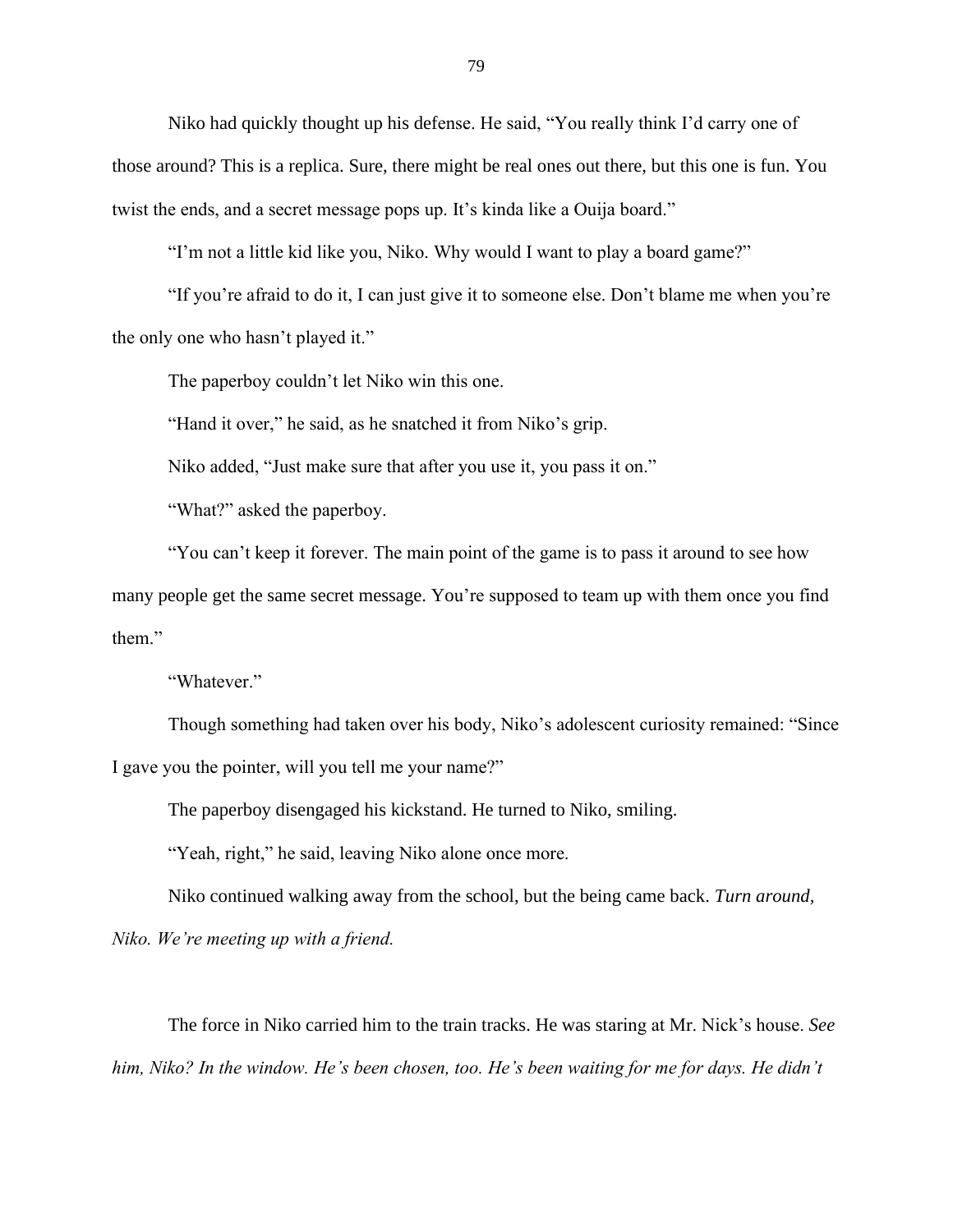Niko had quickly thought up his defense. He said, "You really think I'd carry one of those around? This is a replica. Sure, there might be real ones out there, but this one is fun. You twist the ends, and a secret message pops up. It's kinda like a Ouija board."

"I'm not a little kid like you, Niko. Why would I want to play a board game?"

"If you're afraid to do it, I can just give it to someone else. Don't blame me when you're the only one who hasn't played it."

The paperboy couldn't let Niko win this one.

"Hand it over," he said, as he snatched it from Niko's grip.

Niko added, "Just make sure that after you use it, you pass it on."

"What?" asked the paperboy.

"You can't keep it forever. The main point of the game is to pass it around to see how many people get the same secret message. You're supposed to team up with them once you find them."

"Whatever."

Though something had taken over his body, Niko's adolescent curiosity remained: "Since I gave you the pointer, will you tell me your name?"

The paperboy disengaged his kickstand. He turned to Niko, smiling.

"Yeah, right," he said, leaving Niko alone once more.

Niko continued walking away from the school, but the being came back. *Turn around, Niko. We're meeting up with a friend.*

The force in Niko carried him to the train tracks. He was staring at Mr. Nick's house. *See him, Niko? In the window. He's been chosen, too. He's been waiting for me for days. He didn't*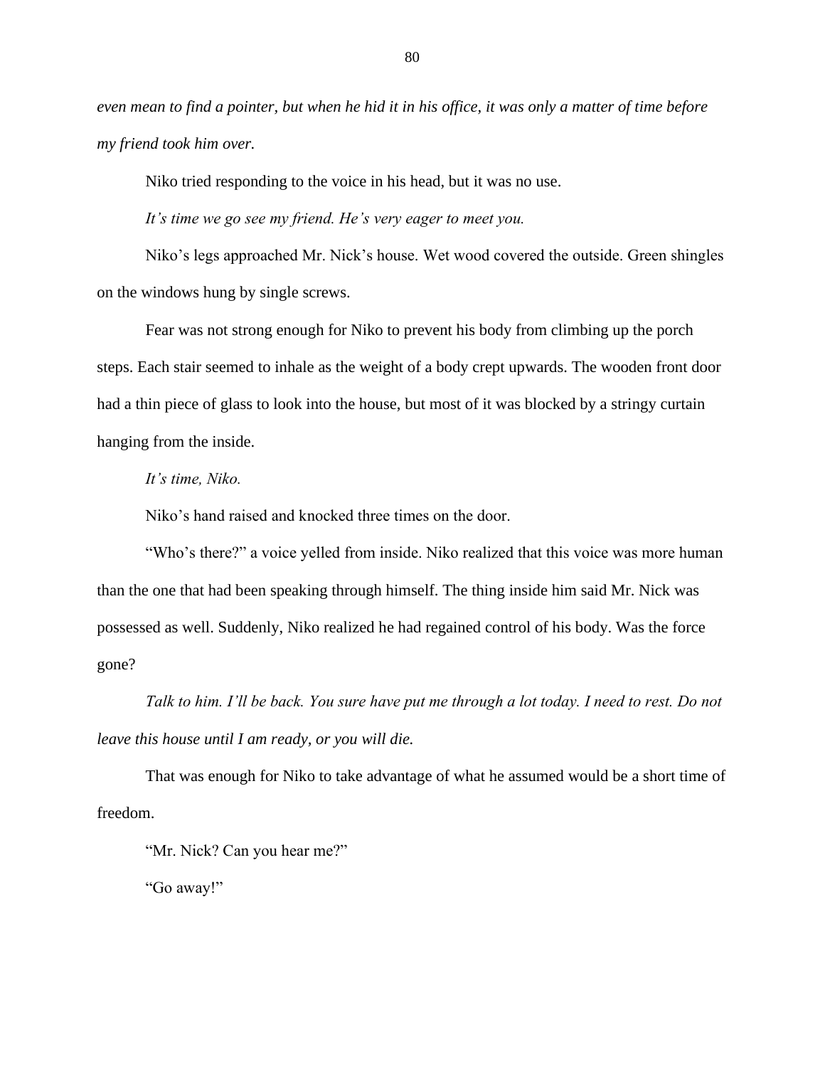*even mean to find a pointer, but when he hid it in his office, it was only a matter of time before my friend took him over.*

Niko tried responding to the voice in his head, but it was no use.

*It's time we go see my friend. He's very eager to meet you.*

Niko's legs approached Mr. Nick's house. Wet wood covered the outside. Green shingles on the windows hung by single screws.

Fear was not strong enough for Niko to prevent his body from climbing up the porch steps. Each stair seemed to inhale as the weight of a body crept upwards. The wooden front door had a thin piece of glass to look into the house, but most of it was blocked by a stringy curtain hanging from the inside.

*It's time, Niko.*

Niko's hand raised and knocked three times on the door.

"Who's there?" a voice yelled from inside. Niko realized that this voice was more human than the one that had been speaking through himself. The thing inside him said Mr. Nick was possessed as well. Suddenly, Niko realized he had regained control of his body. Was the force gone?

*Talk to him. I'll be back. You sure have put me through a lot today. I need to rest. Do not leave this house until I am ready, or you will die.*

That was enough for Niko to take advantage of what he assumed would be a short time of freedom.

"Mr. Nick? Can you hear me?"

"Go away!"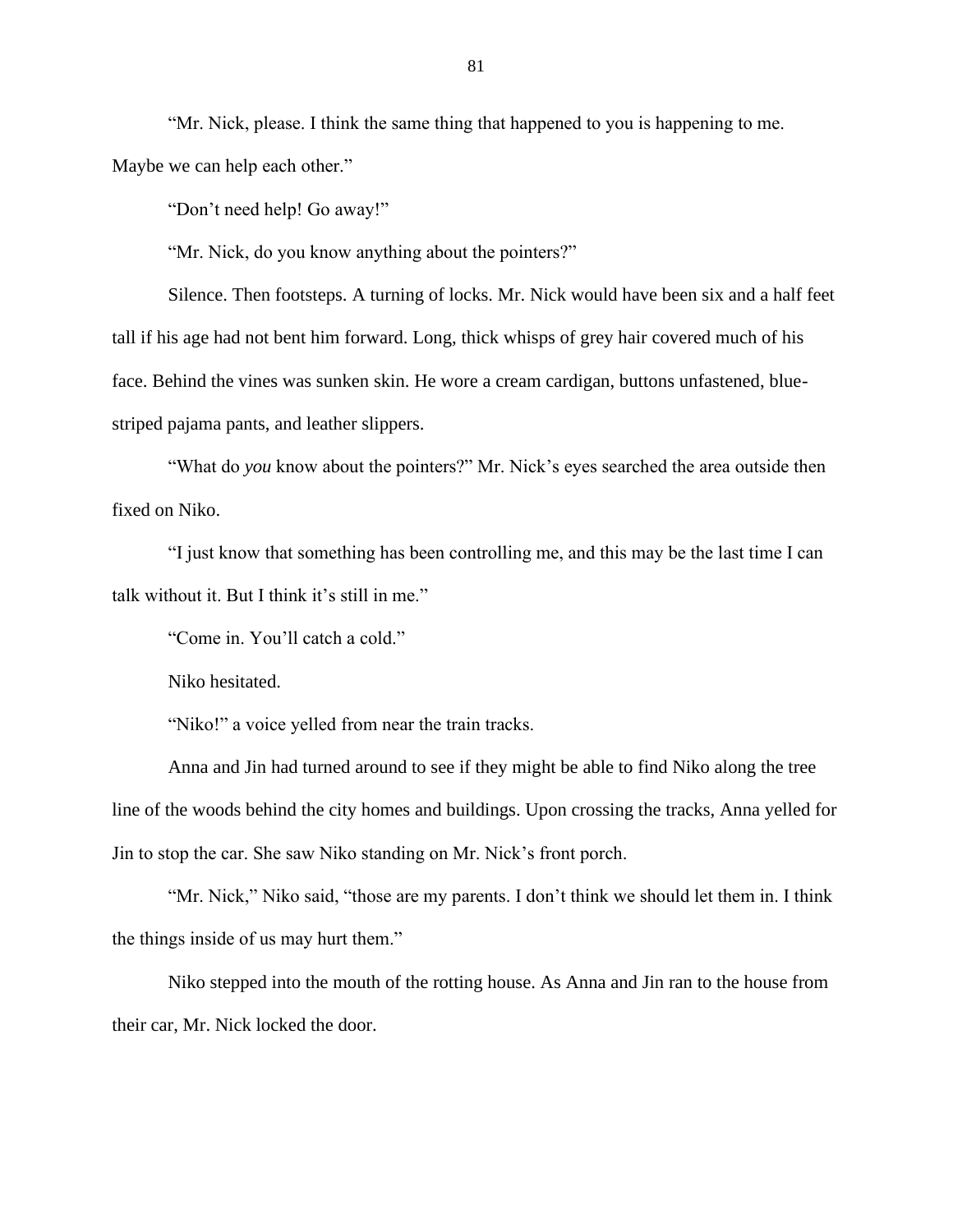"Mr. Nick, please. I think the same thing that happened to you is happening to me. Maybe we can help each other."

"Don't need help! Go away!"

"Mr. Nick, do you know anything about the pointers?"

Silence. Then footsteps. A turning of locks. Mr. Nick would have been six and a half feet tall if his age had not bent him forward. Long, thick whisps of grey hair covered much of his face. Behind the vines was sunken skin. He wore a cream cardigan, buttons unfastened, blue-striped pajama pants, and leather slippers.

"What do *you* know about the pointers?" Mr. Nick's eyes searched the area outside then fixed on Niko.

"I just know that something has been controlling me, and this may be the last time I can talk without it. But I think it's still in me."

"Come in. You'll catch a cold."

Niko hesitated.

"Niko!" a voice yelled from near the train tracks.

Anna and Jin had turned around to see if they might be able to find Niko along the tree line of the woods behind the city homes and buildings. Upon crossing the tracks, Anna yelled for Jin to stop the car. She saw Niko standing on Mr. Nick's front porch.

"Mr. Nick," Niko said, "those are my parents. I don't think we should let them in. I think the things inside of us may hurt them."

Niko stepped into the mouth of the rotting house. As Anna and Jin ran to the house from their car, Mr. Nick locked the door.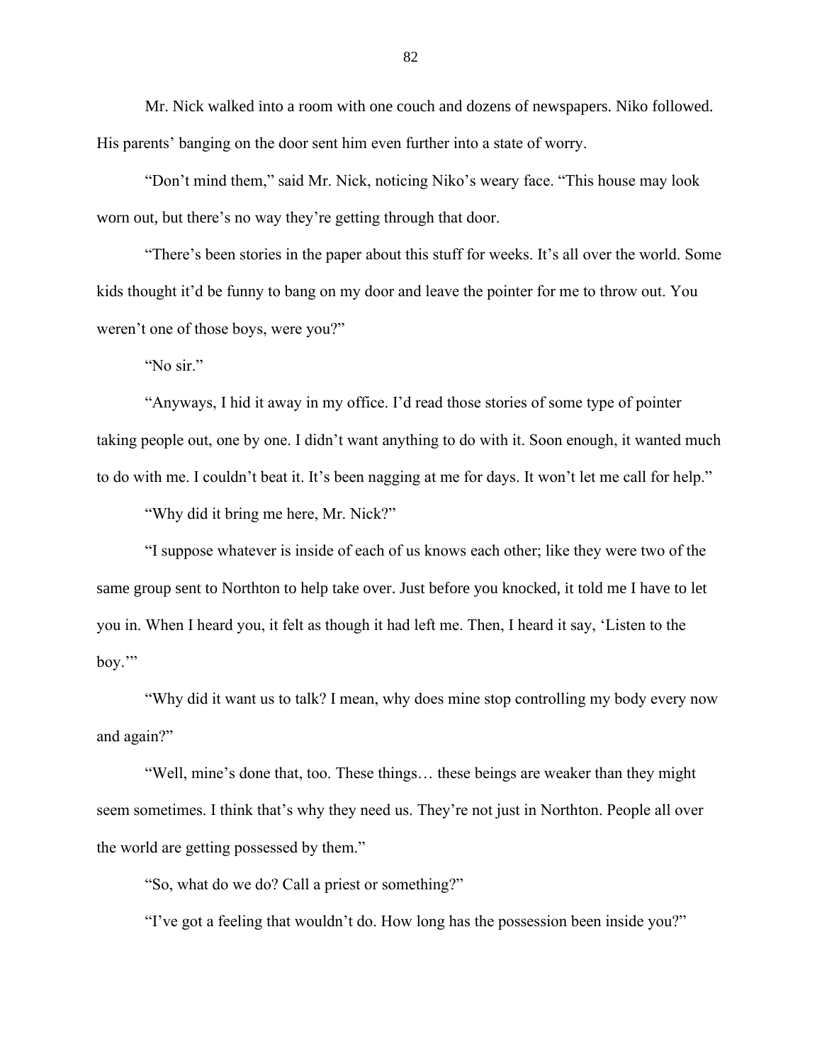Mr. Nick walked into a room with one couch and dozens of newspapers. Niko followed. His parents' banging on the door sent him even further into a state of worry.

"Don't mind them," said Mr. Nick, noticing Niko's weary face. "This house may look worn out, but there's no way they're getting through that door.

"There's been stories in the paper about this stuff for weeks. It's all over the world. Some kids thought it'd be funny to bang on my door and leave the pointer for me to throw out. You weren't one of those boys, were you?"

"No sir."

"Anyways, I hid it away in my office. I'd read those stories of some type of pointer taking people out, one by one. I didn't want anything to do with it. Soon enough, it wanted much to do with me. I couldn't beat it. It's been nagging at me for days. It won't let me call for help."

"Why did it bring me here, Mr. Nick?"

"I suppose whatever is inside of each of us knows each other; like they were two of the same group sent to Northton to help take over. Just before you knocked, it told me I have to let you in. When I heard you, it felt as though it had left me. Then, I heard it say, 'Listen to the boy.'"

"Why did it want us to talk? I mean, why does mine stop controlling my body every now and again?"

"Well, mine's done that, too. These things… these beings are weaker than they might seem sometimes. I think that's why they need us. They're not just in Northton. People all over the world are getting possessed by them."

"So, what do we do? Call a priest or something?"

"I've got a feeling that wouldn't do. How long has the possession been inside you?"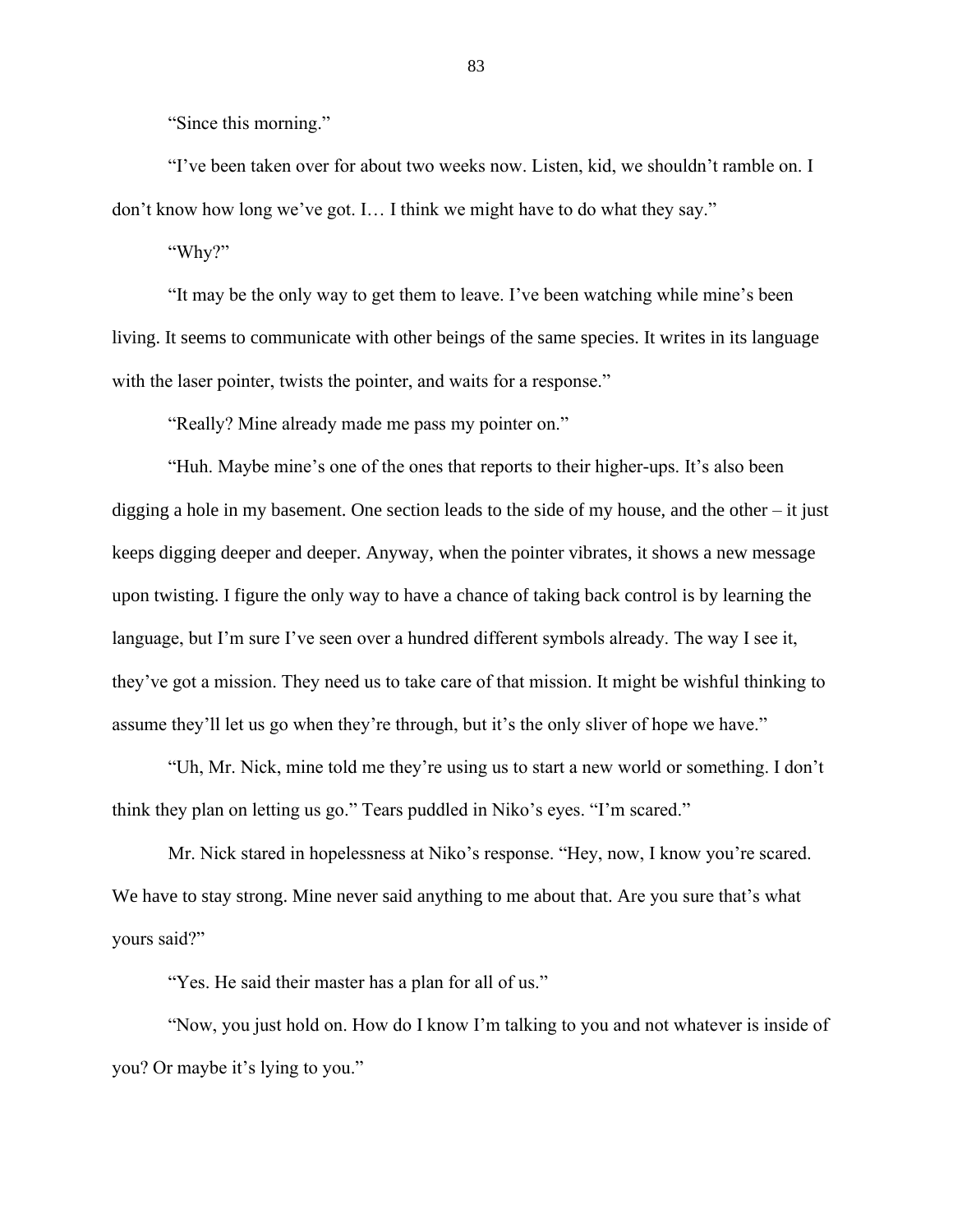"Since this morning."

"I've been taken over for about two weeks now. Listen, kid, we shouldn't ramble on. I don't know how long we've got. I… I think we might have to do what they say."

"Why?"

"It may be the only way to get them to leave. I've been watching while mine's been living. It seems to communicate with other beings of the same species. It writes in its language with the laser pointer, twists the pointer, and waits for a response."

"Really? Mine already made me pass my pointer on."

"Huh. Maybe mine's one of the ones that reports to their higher-ups. It's also been digging a hole in my basement. One section leads to the side of my house, and the other – it just keeps digging deeper and deeper. Anyway, when the pointer vibrates, it shows a new message upon twisting. I figure the only way to have a chance of taking back control is by learning the language, but I'm sure I've seen over a hundred different symbols already. The way I see it, they've got a mission. They need us to take care of that mission. It might be wishful thinking to assume they'll let us go when they're through, but it's the only sliver of hope we have."

"Uh, Mr. Nick, mine told me they're using us to start a new world or something. I don't think they plan on letting us go." Tears puddled in Niko's eyes. "I'm scared."

Mr. Nick stared in hopelessness at Niko's response. "Hey, now, I know you're scared. We have to stay strong. Mine never said anything to me about that. Are you sure that's what yours said?"

"Yes. He said their master has a plan for all of us."

"Now, you just hold on. How do I know I'm talking to you and not whatever is inside of you? Or maybe it's lying to you."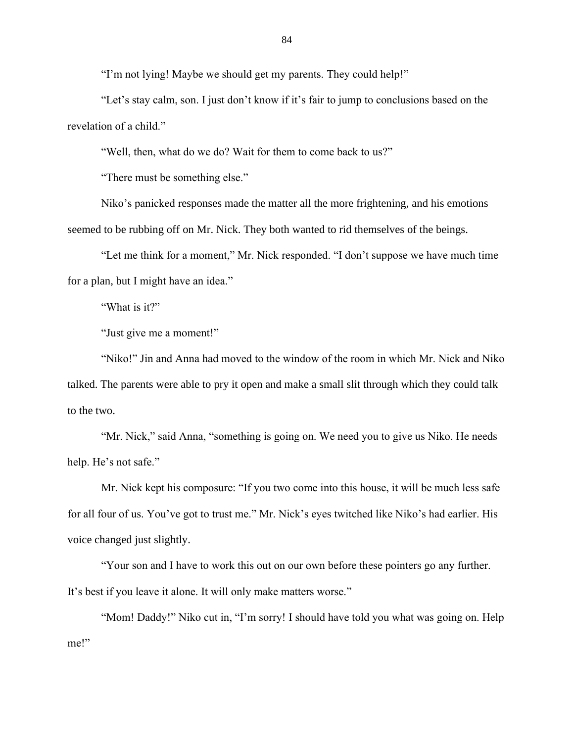"I'm not lying! Maybe we should get my parents. They could help!"

"Let's stay calm, son. I just don't know if it's fair to jump to conclusions based on the revelation of a child."

"Well, then, what do we do? Wait for them to come back to us?"

"There must be something else."

Niko's panicked responses made the matter all the more frightening, and his emotions seemed to be rubbing off on Mr. Nick. They both wanted to rid themselves of the beings.

"Let me think for a moment," Mr. Nick responded. "I don't suppose we have much time for a plan, but I might have an idea."

"What is it?"

"Just give me a moment!"

"Niko!" Jin and Anna had moved to the window of the room in which Mr. Nick and Niko talked. The parents were able to pry it open and make a small slit through which they could talk to the two.

"Mr. Nick," said Anna, "something is going on. We need you to give us Niko. He needs help. He's not safe."

Mr. Nick kept his composure: "If you two come into this house, it will be much less safe for all four of us. You've got to trust me." Mr. Nick's eyes twitched like Niko's had earlier. His voice changed just slightly.

"Your son and I have to work this out on our own before these pointers go any further. It's best if you leave it alone. It will only make matters worse."

"Mom! Daddy!" Niko cut in, "I'm sorry! I should have told you what was going on. Help me!"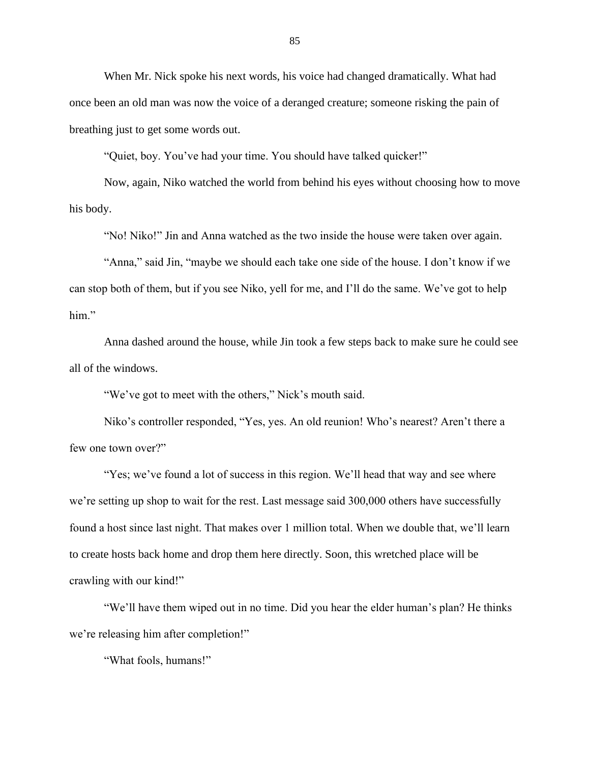When Mr. Nick spoke his next words, his voice had changed dramatically. What had once been an old man was now the voice of a deranged creature; someone risking the pain of breathing just to get some words out.

"Quiet, boy. You've had your time. You should have talked quicker!"

Now, again, Niko watched the world from behind his eyes without choosing how to move his body.

"No! Niko!" Jin and Anna watched as the two inside the house were taken over again.

"Anna," said Jin, "maybe we should each take one side of the house. I don't know if we can stop both of them, but if you see Niko, yell for me, and I'll do the same. We've got to help him."

Anna dashed around the house, while Jin took a few steps back to make sure he could see all of the windows.

"We've got to meet with the others," Nick's mouth said.

Niko's controller responded, "Yes, yes. An old reunion! Who's nearest? Aren't there a few one town over?"

"Yes; we've found a lot of success in this region. We'll head that way and see where we're setting up shop to wait for the rest. Last message said 300,000 others have successfully found a host since last night. That makes over 1 million total. When we double that, we'll learn to create hosts back home and drop them here directly. Soon, this wretched place will be crawling with our kind!"

"We'll have them wiped out in no time. Did you hear the elder human's plan? He thinks we're releasing him after completion!"

"What fools, humans!"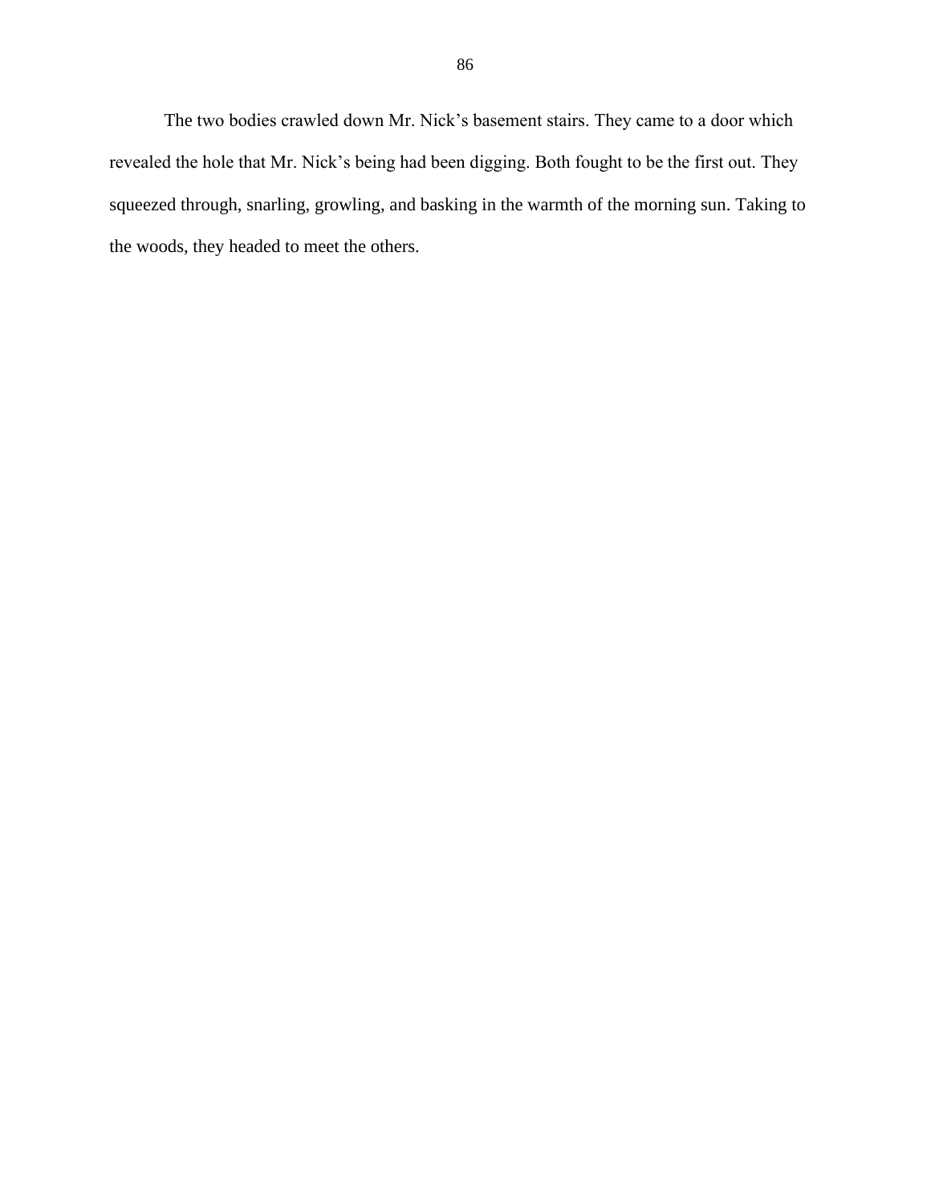The two bodies crawled down Mr. Nick's basement stairs. They came to a door which revealed the hole that Mr. Nick's being had been digging. Both fought to be the first out. They squeezed through, snarling, growling, and basking in the warmth of the morning sun. Taking to the woods, they headed to meet the others.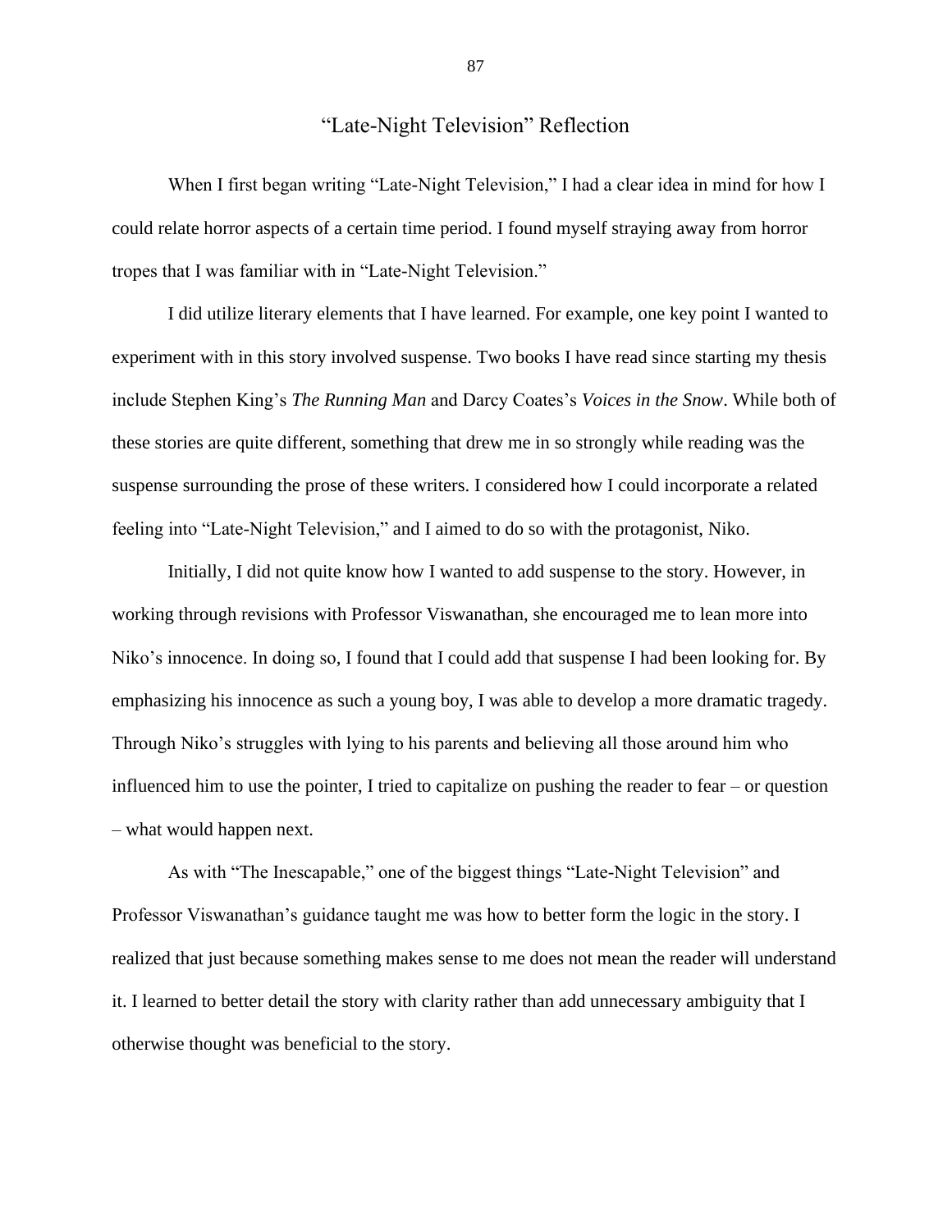# "Late-Night Television" Reflection

When I first began writing "Late-Night Television," I had a clear idea in mind for how I could relate horror aspects of a certain time period. I found myself straying away from horror tropes that I was familiar with in "Late-Night Television."

I did utilize literary elements that I have learned. For example, one key point I wanted to experiment with in this story involved suspense. Two books I have read since starting my thesis include Stephen King's *The Running Man* and Darcy Coates's *Voices in the Snow*. While both of these stories are quite different, something that drew me in so strongly while reading was the suspense surrounding the prose of these writers. I considered how I could incorporate a related feeling into "Late-Night Television," and I aimed to do so with the protagonist, Niko.

Initially, I did not quite know how I wanted to add suspense to the story. However, in working through revisions with Professor Viswanathan, she encouraged me to lean more into Niko's innocence. In doing so, I found that I could add that suspense I had been looking for. By emphasizing his innocence as such a young boy, I was able to develop a more dramatic tragedy. Through Niko's struggles with lying to his parents and believing all those around him who influenced him to use the pointer, I tried to capitalize on pushing the reader to fear – or question – what would happen next.

As with "The Inescapable," one of the biggest things "Late-Night Television" and Professor Viswanathan's guidance taught me was how to better form the logic in the story. I realized that just because something makes sense to me does not mean the reader will understand it. I learned to better detail the story with clarity rather than add unnecessary ambiguity that I otherwise thought was beneficial to the story.